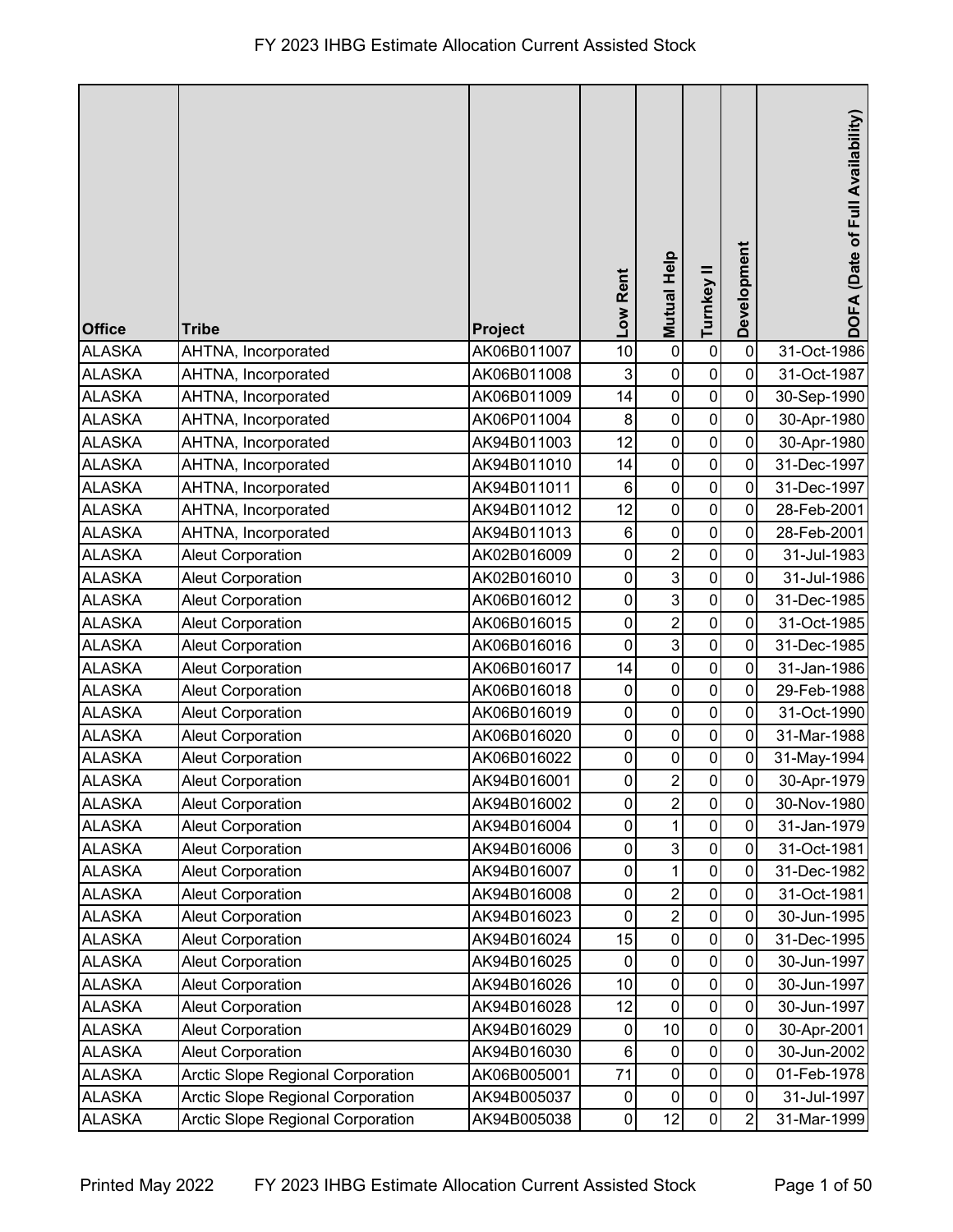# FY 2023 IHBG Estimate Allocation Current Assisted Stock

| Office | Tribe | Project | Low Rent | Mutual Help | Turnkey II | Development | DOFA (Date of Full Availability) |
|---|---|---|---|---|---|---|---|
| ALASKA | AHTNA, Incorporated | AK06B011007 | 10 | 0 | 0 | 0 | 31-Oct-1986 |
| ALASKA | AHTNA, Incorporated | AK06B011008 | 3 | 0 | 0 | 0 | 31-Oct-1987 |
| ALASKA | AHTNA, Incorporated | AK06B011009 | 14 | 0 | 0 | 0 | 30-Sep-1990 |
| ALASKA | AHTNA, Incorporated | AK06P011004 | 8 | 0 | 0 | 0 | 30-Apr-1980 |
| ALASKA | AHTNA, Incorporated | AK94B011003 | 12 | 0 | 0 | 0 | 30-Apr-1980 |
| ALASKA | AHTNA, Incorporated | AK94B011010 | 14 | 0 | 0 | 0 | 31-Dec-1997 |
| ALASKA | AHTNA, Incorporated | AK94B011011 | 6 | 0 | 0 | 0 | 31-Dec-1997 |
| ALASKA | AHTNA, Incorporated | AK94B011012 | 12 | 0 | 0 | 0 | 28-Feb-2001 |
| ALASKA | AHTNA, Incorporated | AK94B011013 | 6 | 0 | 0 | 0 | 28-Feb-2001 |
| ALASKA | Aleut Corporation | AK02B016009 | 0 | 2 | 0 | 0 | 31-Jul-1983 |
| ALASKA | Aleut Corporation | AK02B016010 | 0 | 3 | 0 | 0 | 31-Jul-1986 |
| ALASKA | Aleut Corporation | AK06B016012 | 0 | 3 | 0 | 0 | 31-Dec-1985 |
| ALASKA | Aleut Corporation | AK06B016015 | 0 | 2 | 0 | 0 | 31-Oct-1985 |
| ALASKA | Aleut Corporation | AK06B016016 | 0 | 3 | 0 | 0 | 31-Dec-1985 |
| ALASKA | Aleut Corporation | AK06B016017 | 14 | 0 | 0 | 0 | 31-Jan-1986 |
| ALASKA | Aleut Corporation | AK06B016018 | 0 | 0 | 0 | 0 | 29-Feb-1988 |
| ALASKA | Aleut Corporation | AK06B016019 | 0 | 0 | 0 | 0 | 31-Oct-1990 |
| ALASKA | Aleut Corporation | AK06B016020 | 0 | 0 | 0 | 0 | 31-Mar-1988 |
| ALASKA | Aleut Corporation | AK06B016022 | 0 | 0 | 0 | 0 | 31-May-1994 |
| ALASKA | Aleut Corporation | AK94B016001 | 0 | 2 | 0 | 0 | 30-Apr-1979 |
| ALASKA | Aleut Corporation | AK94B016002 | 0 | 2 | 0 | 0 | 30-Nov-1980 |
| ALASKA | Aleut Corporation | AK94B016004 | 0 | 1 | 0 | 0 | 31-Jan-1979 |
| ALASKA | Aleut Corporation | AK94B016006 | 0 | 3 | 0 | 0 | 31-Oct-1981 |
| ALASKA | Aleut Corporation | AK94B016007 | 0 | 1 | 0 | 0 | 31-Dec-1982 |
| ALASKA | Aleut Corporation | AK94B016008 | 0 | 2 | 0 | 0 | 31-Oct-1981 |
| ALASKA | Aleut Corporation | AK94B016023 | 0 | 2 | 0 | 0 | 30-Jun-1995 |
| ALASKA | Aleut Corporation | AK94B016024 | 15 | 0 | 0 | 0 | 31-Dec-1995 |
| ALASKA | Aleut Corporation | AK94B016025 | 0 | 0 | 0 | 0 | 30-Jun-1997 |
| ALASKA | Aleut Corporation | AK94B016026 | 10 | 0 | 0 | 0 | 30-Jun-1997 |
| ALASKA | Aleut Corporation | AK94B016028 | 12 | 0 | 0 | 0 | 30-Jun-1997 |
| ALASKA | Aleut Corporation | AK94B016029 | 0 | 10 | 0 | 0 | 30-Apr-2001 |
| ALASKA | Aleut Corporation | AK94B016030 | 6 | 0 | 0 | 0 | 30-Jun-2002 |
| ALASKA | Arctic Slope Regional Corporation | AK06B005001 | 71 | 0 | 0 | 0 | 01-Feb-1978 |
| ALASKA | Arctic Slope Regional Corporation | AK94B005037 | 0 | 0 | 0 | 0 | 31-Jul-1997 |
| ALASKA | Arctic Slope Regional Corporation | AK94B005038 | 0 | 12 | 0 | 2 | 31-Mar-1999 |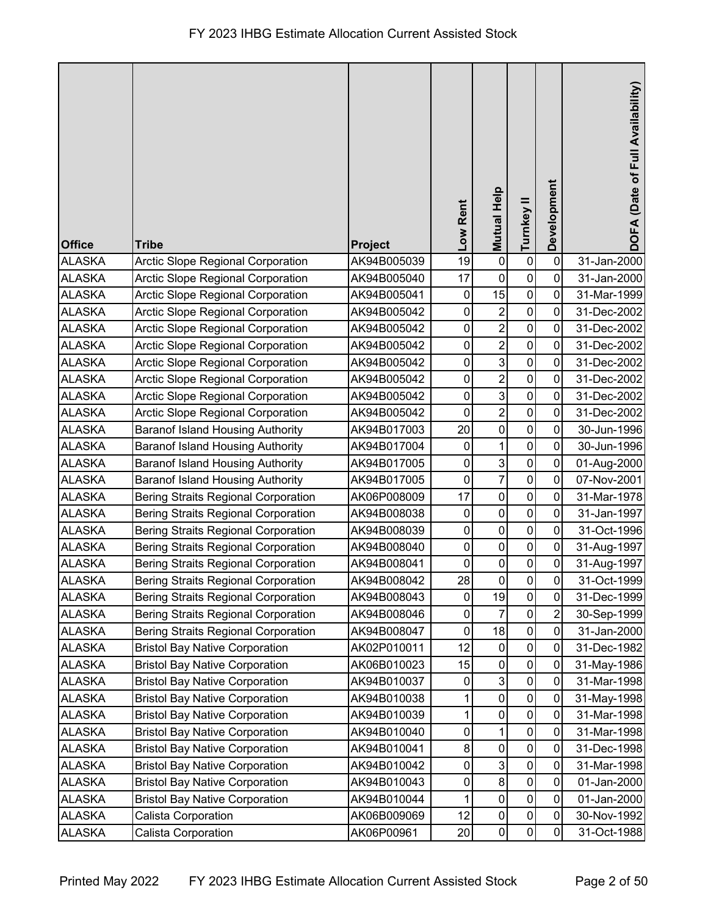# FY 2023 IHBG Estimate Allocation Current Assisted Stock

| Office | Tribe | Project | Low Rent | Mutual Help | Turnkey II | Development | DOFA (Date of Full Availability) |
|---|---|---|---|---|---|---|---|
| ALASKA | Arctic Slope Regional Corporation | AK94B005039 | 19 | 0 | 0 | 0 | 31-Jan-2000 |
| ALASKA | Arctic Slope Regional Corporation | AK94B005040 | 17 | 0 | 0 | 0 | 31-Jan-2000 |
| ALASKA | Arctic Slope Regional Corporation | AK94B005041 | 0 | 15 | 0 | 0 | 31-Mar-1999 |
| ALASKA | Arctic Slope Regional Corporation | AK94B005042 | 0 | 2 | 0 | 0 | 31-Dec-2002 |
| ALASKA | Arctic Slope Regional Corporation | AK94B005042 | 0 | 2 | 0 | 0 | 31-Dec-2002 |
| ALASKA | Arctic Slope Regional Corporation | AK94B005042 | 0 | 2 | 0 | 0 | 31-Dec-2002 |
| ALASKA | Arctic Slope Regional Corporation | AK94B005042 | 0 | 3 | 0 | 0 | 31-Dec-2002 |
| ALASKA | Arctic Slope Regional Corporation | AK94B005042 | 0 | 2 | 0 | 0 | 31-Dec-2002 |
| ALASKA | Arctic Slope Regional Corporation | AK94B005042 | 0 | 3 | 0 | 0 | 31-Dec-2002 |
| ALASKA | Arctic Slope Regional Corporation | AK94B005042 | 0 | 2 | 0 | 0 | 31-Dec-2002 |
| ALASKA | Baranof Island Housing Authority | AK94B017003 | 20 | 0 | 0 | 0 | 30-Jun-1996 |
| ALASKA | Baranof Island Housing Authority | AK94B017004 | 0 | 1 | 0 | 0 | 30-Jun-1996 |
| ALASKA | Baranof Island Housing Authority | AK94B017005 | 0 | 3 | 0 | 0 | 01-Aug-2000 |
| ALASKA | Baranof Island Housing Authority | AK94B017005 | 0 | 7 | 0 | 0 | 07-Nov-2001 |
| ALASKA | Bering Straits Regional Corporation | AK06P008009 | 17 | 0 | 0 | 0 | 31-Mar-1978 |
| ALASKA | Bering Straits Regional Corporation | AK94B008038 | 0 | 0 | 0 | 0 | 31-Jan-1997 |
| ALASKA | Bering Straits Regional Corporation | AK94B008039 | 0 | 0 | 0 | 0 | 31-Oct-1996 |
| ALASKA | Bering Straits Regional Corporation | AK94B008040 | 0 | 0 | 0 | 0 | 31-Aug-1997 |
| ALASKA | Bering Straits Regional Corporation | AK94B008041 | 0 | 0 | 0 | 0 | 31-Aug-1997 |
| ALASKA | Bering Straits Regional Corporation | AK94B008042 | 28 | 0 | 0 | 0 | 31-Oct-1999 |
| ALASKA | Bering Straits Regional Corporation | AK94B008043 | 0 | 19 | 0 | 0 | 31-Dec-1999 |
| ALASKA | Bering Straits Regional Corporation | AK94B008046 | 0 | 7 | 0 | 2 | 30-Sep-1999 |
| ALASKA | Bering Straits Regional Corporation | AK94B008047 | 0 | 18 | 0 | 0 | 31-Jan-2000 |
| ALASKA | Bristol Bay Native Corporation | AK02P010011 | 12 | 0 | 0 | 0 | 31-Dec-1982 |
| ALASKA | Bristol Bay Native Corporation | AK06B010023 | 15 | 0 | 0 | 0 | 31-May-1986 |
| ALASKA | Bristol Bay Native Corporation | AK94B010037 | 0 | 3 | 0 | 0 | 31-Mar-1998 |
| ALASKA | Bristol Bay Native Corporation | AK94B010038 | 1 | 0 | 0 | 0 | 31-May-1998 |
| ALASKA | Bristol Bay Native Corporation | AK94B010039 | 1 | 0 | 0 | 0 | 31-Mar-1998 |
| ALASKA | Bristol Bay Native Corporation | AK94B010040 | 0 | 1 | 0 | 0 | 31-Mar-1998 |
| ALASKA | Bristol Bay Native Corporation | AK94B010041 | 8 | 0 | 0 | 0 | 31-Dec-1998 |
| ALASKA | Bristol Bay Native Corporation | AK94B010042 | 0 | 3 | 0 | 0 | 31-Mar-1998 |
| ALASKA | Bristol Bay Native Corporation | AK94B010043 | 0 | 8 | 0 | 0 | 01-Jan-2000 |
| ALASKA | Bristol Bay Native Corporation | AK94B010044 | 1 | 0 | 0 | 0 | 01-Jan-2000 |
| ALASKA | Calista Corporation | AK06B009069 | 12 | 0 | 0 | 0 | 30-Nov-1992 |
| ALASKA | Calista Corporation | AK06P00961 | 20 | 0 | 0 | 0 | 31-Oct-1988 |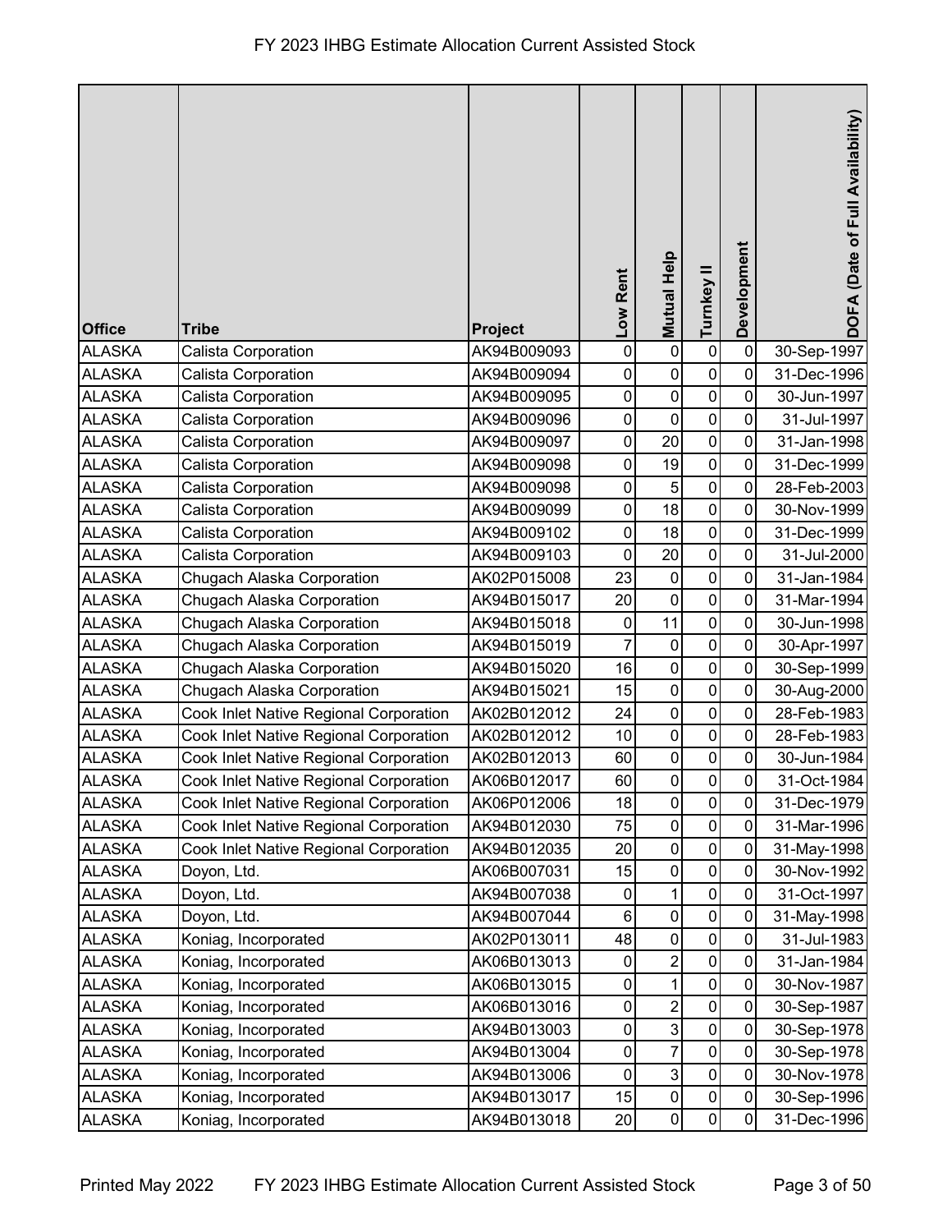# FY 2023 IHBG Estimate Allocation Current Assisted Stock

| Office | Tribe | Project | Low Rent | Mutual Help | Turnkey II | Development | DOFA (Date of Full Availability) |
|---|---|---|---|---|---|---|---|
| ALASKA | Calista Corporation | AK94B009093 | 0 | 0 | 0 | 0 | 30-Sep-1997 |
| ALASKA | Calista Corporation | AK94B009094 | 0 | 0 | 0 | 0 | 31-Dec-1996 |
| ALASKA | Calista Corporation | AK94B009095 | 0 | 0 | 0 | 0 | 30-Jun-1997 |
| ALASKA | Calista Corporation | AK94B009096 | 0 | 0 | 0 | 0 | 31-Jul-1997 |
| ALASKA | Calista Corporation | AK94B009097 | 0 | 20 | 0 | 0 | 31-Jan-1998 |
| ALASKA | Calista Corporation | AK94B009098 | 0 | 19 | 0 | 0 | 31-Dec-1999 |
| ALASKA | Calista Corporation | AK94B009098 | 0 | 5 | 0 | 0 | 28-Feb-2003 |
| ALASKA | Calista Corporation | AK94B009099 | 0 | 18 | 0 | 0 | 30-Nov-1999 |
| ALASKA | Calista Corporation | AK94B009102 | 0 | 18 | 0 | 0 | 31-Dec-1999 |
| ALASKA | Calista Corporation | AK94B009103 | 0 | 20 | 0 | 0 | 31-Jul-2000 |
| ALASKA | Chugach Alaska Corporation | AK02P015008 | 23 | 0 | 0 | 0 | 31-Jan-1984 |
| ALASKA | Chugach Alaska Corporation | AK94B015017 | 20 | 0 | 0 | 0 | 31-Mar-1994 |
| ALASKA | Chugach Alaska Corporation | AK94B015018 | 0 | 11 | 0 | 0 | 30-Jun-1998 |
| ALASKA | Chugach Alaska Corporation | AK94B015019 | 7 | 0 | 0 | 0 | 30-Apr-1997 |
| ALASKA | Chugach Alaska Corporation | AK94B015020 | 16 | 0 | 0 | 0 | 30-Sep-1999 |
| ALASKA | Chugach Alaska Corporation | AK94B015021 | 15 | 0 | 0 | 0 | 30-Aug-2000 |
| ALASKA | Cook Inlet Native Regional Corporation | AK02B012012 | 24 | 0 | 0 | 0 | 28-Feb-1983 |
| ALASKA | Cook Inlet Native Regional Corporation | AK02B012012 | 10 | 0 | 0 | 0 | 28-Feb-1983 |
| ALASKA | Cook Inlet Native Regional Corporation | AK02B012013 | 60 | 0 | 0 | 0 | 30-Jun-1984 |
| ALASKA | Cook Inlet Native Regional Corporation | AK06B012017 | 60 | 0 | 0 | 0 | 31-Oct-1984 |
| ALASKA | Cook Inlet Native Regional Corporation | AK06P012006 | 18 | 0 | 0 | 0 | 31-Dec-1979 |
| ALASKA | Cook Inlet Native Regional Corporation | AK94B012030 | 75 | 0 | 0 | 0 | 31-Mar-1996 |
| ALASKA | Cook Inlet Native Regional Corporation | AK94B012035 | 20 | 0 | 0 | 0 | 31-May-1998 |
| ALASKA | Doyon, Ltd. | AK06B007031 | 15 | 0 | 0 | 0 | 30-Nov-1992 |
| ALASKA | Doyon, Ltd. | AK94B007038 | 0 | 1 | 0 | 0 | 31-Oct-1997 |
| ALASKA | Doyon, Ltd. | AK94B007044 | 6 | 0 | 0 | 0 | 31-May-1998 |
| ALASKA | Koniag, Incorporated | AK02P013011 | 48 | 0 | 0 | 0 | 31-Jul-1983 |
| ALASKA | Koniag, Incorporated | AK06B013013 | 0 | 2 | 0 | 0 | 31-Jan-1984 |
| ALASKA | Koniag, Incorporated | AK06B013015 | 0 | 1 | 0 | 0 | 30-Nov-1987 |
| ALASKA | Koniag, Incorporated | AK06B013016 | 0 | 2 | 0 | 0 | 30-Sep-1987 |
| ALASKA | Koniag, Incorporated | AK94B013003 | 0 | 3 | 0 | 0 | 30-Sep-1978 |
| ALASKA | Koniag, Incorporated | AK94B013004 | 0 | 7 | 0 | 0 | 30-Sep-1978 |
| ALASKA | Koniag, Incorporated | AK94B013006 | 0 | 3 | 0 | 0 | 30-Nov-1978 |
| ALASKA | Koniag, Incorporated | AK94B013017 | 15 | 0 | 0 | 0 | 30-Sep-1996 |
| ALASKA | Koniag, Incorporated | AK94B013018 | 20 | 0 | 0 | 0 | 31-Dec-1996 |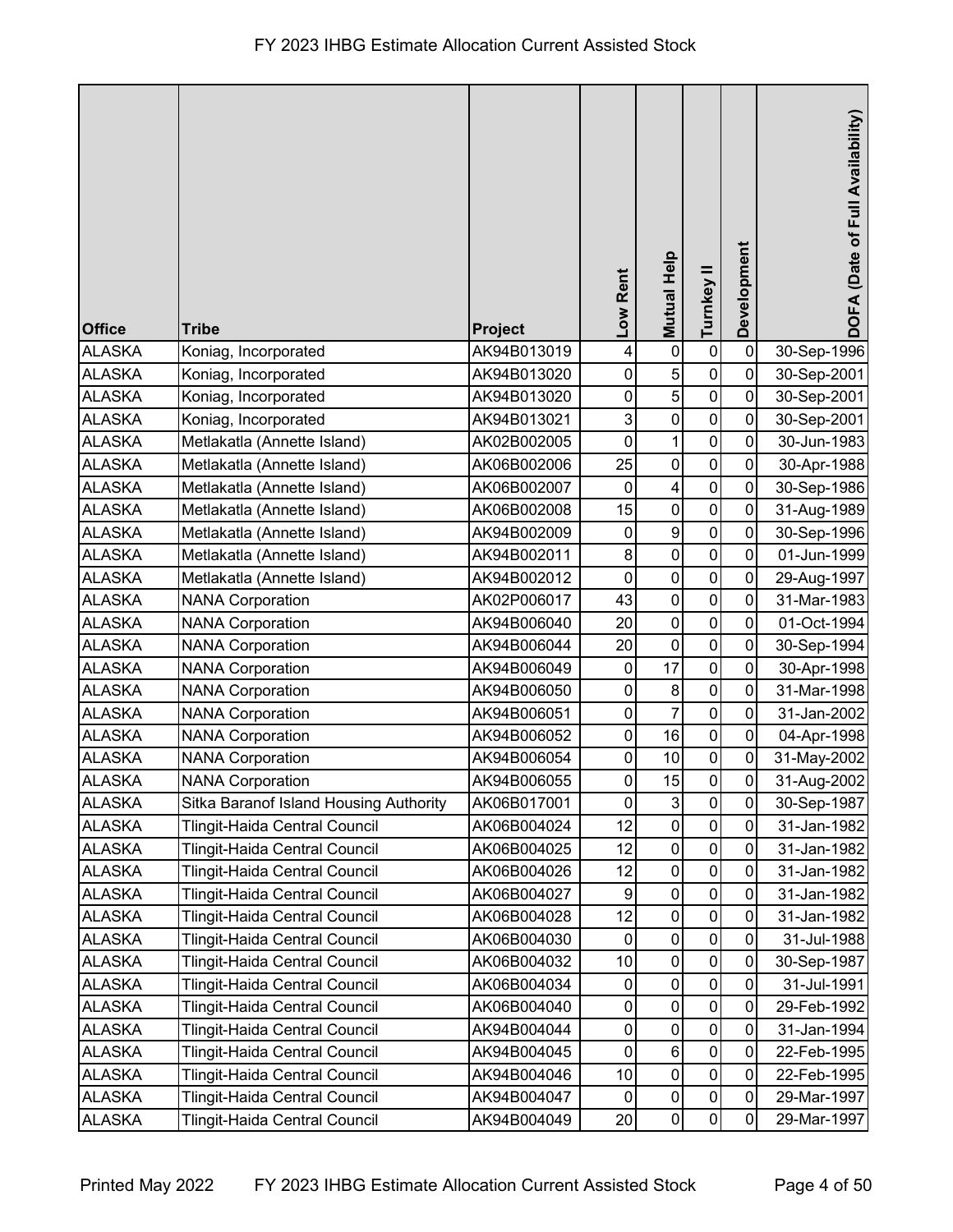# FY 2023 IHBG Estimate Allocation Current Assisted Stock

| Office | Tribe | Project | Low Rent | Mutual Help | Turnkey II | Development | DOFA (Date of Full Availability) |
|---|---|---|---|---|---|---|---|
| ALASKA | Koniag, Incorporated | AK94B013019 | 4 | 0 | 0 | 0 | 30-Sep-1996 |
| ALASKA | Koniag, Incorporated | AK94B013020 | 0 | 5 | 0 | 0 | 30-Sep-2001 |
| ALASKA | Koniag, Incorporated | AK94B013020 | 0 | 5 | 0 | 0 | 30-Sep-2001 |
| ALASKA | Koniag, Incorporated | AK94B013021 | 3 | 0 | 0 | 0 | 30-Sep-2001 |
| ALASKA | Metlakatla (Annette Island) | AK02B002005 | 0 | 1 | 0 | 0 | 30-Jun-1983 |
| ALASKA | Metlakatla (Annette Island) | AK06B002006 | 25 | 0 | 0 | 0 | 30-Apr-1988 |
| ALASKA | Metlakatla (Annette Island) | AK06B002007 | 0 | 4 | 0 | 0 | 30-Sep-1986 |
| ALASKA | Metlakatla (Annette Island) | AK06B002008 | 15 | 0 | 0 | 0 | 31-Aug-1989 |
| ALASKA | Metlakatla (Annette Island) | AK94B002009 | 0 | 9 | 0 | 0 | 30-Sep-1996 |
| ALASKA | Metlakatla (Annette Island) | AK94B002011 | 8 | 0 | 0 | 0 | 01-Jun-1999 |
| ALASKA | Metlakatla (Annette Island) | AK94B002012 | 0 | 0 | 0 | 0 | 29-Aug-1997 |
| ALASKA | NANA Corporation | AK02P006017 | 43 | 0 | 0 | 0 | 31-Mar-1983 |
| ALASKA | NANA Corporation | AK94B006040 | 20 | 0 | 0 | 0 | 01-Oct-1994 |
| ALASKA | NANA Corporation | AK94B006044 | 20 | 0 | 0 | 0 | 30-Sep-1994 |
| ALASKA | NANA Corporation | AK94B006049 | 0 | 17 | 0 | 0 | 30-Apr-1998 |
| ALASKA | NANA Corporation | AK94B006050 | 0 | 8 | 0 | 0 | 31-Mar-1998 |
| ALASKA | NANA Corporation | AK94B006051 | 0 | 7 | 0 | 0 | 31-Jan-2002 |
| ALASKA | NANA Corporation | AK94B006052 | 0 | 16 | 0 | 0 | 04-Apr-1998 |
| ALASKA | NANA Corporation | AK94B006054 | 0 | 10 | 0 | 0 | 31-May-2002 |
| ALASKA | NANA Corporation | AK94B006055 | 0 | 15 | 0 | 0 | 31-Aug-2002 |
| ALASKA | Sitka Baranof Island Housing Authority | AK06B017001 | 0 | 3 | 0 | 0 | 30-Sep-1987 |
| ALASKA | Tlingit-Haida Central Council | AK06B004024 | 12 | 0 | 0 | 0 | 31-Jan-1982 |
| ALASKA | Tlingit-Haida Central Council | AK06B004025 | 12 | 0 | 0 | 0 | 31-Jan-1982 |
| ALASKA | Tlingit-Haida Central Council | AK06B004026 | 12 | 0 | 0 | 0 | 31-Jan-1982 |
| ALASKA | Tlingit-Haida Central Council | AK06B004027 | 9 | 0 | 0 | 0 | 31-Jan-1982 |
| ALASKA | Tlingit-Haida Central Council | AK06B004028 | 12 | 0 | 0 | 0 | 31-Jan-1982 |
| ALASKA | Tlingit-Haida Central Council | AK06B004030 | 0 | 0 | 0 | 0 | 31-Jul-1988 |
| ALASKA | Tlingit-Haida Central Council | AK06B004032 | 10 | 0 | 0 | 0 | 30-Sep-1987 |
| ALASKA | Tlingit-Haida Central Council | AK06B004034 | 0 | 0 | 0 | 0 | 31-Jul-1991 |
| ALASKA | Tlingit-Haida Central Council | AK06B004040 | 0 | 0 | 0 | 0 | 29-Feb-1992 |
| ALASKA | Tlingit-Haida Central Council | AK94B004044 | 0 | 0 | 0 | 0 | 31-Jan-1994 |
| ALASKA | Tlingit-Haida Central Council | AK94B004045 | 0 | 6 | 0 | 0 | 22-Feb-1995 |
| ALASKA | Tlingit-Haida Central Council | AK94B004046 | 10 | 0 | 0 | 0 | 22-Feb-1995 |
| ALASKA | Tlingit-Haida Central Council | AK94B004047 | 0 | 0 | 0 | 0 | 29-Mar-1997 |
| ALASKA | Tlingit-Haida Central Council | AK94B004049 | 20 | 0 | 0 | 0 | 29-Mar-1997 |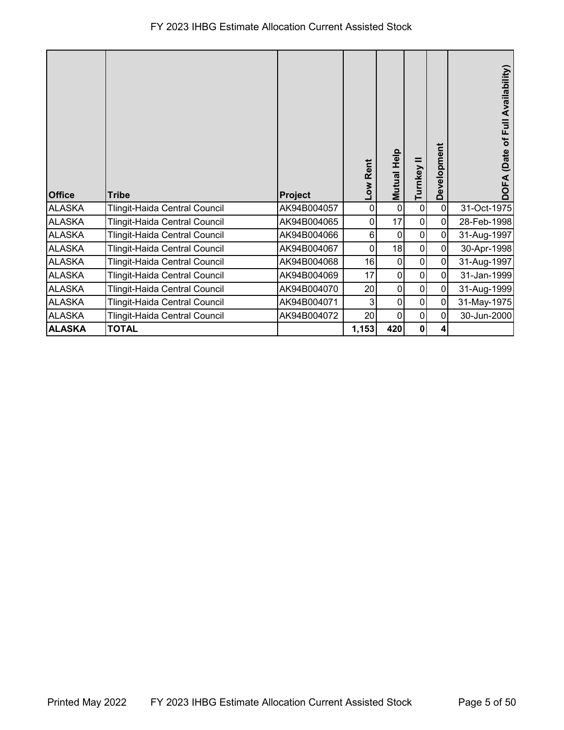# FY 2023 IHBG Estimate Allocation Current Assisted Stock

| Office | Tribe | Project | Low Rent | Mutual Help | Turnkey II | Development | DOFA (Date of Full Availability) |
|---|---|---|---|---|---|---|---|
| ALASKA | Tlingit-Haida Central Council | AK94B004057 | 0 | 0 | 0 | 0 | 31-Oct-1975 |
| ALASKA | Tlingit-Haida Central Council | AK94B004065 | 0 | 17 | 0 | 0 | 28-Feb-1998 |
| ALASKA | Tlingit-Haida Central Council | AK94B004066 | 6 | 0 | 0 | 0 | 31-Aug-1997 |
| ALASKA | Tlingit-Haida Central Council | AK94B004067 | 0 | 18 | 0 | 0 | 30-Apr-1998 |
| ALASKA | Tlingit-Haida Central Council | AK94B004068 | 16 | 0 | 0 | 0 | 31-Aug-1997 |
| ALASKA | Tlingit-Haida Central Council | AK94B004069 | 17 | 0 | 0 | 0 | 31-Jan-1999 |
| ALASKA | Tlingit-Haida Central Council | AK94B004070 | 20 | 0 | 0 | 0 | 31-Aug-1999 |
| ALASKA | Tlingit-Haida Central Council | AK94B004071 | 3 | 0 | 0 | 0 | 31-May-1975 |
| ALASKA | Tlingit-Haida Central Council | AK94B004072 | 20 | 0 | 0 | 0 | 30-Jun-2000 |
| **ALASKA** | **TOTAL** | | **1,153** | **420** | **0** | **4** | |

Printed May 2022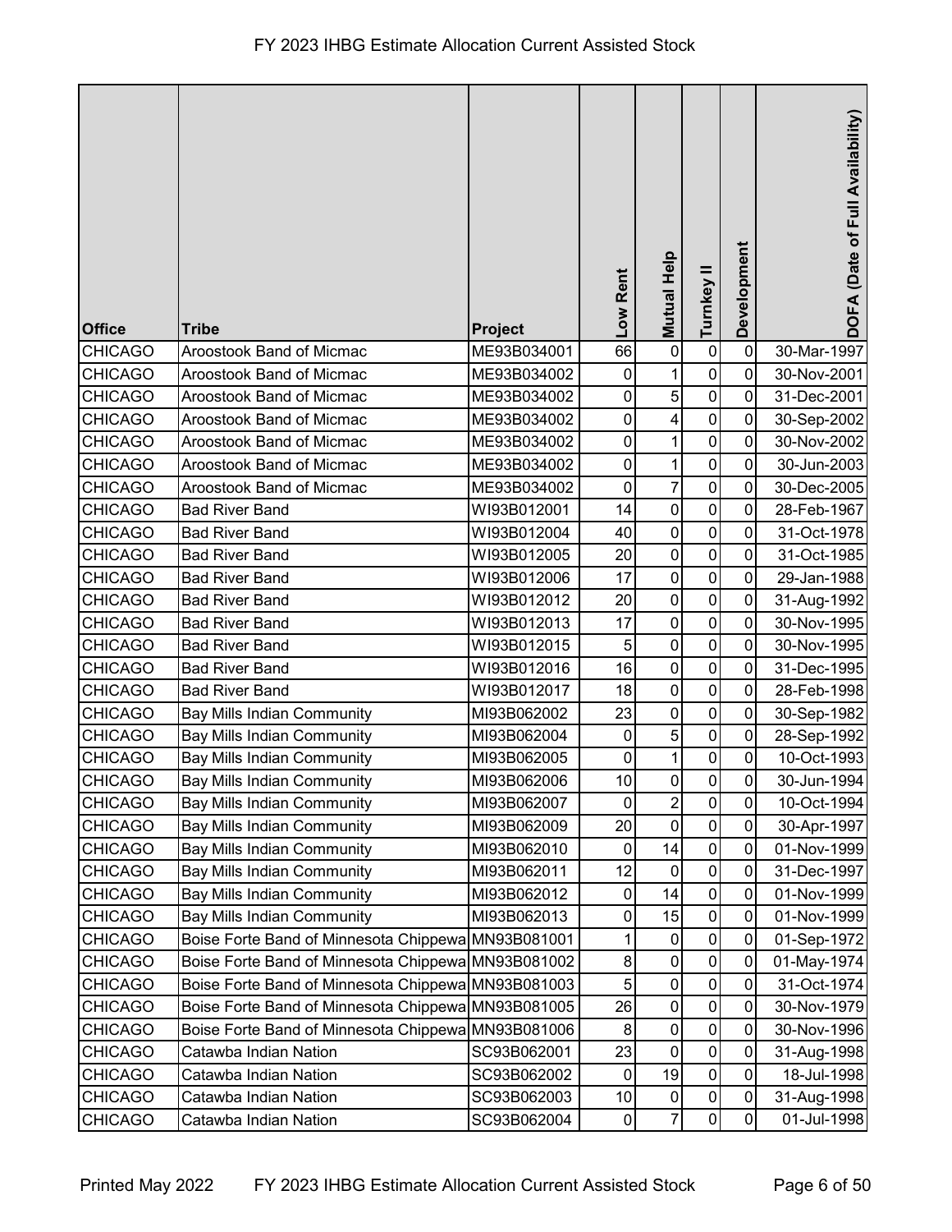| Office | Tribe | Project | Low Rent | Mutual Help | Turnkey II | Development | DOFA (Date of Full Availability) |
|---|---|---|---|---|---|---|---|
| CHICAGO | Aroostook Band of Micmac | ME93B034001 | 66 | 0 | 0 | 0 | 30-Mar-1997 |
| CHICAGO | Aroostook Band of Micmac | ME93B034002 | 0 | 1 | 0 | 0 | 30-Nov-2001 |
| CHICAGO | Aroostook Band of Micmac | ME93B034002 | 0 | 5 | 0 | 0 | 31-Dec-2001 |
| CHICAGO | Aroostook Band of Micmac | ME93B034002 | 0 | 4 | 0 | 0 | 30-Sep-2002 |
| CHICAGO | Aroostook Band of Micmac | ME93B034002 | 0 | 1 | 0 | 0 | 30-Nov-2002 |
| CHICAGO | Aroostook Band of Micmac | ME93B034002 | 0 | 1 | 0 | 0 | 30-Jun-2003 |
| CHICAGO | Aroostook Band of Micmac | ME93B034002 | 0 | 7 | 0 | 0 | 30-Dec-2005 |
| CHICAGO | Bad River Band | WI93B012001 | 14 | 0 | 0 | 0 | 28-Feb-1967 |
| CHICAGO | Bad River Band | WI93B012004 | 40 | 0 | 0 | 0 | 31-Oct-1978 |
| CHICAGO | Bad River Band | WI93B012005 | 20 | 0 | 0 | 0 | 31-Oct-1985 |
| CHICAGO | Bad River Band | WI93B012006 | 17 | 0 | 0 | 0 | 29-Jan-1988 |
| CHICAGO | Bad River Band | WI93B012012 | 20 | 0 | 0 | 0 | 31-Aug-1992 |
| CHICAGO | Bad River Band | WI93B012013 | 17 | 0 | 0 | 0 | 30-Nov-1995 |
| CHICAGO | Bad River Band | WI93B012015 | 5 | 0 | 0 | 0 | 30-Nov-1995 |
| CHICAGO | Bad River Band | WI93B012016 | 16 | 0 | 0 | 0 | 31-Dec-1995 |
| CHICAGO | Bad River Band | WI93B012017 | 18 | 0 | 0 | 0 | 28-Feb-1998 |
| CHICAGO | Bay Mills Indian Community | MI93B062002 | 23 | 0 | 0 | 0 | 30-Sep-1982 |
| CHICAGO | Bay Mills Indian Community | MI93B062004 | 0 | 5 | 0 | 0 | 28-Sep-1992 |
| CHICAGO | Bay Mills Indian Community | MI93B062005 | 0 | 1 | 0 | 0 | 10-Oct-1993 |
| CHICAGO | Bay Mills Indian Community | MI93B062006 | 10 | 0 | 0 | 0 | 30-Jun-1994 |
| CHICAGO | Bay Mills Indian Community | MI93B062007 | 0 | 2 | 0 | 0 | 10-Oct-1994 |
| CHICAGO | Bay Mills Indian Community | MI93B062009 | 20 | 0 | 0 | 0 | 30-Apr-1997 |
| CHICAGO | Bay Mills Indian Community | MI93B062010 | 0 | 14 | 0 | 0 | 01-Nov-1999 |
| CHICAGO | Bay Mills Indian Community | MI93B062011 | 12 | 0 | 0 | 0 | 31-Dec-1997 |
| CHICAGO | Bay Mills Indian Community | MI93B062012 | 0 | 14 | 0 | 0 | 01-Nov-1999 |
| CHICAGO | Bay Mills Indian Community | MI93B062013 | 0 | 15 | 0 | 0 | 01-Nov-1999 |
| CHICAGO | Boise Forte Band of Minnesota Chippewa | MN93B081001 | 1 | 0 | 0 | 0 | 01-Sep-1972 |
| CHICAGO | Boise Forte Band of Minnesota Chippewa | MN93B081002 | 8 | 0 | 0 | 0 | 01-May-1974 |
| CHICAGO | Boise Forte Band of Minnesota Chippewa | MN93B081003 | 5 | 0 | 0 | 0 | 31-Oct-1974 |
| CHICAGO | Boise Forte Band of Minnesota Chippewa | MN93B081005 | 26 | 0 | 0 | 0 | 30-Nov-1979 |
| CHICAGO | Boise Forte Band of Minnesota Chippewa | MN93B081006 | 8 | 0 | 0 | 0 | 30-Nov-1996 |
| CHICAGO | Catawba Indian Nation | SC93B062001 | 23 | 0 | 0 | 0 | 31-Aug-1998 |
| CHICAGO | Catawba Indian Nation | SC93B062002 | 0 | 19 | 0 | 0 | 18-Jul-1998 |
| CHICAGO | Catawba Indian Nation | SC93B062003 | 10 | 0 | 0 | 0 | 31-Aug-1998 |
| CHICAGO | Catawba Indian Nation | SC93B062004 | 0 | 7 | 0 | 0 | 01-Jul-1998 |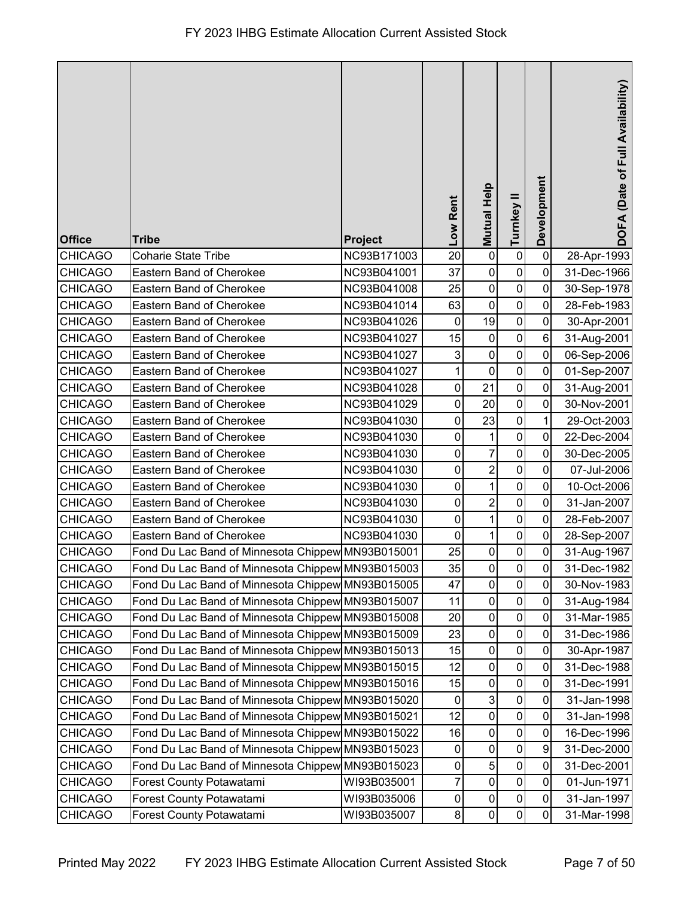# FY 2023 IHBG Estimate Allocation Current Assisted Stock

| Office | Tribe | Project | Low Rent | Mutual Help | Turnkey II | Development | DOFA (Date of Full Availability) |
|---|---|---|---|---|---|---|---|
| CHICAGO | Coharie State Tribe | NC93B171003 | 20 | 0 | 0 | 0 | 28-Apr-1993 |
| CHICAGO | Eastern Band of Cherokee | NC93B041001 | 37 | 0 | 0 | 0 | 31-Dec-1966 |
| CHICAGO | Eastern Band of Cherokee | NC93B041008 | 25 | 0 | 0 | 0 | 30-Sep-1978 |
| CHICAGO | Eastern Band of Cherokee | NC93B041014 | 63 | 0 | 0 | 0 | 28-Feb-1983 |
| CHICAGO | Eastern Band of Cherokee | NC93B041026 | 0 | 19 | 0 | 0 | 30-Apr-2001 |
| CHICAGO | Eastern Band of Cherokee | NC93B041027 | 15 | 0 | 0 | 6 | 31-Aug-2001 |
| CHICAGO | Eastern Band of Cherokee | NC93B041027 | 3 | 0 | 0 | 0 | 06-Sep-2006 |
| CHICAGO | Eastern Band of Cherokee | NC93B041027 | 1 | 0 | 0 | 0 | 01-Sep-2007 |
| CHICAGO | Eastern Band of Cherokee | NC93B041028 | 0 | 21 | 0 | 0 | 31-Aug-2001 |
| CHICAGO | Eastern Band of Cherokee | NC93B041029 | 0 | 20 | 0 | 0 | 30-Nov-2001 |
| CHICAGO | Eastern Band of Cherokee | NC93B041030 | 0 | 23 | 0 | 1 | 29-Oct-2003 |
| CHICAGO | Eastern Band of Cherokee | NC93B041030 | 0 | 1 | 0 | 0 | 22-Dec-2004 |
| CHICAGO | Eastern Band of Cherokee | NC93B041030 | 0 | 7 | 0 | 0 | 30-Dec-2005 |
| CHICAGO | Eastern Band of Cherokee | NC93B041030 | 0 | 2 | 0 | 0 | 07-Jul-2006 |
| CHICAGO | Eastern Band of Cherokee | NC93B041030 | 0 | 1 | 0 | 0 | 10-Oct-2006 |
| CHICAGO | Eastern Band of Cherokee | NC93B041030 | 0 | 2 | 0 | 0 | 31-Jan-2007 |
| CHICAGO | Eastern Band of Cherokee | NC93B041030 | 0 | 1 | 0 | 0 | 28-Feb-2007 |
| CHICAGO | Eastern Band of Cherokee | NC93B041030 | 0 | 1 | 0 | 0 | 28-Sep-2007 |
| CHICAGO | Fond Du Lac Band of Minnesota Chippew | MN93B015001 | 25 | 0 | 0 | 0 | 31-Aug-1967 |
| CHICAGO | Fond Du Lac Band of Minnesota Chippew | MN93B015003 | 35 | 0 | 0 | 0 | 31-Dec-1982 |
| CHICAGO | Fond Du Lac Band of Minnesota Chippew | MN93B015005 | 47 | 0 | 0 | 0 | 30-Nov-1983 |
| CHICAGO | Fond Du Lac Band of Minnesota Chippew | MN93B015007 | 11 | 0 | 0 | 0 | 31-Aug-1984 |
| CHICAGO | Fond Du Lac Band of Minnesota Chippew | MN93B015008 | 20 | 0 | 0 | 0 | 31-Mar-1985 |
| CHICAGO | Fond Du Lac Band of Minnesota Chippew | MN93B015009 | 23 | 0 | 0 | 0 | 31-Dec-1986 |
| CHICAGO | Fond Du Lac Band of Minnesota Chippew | MN93B015013 | 15 | 0 | 0 | 0 | 30-Apr-1987 |
| CHICAGO | Fond Du Lac Band of Minnesota Chippew | MN93B015015 | 12 | 0 | 0 | 0 | 31-Dec-1988 |
| CHICAGO | Fond Du Lac Band of Minnesota Chippew | MN93B015016 | 15 | 0 | 0 | 0 | 31-Dec-1991 |
| CHICAGO | Fond Du Lac Band of Minnesota Chippew | MN93B015020 | 0 | 3 | 0 | 0 | 31-Jan-1998 |
| CHICAGO | Fond Du Lac Band of Minnesota Chippew | MN93B015021 | 12 | 0 | 0 | 0 | 31-Jan-1998 |
| CHICAGO | Fond Du Lac Band of Minnesota Chippew | MN93B015022 | 16 | 0 | 0 | 0 | 16-Dec-1996 |
| CHICAGO | Fond Du Lac Band of Minnesota Chippew | MN93B015023 | 0 | 0 | 0 | 9 | 31-Dec-2000 |
| CHICAGO | Fond Du Lac Band of Minnesota Chippew | MN93B015023 | 0 | 5 | 0 | 0 | 31-Dec-2001 |
| CHICAGO | Forest County Potawatami | WI93B035001 | 7 | 0 | 0 | 0 | 01-Jun-1971 |
| CHICAGO | Forest County Potawatami | WI93B035006 | 0 | 0 | 0 | 0 | 31-Jan-1997 |
| CHICAGO | Forest County Potawatami | WI93B035007 | 8 | 0 | 0 | 0 | 31-Mar-1998 |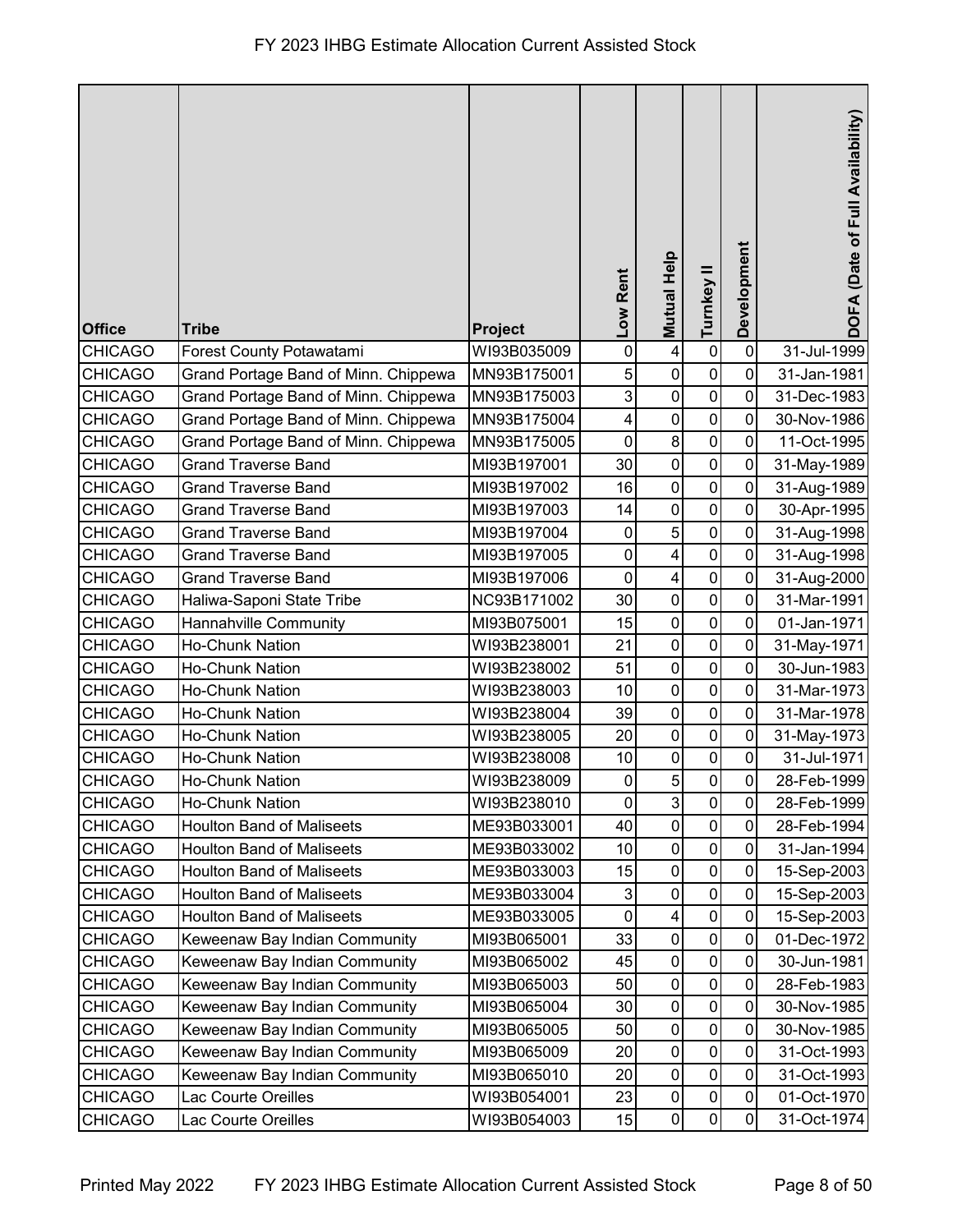# FY 2023 IHBG Estimate Allocation Current Assisted Stock

| Office | Tribe | Project | Low Rent | Mutual Help | Turnkey II | Development | DOFA (Date of Full Availability) |
|---|---|---|---|---|---|---|---|
| CHICAGO | Forest County Potawatami | WI93B035009 | 0 | 4 | 0 | 0 | 31-Jul-1999 |
| CHICAGO | Grand Portage Band of Minn. Chippewa | MN93B175001 | 5 | 0 | 0 | 0 | 31-Jan-1981 |
| CHICAGO | Grand Portage Band of Minn. Chippewa | MN93B175003 | 3 | 0 | 0 | 0 | 31-Dec-1983 |
| CHICAGO | Grand Portage Band of Minn. Chippewa | MN93B175004 | 4 | 0 | 0 | 0 | 30-Nov-1986 |
| CHICAGO | Grand Portage Band of Minn. Chippewa | MN93B175005 | 0 | 8 | 0 | 0 | 11-Oct-1995 |
| CHICAGO | Grand Traverse Band | MI93B197001 | 30 | 0 | 0 | 0 | 31-May-1989 |
| CHICAGO | Grand Traverse Band | MI93B197002 | 16 | 0 | 0 | 0 | 31-Aug-1989 |
| CHICAGO | Grand Traverse Band | MI93B197003 | 14 | 0 | 0 | 0 | 30-Apr-1995 |
| CHICAGO | Grand Traverse Band | MI93B197004 | 0 | 5 | 0 | 0 | 31-Aug-1998 |
| CHICAGO | Grand Traverse Band | MI93B197005 | 0 | 4 | 0 | 0 | 31-Aug-1998 |
| CHICAGO | Grand Traverse Band | MI93B197006 | 0 | 4 | 0 | 0 | 31-Aug-2000 |
| CHICAGO | Haliwa-Saponi State Tribe | NC93B171002 | 30 | 0 | 0 | 0 | 31-Mar-1991 |
| CHICAGO | Hannahville Community | MI93B075001 | 15 | 0 | 0 | 0 | 01-Jan-1971 |
| CHICAGO | Ho-Chunk Nation | WI93B238001 | 21 | 0 | 0 | 0 | 31-May-1971 |
| CHICAGO | Ho-Chunk Nation | WI93B238002 | 51 | 0 | 0 | 0 | 30-Jun-1983 |
| CHICAGO | Ho-Chunk Nation | WI93B238003 | 10 | 0 | 0 | 0 | 31-Mar-1973 |
| CHICAGO | Ho-Chunk Nation | WI93B238004 | 39 | 0 | 0 | 0 | 31-Mar-1978 |
| CHICAGO | Ho-Chunk Nation | WI93B238005 | 20 | 0 | 0 | 0 | 31-May-1973 |
| CHICAGO | Ho-Chunk Nation | WI93B238008 | 10 | 0 | 0 | 0 | 31-Jul-1971 |
| CHICAGO | Ho-Chunk Nation | WI93B238009 | 0 | 5 | 0 | 0 | 28-Feb-1999 |
| CHICAGO | Ho-Chunk Nation | WI93B238010 | 0 | 3 | 0 | 0 | 28-Feb-1999 |
| CHICAGO | Houlton Band of Maliseets | ME93B033001 | 40 | 0 | 0 | 0 | 28-Feb-1994 |
| CHICAGO | Houlton Band of Maliseets | ME93B033002 | 10 | 0 | 0 | 0 | 31-Jan-1994 |
| CHICAGO | Houlton Band of Maliseets | ME93B033003 | 15 | 0 | 0 | 0 | 15-Sep-2003 |
| CHICAGO | Houlton Band of Maliseets | ME93B033004 | 3 | 0 | 0 | 0 | 15-Sep-2003 |
| CHICAGO | Houlton Band of Maliseets | ME93B033005 | 0 | 4 | 0 | 0 | 15-Sep-2003 |
| CHICAGO | Keweenaw Bay Indian Community | MI93B065001 | 33 | 0 | 0 | 0 | 01-Dec-1972 |
| CHICAGO | Keweenaw Bay Indian Community | MI93B065002 | 45 | 0 | 0 | 0 | 30-Jun-1981 |
| CHICAGO | Keweenaw Bay Indian Community | MI93B065003 | 50 | 0 | 0 | 0 | 28-Feb-1983 |
| CHICAGO | Keweenaw Bay Indian Community | MI93B065004 | 30 | 0 | 0 | 0 | 30-Nov-1985 |
| CHICAGO | Keweenaw Bay Indian Community | MI93B065005 | 50 | 0 | 0 | 0 | 30-Nov-1985 |
| CHICAGO | Keweenaw Bay Indian Community | MI93B065009 | 20 | 0 | 0 | 0 | 31-Oct-1993 |
| CHICAGO | Keweenaw Bay Indian Community | MI93B065010 | 20 | 0 | 0 | 0 | 31-Oct-1993 |
| CHICAGO | Lac Courte Oreilles | WI93B054001 | 23 | 0 | 0 | 0 | 01-Oct-1970 |
| CHICAGO | Lac Courte Oreilles | WI93B054003 | 15 | 0 | 0 | 0 | 31-Oct-1974 |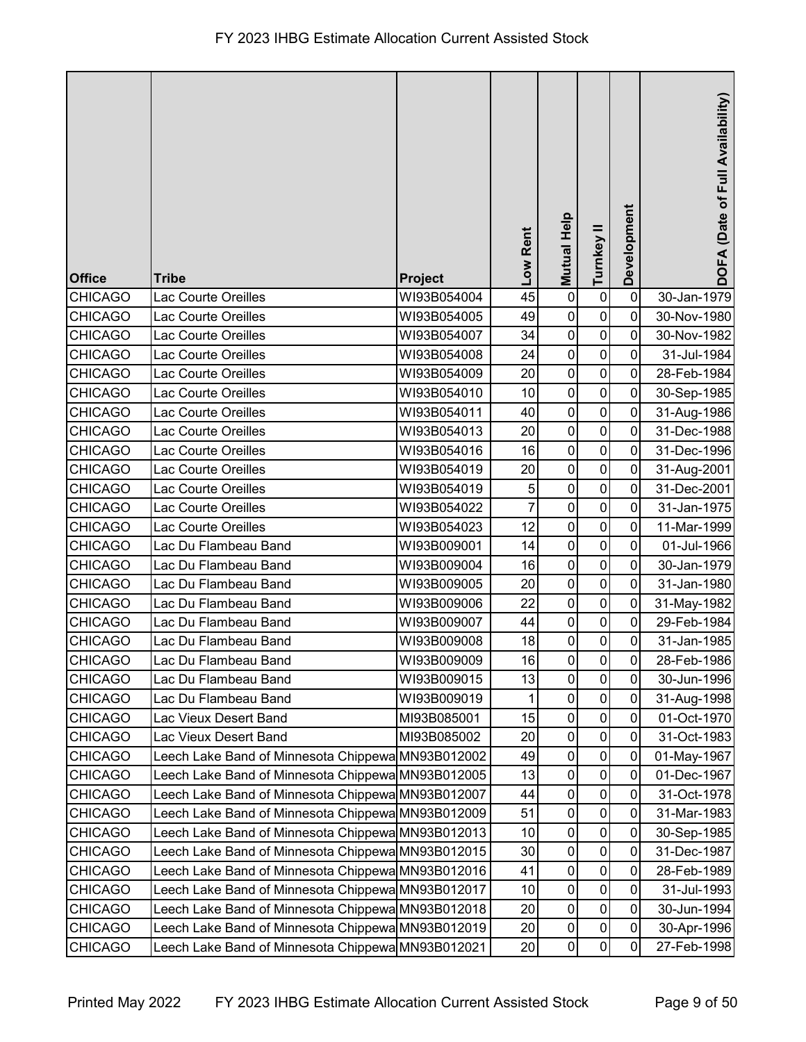# FY 2023 IHBG Estimate Allocation Current Assisted Stock

| Office | Tribe | Project | Low Rent | Mutual Help | Turnkey II | Development | DOFA (Date of Full Availability) |
|---|---|---|---|---|---|---|---|
| CHICAGO | Lac Courte Oreilles | WI93B054004 | 45 | 0 | 0 | 0 | 30-Jan-1979 |
| CHICAGO | Lac Courte Oreilles | WI93B054005 | 49 | 0 | 0 | 0 | 30-Nov-1980 |
| CHICAGO | Lac Courte Oreilles | WI93B054007 | 34 | 0 | 0 | 0 | 30-Nov-1982 |
| CHICAGO | Lac Courte Oreilles | WI93B054008 | 24 | 0 | 0 | 0 | 31-Jul-1984 |
| CHICAGO | Lac Courte Oreilles | WI93B054009 | 20 | 0 | 0 | 0 | 28-Feb-1984 |
| CHICAGO | Lac Courte Oreilles | WI93B054010 | 10 | 0 | 0 | 0 | 30-Sep-1985 |
| CHICAGO | Lac Courte Oreilles | WI93B054011 | 40 | 0 | 0 | 0 | 31-Aug-1986 |
| CHICAGO | Lac Courte Oreilles | WI93B054013 | 20 | 0 | 0 | 0 | 31-Dec-1988 |
| CHICAGO | Lac Courte Oreilles | WI93B054016 | 16 | 0 | 0 | 0 | 31-Dec-1996 |
| CHICAGO | Lac Courte Oreilles | WI93B054019 | 20 | 0 | 0 | 0 | 31-Aug-2001 |
| CHICAGO | Lac Courte Oreilles | WI93B054019 | 5 | 0 | 0 | 0 | 31-Dec-2001 |
| CHICAGO | Lac Courte Oreilles | WI93B054022 | 7 | 0 | 0 | 0 | 31-Jan-1975 |
| CHICAGO | Lac Courte Oreilles | WI93B054023 | 12 | 0 | 0 | 0 | 11-Mar-1999 |
| CHICAGO | Lac Du Flambeau Band | WI93B009001 | 14 | 0 | 0 | 0 | 01-Jul-1966 |
| CHICAGO | Lac Du Flambeau Band | WI93B009004 | 16 | 0 | 0 | 0 | 30-Jan-1979 |
| CHICAGO | Lac Du Flambeau Band | WI93B009005 | 20 | 0 | 0 | 0 | 31-Jan-1980 |
| CHICAGO | Lac Du Flambeau Band | WI93B009006 | 22 | 0 | 0 | 0 | 31-May-1982 |
| CHICAGO | Lac Du Flambeau Band | WI93B009007 | 44 | 0 | 0 | 0 | 29-Feb-1984 |
| CHICAGO | Lac Du Flambeau Band | WI93B009008 | 18 | 0 | 0 | 0 | 31-Jan-1985 |
| CHICAGO | Lac Du Flambeau Band | WI93B009009 | 16 | 0 | 0 | 0 | 28-Feb-1986 |
| CHICAGO | Lac Du Flambeau Band | WI93B009015 | 13 | 0 | 0 | 0 | 30-Jun-1996 |
| CHICAGO | Lac Du Flambeau Band | WI93B009019 | 1 | 0 | 0 | 0 | 31-Aug-1998 |
| CHICAGO | Lac Vieux Desert Band | MI93B085001 | 15 | 0 | 0 | 0 | 01-Oct-1970 |
| CHICAGO | Lac Vieux Desert Band | MI93B085002 | 20 | 0 | 0 | 0 | 31-Oct-1983 |
| CHICAGO | Leech Lake Band of Minnesota Chippewa | MN93B012002 | 49 | 0 | 0 | 0 | 01-May-1967 |
| CHICAGO | Leech Lake Band of Minnesota Chippewa | MN93B012005 | 13 | 0 | 0 | 0 | 01-Dec-1967 |
| CHICAGO | Leech Lake Band of Minnesota Chippewa | MN93B012007 | 44 | 0 | 0 | 0 | 31-Oct-1978 |
| CHICAGO | Leech Lake Band of Minnesota Chippewa | MN93B012009 | 51 | 0 | 0 | 0 | 31-Mar-1983 |
| CHICAGO | Leech Lake Band of Minnesota Chippewa | MN93B012013 | 10 | 0 | 0 | 0 | 30-Sep-1985 |
| CHICAGO | Leech Lake Band of Minnesota Chippewa | MN93B012015 | 30 | 0 | 0 | 0 | 31-Dec-1987 |
| CHICAGO | Leech Lake Band of Minnesota Chippewa | MN93B012016 | 41 | 0 | 0 | 0 | 28-Feb-1989 |
| CHICAGO | Leech Lake Band of Minnesota Chippewa | MN93B012017 | 10 | 0 | 0 | 0 | 31-Jul-1993 |
| CHICAGO | Leech Lake Band of Minnesota Chippewa | MN93B012018 | 20 | 0 | 0 | 0 | 30-Jun-1994 |
| CHICAGO | Leech Lake Band of Minnesota Chippewa | MN93B012019 | 20 | 0 | 0 | 0 | 30-Apr-1996 |
| CHICAGO | Leech Lake Band of Minnesota Chippewa | MN93B012021 | 20 | 0 | 0 | 0 | 27-Feb-1998 |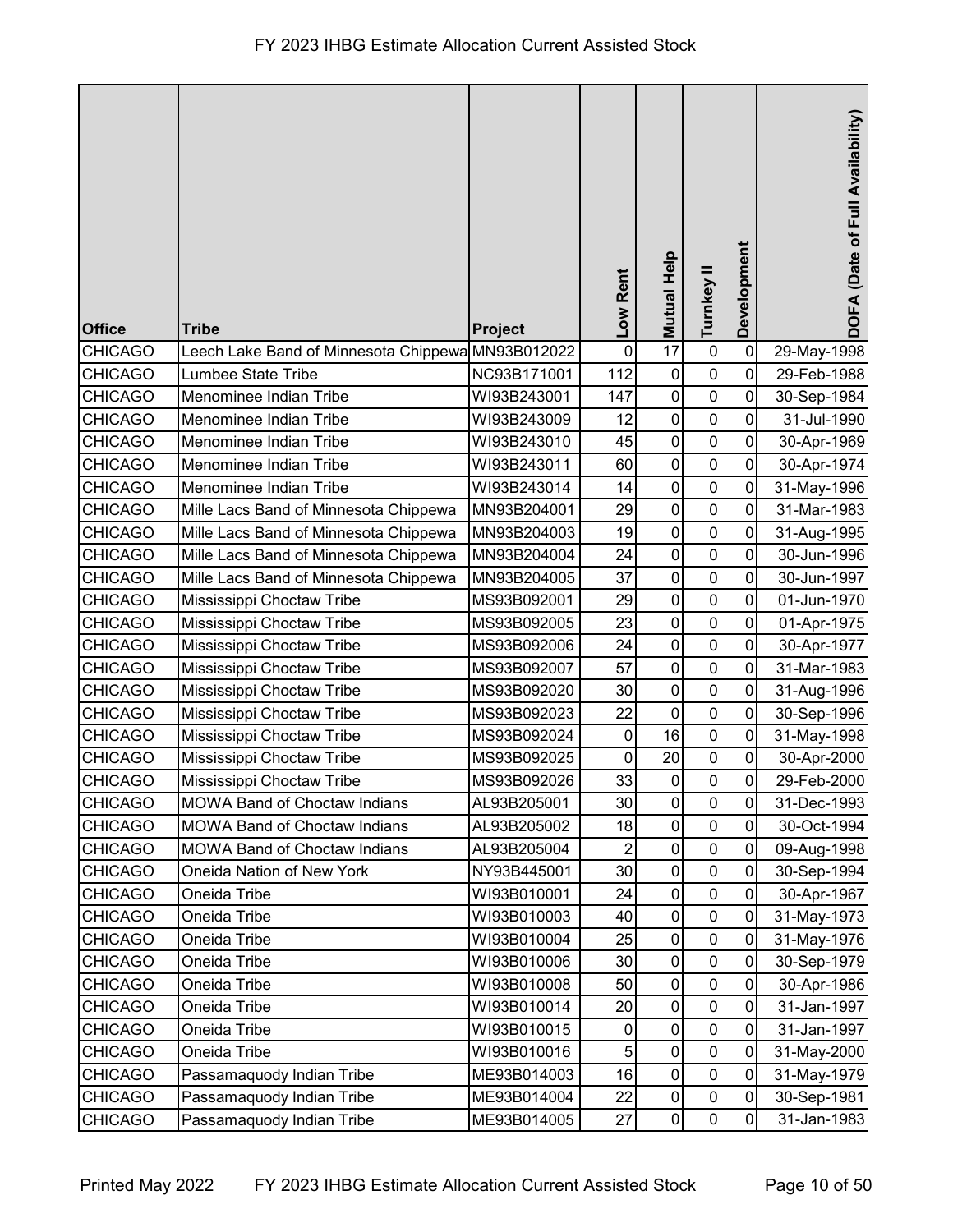# FY 2023 IHBG Estimate Allocation Current Assisted Stock

| Office | Tribe | Project | Low Rent | Mutual Help | Turnkey II | Development | DOFA (Date of Full Availability) |
|---|---|---|---|---|---|---|---|
| CHICAGO | Leech Lake Band of Minnesota Chippewa | MN93B012022 | 0 | 17 | 0 | 0 | 29-May-1998 |
| CHICAGO | Lumbee State Tribe | NC93B171001 | 112 | 0 | 0 | 0 | 29-Feb-1988 |
| CHICAGO | Menominee Indian Tribe | WI93B243001 | 147 | 0 | 0 | 0 | 30-Sep-1984 |
| CHICAGO | Menominee Indian Tribe | WI93B243009 | 12 | 0 | 0 | 0 | 31-Jul-1990 |
| CHICAGO | Menominee Indian Tribe | WI93B243010 | 45 | 0 | 0 | 0 | 30-Apr-1969 |
| CHICAGO | Menominee Indian Tribe | WI93B243011 | 60 | 0 | 0 | 0 | 30-Apr-1974 |
| CHICAGO | Menominee Indian Tribe | WI93B243014 | 14 | 0 | 0 | 0 | 31-May-1996 |
| CHICAGO | Mille Lacs Band of Minnesota Chippewa | MN93B204001 | 29 | 0 | 0 | 0 | 31-Mar-1983 |
| CHICAGO | Mille Lacs Band of Minnesota Chippewa | MN93B204003 | 19 | 0 | 0 | 0 | 31-Aug-1995 |
| CHICAGO | Mille Lacs Band of Minnesota Chippewa | MN93B204004 | 24 | 0 | 0 | 0 | 30-Jun-1996 |
| CHICAGO | Mille Lacs Band of Minnesota Chippewa | MN93B204005 | 37 | 0 | 0 | 0 | 30-Jun-1997 |
| CHICAGO | Mississippi Choctaw Tribe | MS93B092001 | 29 | 0 | 0 | 0 | 01-Jun-1970 |
| CHICAGO | Mississippi Choctaw Tribe | MS93B092005 | 23 | 0 | 0 | 0 | 01-Apr-1975 |
| CHICAGO | Mississippi Choctaw Tribe | MS93B092006 | 24 | 0 | 0 | 0 | 30-Apr-1977 |
| CHICAGO | Mississippi Choctaw Tribe | MS93B092007 | 57 | 0 | 0 | 0 | 31-Mar-1983 |
| CHICAGO | Mississippi Choctaw Tribe | MS93B092020 | 30 | 0 | 0 | 0 | 31-Aug-1996 |
| CHICAGO | Mississippi Choctaw Tribe | MS93B092023 | 22 | 0 | 0 | 0 | 30-Sep-1996 |
| CHICAGO | Mississippi Choctaw Tribe | MS93B092024 | 0 | 16 | 0 | 0 | 31-May-1998 |
| CHICAGO | Mississippi Choctaw Tribe | MS93B092025 | 0 | 20 | 0 | 0 | 30-Apr-2000 |
| CHICAGO | Mississippi Choctaw Tribe | MS93B092026 | 33 | 0 | 0 | 0 | 29-Feb-2000 |
| CHICAGO | MOWA Band of Choctaw Indians | AL93B205001 | 30 | 0 | 0 | 0 | 31-Dec-1993 |
| CHICAGO | MOWA Band of Choctaw Indians | AL93B205002 | 18 | 0 | 0 | 0 | 30-Oct-1994 |
| CHICAGO | MOWA Band of Choctaw Indians | AL93B205004 | 2 | 0 | 0 | 0 | 09-Aug-1998 |
| CHICAGO | Oneida Nation of New York | NY93B445001 | 30 | 0 | 0 | 0 | 30-Sep-1994 |
| CHICAGO | Oneida Tribe | WI93B010001 | 24 | 0 | 0 | 0 | 30-Apr-1967 |
| CHICAGO | Oneida Tribe | WI93B010003 | 40 | 0 | 0 | 0 | 31-May-1973 |
| CHICAGO | Oneida Tribe | WI93B010004 | 25 | 0 | 0 | 0 | 31-May-1976 |
| CHICAGO | Oneida Tribe | WI93B010006 | 30 | 0 | 0 | 0 | 30-Sep-1979 |
| CHICAGO | Oneida Tribe | WI93B010008 | 50 | 0 | 0 | 0 | 30-Apr-1986 |
| CHICAGO | Oneida Tribe | WI93B010014 | 20 | 0 | 0 | 0 | 31-Jan-1997 |
| CHICAGO | Oneida Tribe | WI93B010015 | 0 | 0 | 0 | 0 | 31-Jan-1997 |
| CHICAGO | Oneida Tribe | WI93B010016 | 5 | 0 | 0 | 0 | 31-May-2000 |
| CHICAGO | Passamaquody Indian Tribe | ME93B014003 | 16 | 0 | 0 | 0 | 31-May-1979 |
| CHICAGO | Passamaquody Indian Tribe | ME93B014004 | 22 | 0 | 0 | 0 | 30-Sep-1981 |
| CHICAGO | Passamaquody Indian Tribe | ME93B014005 | 27 | 0 | 0 | 0 | 31-Jan-1983 |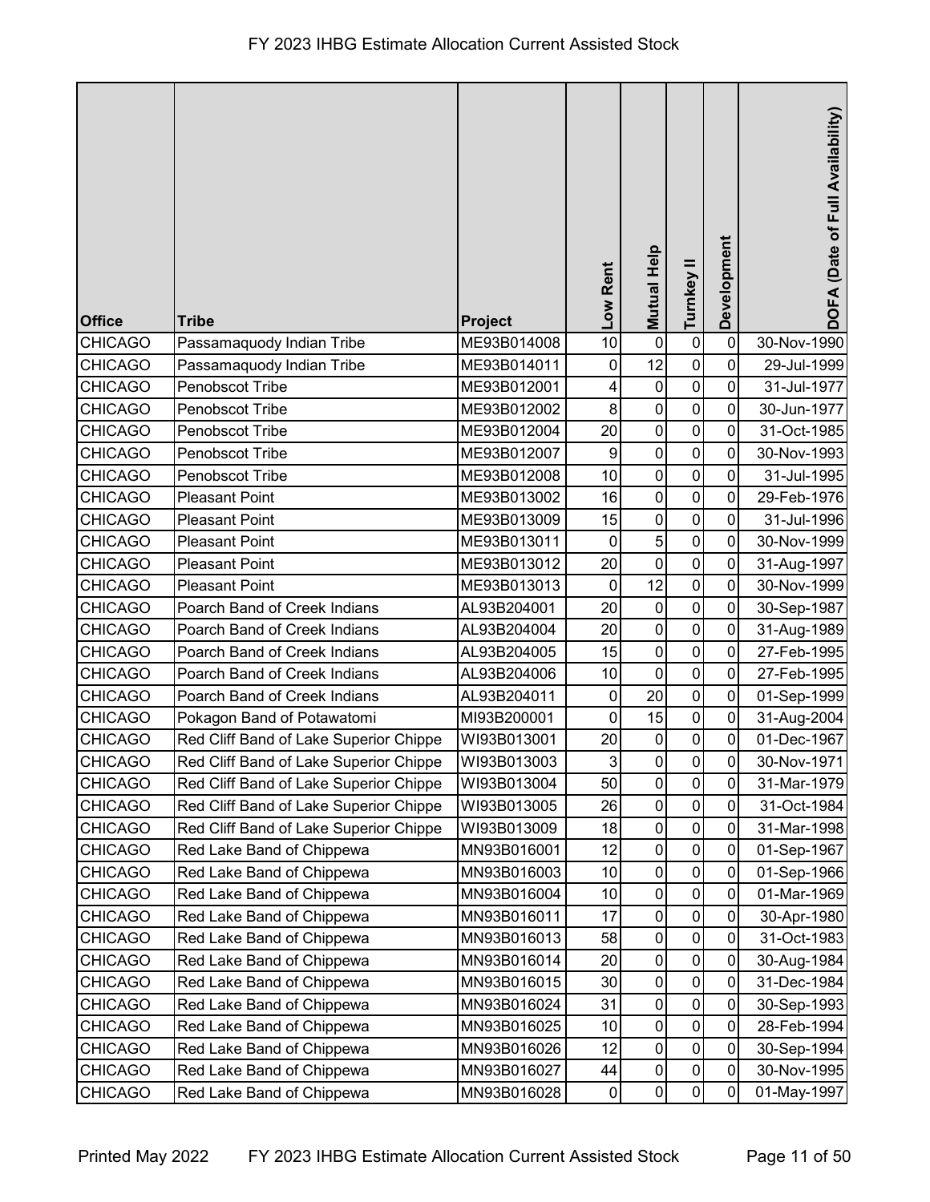# FY 2023 IHBG Estimate Allocation Current Assisted Stock

| Office | Tribe | Project | Low Rent | Mutual Help | Turnkey II | Development | DOFA (Date of Full Availability) |
|---|---|---|---|---|---|---|---|
| CHICAGO | Passamaquody Indian Tribe | ME93B014008 | 10 | 0 | 0 | 0 | 30-Nov-1990 |
| CHICAGO | Passamaquody Indian Tribe | ME93B014011 | 0 | 12 | 0 | 0 | 29-Jul-1999 |
| CHICAGO | Penobscot Tribe | ME93B012001 | 4 | 0 | 0 | 0 | 31-Jul-1977 |
| CHICAGO | Penobscot Tribe | ME93B012002 | 8 | 0 | 0 | 0 | 30-Jun-1977 |
| CHICAGO | Penobscot Tribe | ME93B012004 | 20 | 0 | 0 | 0 | 31-Oct-1985 |
| CHICAGO | Penobscot Tribe | ME93B012007 | 9 | 0 | 0 | 0 | 30-Nov-1993 |
| CHICAGO | Penobscot Tribe | ME93B012008 | 10 | 0 | 0 | 0 | 31-Jul-1995 |
| CHICAGO | Pleasant Point | ME93B013002 | 16 | 0 | 0 | 0 | 29-Feb-1976 |
| CHICAGO | Pleasant Point | ME93B013009 | 15 | 0 | 0 | 0 | 31-Jul-1996 |
| CHICAGO | Pleasant Point | ME93B013011 | 0 | 5 | 0 | 0 | 30-Nov-1999 |
| CHICAGO | Pleasant Point | ME93B013012 | 20 | 0 | 0 | 0 | 31-Aug-1997 |
| CHICAGO | Pleasant Point | ME93B013013 | 0 | 12 | 0 | 0 | 30-Nov-1999 |
| CHICAGO | Poarch Band of Creek Indians | AL93B204001 | 20 | 0 | 0 | 0 | 30-Sep-1987 |
| CHICAGO | Poarch Band of Creek Indians | AL93B204004 | 20 | 0 | 0 | 0 | 31-Aug-1989 |
| CHICAGO | Poarch Band of Creek Indians | AL93B204005 | 15 | 0 | 0 | 0 | 27-Feb-1995 |
| CHICAGO | Poarch Band of Creek Indians | AL93B204006 | 10 | 0 | 0 | 0 | 27-Feb-1995 |
| CHICAGO | Poarch Band of Creek Indians | AL93B204011 | 0 | 20 | 0 | 0 | 01-Sep-1999 |
| CHICAGO | Pokagon Band of Potawatomi | MI93B200001 | 0 | 15 | 0 | 0 | 31-Aug-2004 |
| CHICAGO | Red Cliff Band of Lake Superior Chippe | WI93B013001 | 20 | 0 | 0 | 0 | 01-Dec-1967 |
| CHICAGO | Red Cliff Band of Lake Superior Chippe | WI93B013003 | 3 | 0 | 0 | 0 | 30-Nov-1971 |
| CHICAGO | Red Cliff Band of Lake Superior Chippe | WI93B013004 | 50 | 0 | 0 | 0 | 31-Mar-1979 |
| CHICAGO | Red Cliff Band of Lake Superior Chippe | WI93B013005 | 26 | 0 | 0 | 0 | 31-Oct-1984 |
| CHICAGO | Red Cliff Band of Lake Superior Chippe | WI93B013009 | 18 | 0 | 0 | 0 | 31-Mar-1998 |
| CHICAGO | Red Lake Band of Chippewa | MN93B016001 | 12 | 0 | 0 | 0 | 01-Sep-1967 |
| CHICAGO | Red Lake Band of Chippewa | MN93B016003 | 10 | 0 | 0 | 0 | 01-Sep-1966 |
| CHICAGO | Red Lake Band of Chippewa | MN93B016004 | 10 | 0 | 0 | 0 | 01-Mar-1969 |
| CHICAGO | Red Lake Band of Chippewa | MN93B016011 | 17 | 0 | 0 | 0 | 30-Apr-1980 |
| CHICAGO | Red Lake Band of Chippewa | MN93B016013 | 58 | 0 | 0 | 0 | 31-Oct-1983 |
| CHICAGO | Red Lake Band of Chippewa | MN93B016014 | 20 | 0 | 0 | 0 | 30-Aug-1984 |
| CHICAGO | Red Lake Band of Chippewa | MN93B016015 | 30 | 0 | 0 | 0 | 31-Dec-1984 |
| CHICAGO | Red Lake Band of Chippewa | MN93B016024 | 31 | 0 | 0 | 0 | 30-Sep-1993 |
| CHICAGO | Red Lake Band of Chippewa | MN93B016025 | 10 | 0 | 0 | 0 | 28-Feb-1994 |
| CHICAGO | Red Lake Band of Chippewa | MN93B016026 | 12 | 0 | 0 | 0 | 30-Sep-1994 |
| CHICAGO | Red Lake Band of Chippewa | MN93B016027 | 44 | 0 | 0 | 0 | 30-Nov-1995 |
| CHICAGO | Red Lake Band of Chippewa | MN93B016028 | 0 | 0 | 0 | 0 | 01-May-1997 |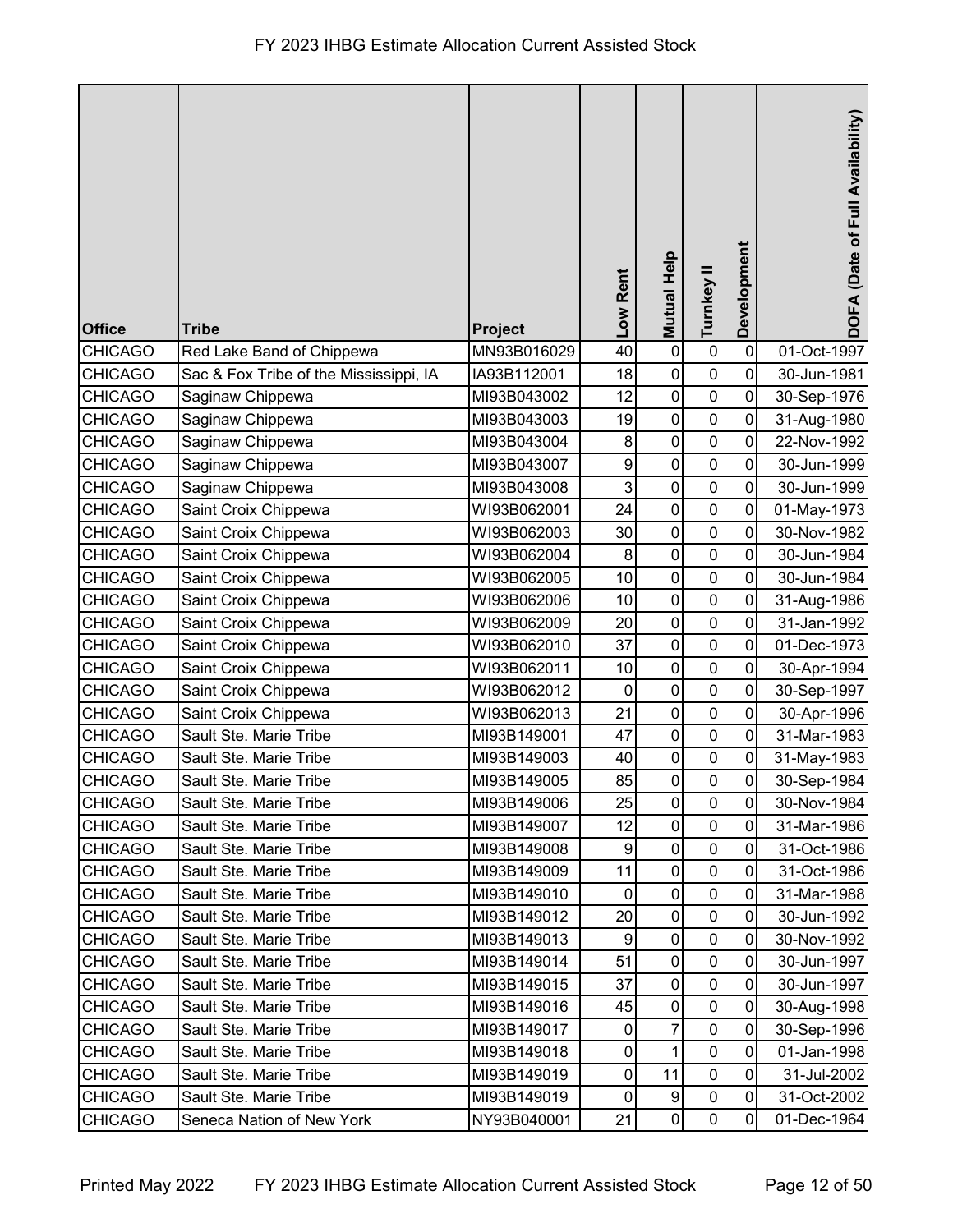| Office | Tribe | Project | Low Rent | Mutual Help | Turnkey II | Development | DOFA (Date of Full Availability) |
|---|---|---|---|---|---|---|---|
| CHICAGO | Red Lake Band of Chippewa | MN93B016029 | 40 | 0 | 0 | 0 | 01-Oct-1997 |
| CHICAGO | Sac & Fox Tribe of the Mississippi, IA | IA93B112001 | 18 | 0 | 0 | 0 | 30-Jun-1981 |
| CHICAGO | Saginaw Chippewa | MI93B043002 | 12 | 0 | 0 | 0 | 30-Sep-1976 |
| CHICAGO | Saginaw Chippewa | MI93B043003 | 19 | 0 | 0 | 0 | 31-Aug-1980 |
| CHICAGO | Saginaw Chippewa | MI93B043004 | 8 | 0 | 0 | 0 | 22-Nov-1992 |
| CHICAGO | Saginaw Chippewa | MI93B043007 | 9 | 0 | 0 | 0 | 30-Jun-1999 |
| CHICAGO | Saginaw Chippewa | MI93B043008 | 3 | 0 | 0 | 0 | 30-Jun-1999 |
| CHICAGO | Saint Croix Chippewa | WI93B062001 | 24 | 0 | 0 | 0 | 01-May-1973 |
| CHICAGO | Saint Croix Chippewa | WI93B062003 | 30 | 0 | 0 | 0 | 30-Nov-1982 |
| CHICAGO | Saint Croix Chippewa | WI93B062004 | 8 | 0 | 0 | 0 | 30-Jun-1984 |
| CHICAGO | Saint Croix Chippewa | WI93B062005 | 10 | 0 | 0 | 0 | 30-Jun-1984 |
| CHICAGO | Saint Croix Chippewa | WI93B062006 | 10 | 0 | 0 | 0 | 31-Aug-1986 |
| CHICAGO | Saint Croix Chippewa | WI93B062009 | 20 | 0 | 0 | 0 | 31-Jan-1992 |
| CHICAGO | Saint Croix Chippewa | WI93B062010 | 37 | 0 | 0 | 0 | 01-Dec-1973 |
| CHICAGO | Saint Croix Chippewa | WI93B062011 | 10 | 0 | 0 | 0 | 30-Apr-1994 |
| CHICAGO | Saint Croix Chippewa | WI93B062012 | 0 | 0 | 0 | 0 | 30-Sep-1997 |
| CHICAGO | Saint Croix Chippewa | WI93B062013 | 21 | 0 | 0 | 0 | 30-Apr-1996 |
| CHICAGO | Sault Ste. Marie Tribe | MI93B149001 | 47 | 0 | 0 | 0 | 31-Mar-1983 |
| CHICAGO | Sault Ste. Marie Tribe | MI93B149003 | 40 | 0 | 0 | 0 | 31-May-1983 |
| CHICAGO | Sault Ste. Marie Tribe | MI93B149005 | 85 | 0 | 0 | 0 | 30-Sep-1984 |
| CHICAGO | Sault Ste. Marie Tribe | MI93B149006 | 25 | 0 | 0 | 0 | 30-Nov-1984 |
| CHICAGO | Sault Ste. Marie Tribe | MI93B149007 | 12 | 0 | 0 | 0 | 31-Mar-1986 |
| CHICAGO | Sault Ste. Marie Tribe | MI93B149008 | 9 | 0 | 0 | 0 | 31-Oct-1986 |
| CHICAGO | Sault Ste. Marie Tribe | MI93B149009 | 11 | 0 | 0 | 0 | 31-Oct-1986 |
| CHICAGO | Sault Ste. Marie Tribe | MI93B149010 | 0 | 0 | 0 | 0 | 31-Mar-1988 |
| CHICAGO | Sault Ste. Marie Tribe | MI93B149012 | 20 | 0 | 0 | 0 | 30-Jun-1992 |
| CHICAGO | Sault Ste. Marie Tribe | MI93B149013 | 9 | 0 | 0 | 0 | 30-Nov-1992 |
| CHICAGO | Sault Ste. Marie Tribe | MI93B149014 | 51 | 0 | 0 | 0 | 30-Jun-1997 |
| CHICAGO | Sault Ste. Marie Tribe | MI93B149015 | 37 | 0 | 0 | 0 | 30-Jun-1997 |
| CHICAGO | Sault Ste. Marie Tribe | MI93B149016 | 45 | 0 | 0 | 0 | 30-Aug-1998 |
| CHICAGO | Sault Ste. Marie Tribe | MI93B149017 | 0 | 7 | 0 | 0 | 30-Sep-1996 |
| CHICAGO | Sault Ste. Marie Tribe | MI93B149018 | 0 | 1 | 0 | 0 | 01-Jan-1998 |
| CHICAGO | Sault Ste. Marie Tribe | MI93B149019 | 0 | 11 | 0 | 0 | 31-Jul-2002 |
| CHICAGO | Sault Ste. Marie Tribe | MI93B149019 | 0 | 9 | 0 | 0 | 31-Oct-2002 |
| CHICAGO | Seneca Nation of New York | NY93B040001 | 21 | 0 | 0 | 0 | 01-Dec-1964 |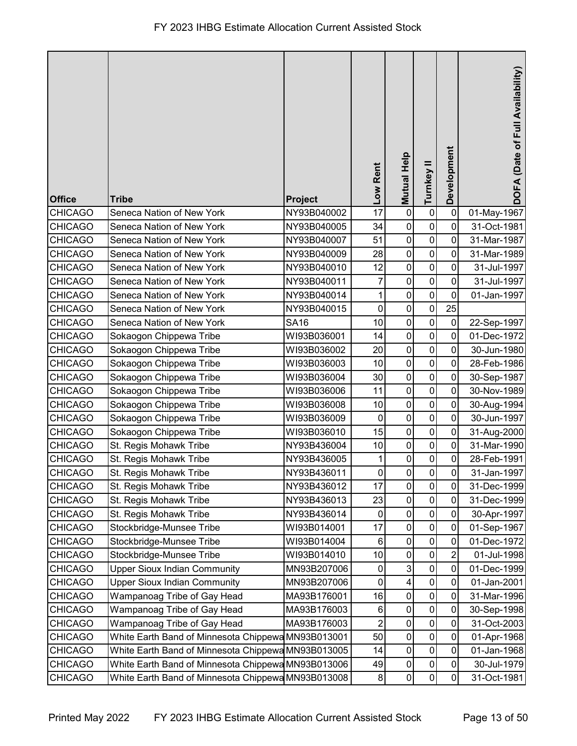# FY 2023 IHBG Estimate Allocation Current Assisted Stock

| Office | Tribe | Project | Low Rent | Mutual Help | Turnkey II | Development | DOFA (Date of Full Availability) |
|---|---|---|---|---|---|---|---|
| CHICAGO | Seneca Nation of New York | NY93B040002 | 17 | 0 | 0 | 0 | 01-May-1967 |
| CHICAGO | Seneca Nation of New York | NY93B040005 | 34 | 0 | 0 | 0 | 31-Oct-1981 |
| CHICAGO | Seneca Nation of New York | NY93B040007 | 51 | 0 | 0 | 0 | 31-Mar-1987 |
| CHICAGO | Seneca Nation of New York | NY93B040009 | 28 | 0 | 0 | 0 | 31-Mar-1989 |
| CHICAGO | Seneca Nation of New York | NY93B040010 | 12 | 0 | 0 | 0 | 31-Jul-1997 |
| CHICAGO | Seneca Nation of New York | NY93B040011 | 7 | 0 | 0 | 0 | 31-Jul-1997 |
| CHICAGO | Seneca Nation of New York | NY93B040014 | 1 | 0 | 0 | 0 | 01-Jan-1997 |
| CHICAGO | Seneca Nation of New York | NY93B040015 | 0 | 0 | 0 | 25 | |
| CHICAGO | Seneca Nation of New York | SA16 | 10 | 0 | 0 | 0 | 22-Sep-1997 |
| CHICAGO | Sokaogon Chippewa Tribe | WI93B036001 | 14 | 0 | 0 | 0 | 01-Dec-1972 |
| CHICAGO | Sokaogon Chippewa Tribe | WI93B036002 | 20 | 0 | 0 | 0 | 30-Jun-1980 |
| CHICAGO | Sokaogon Chippewa Tribe | WI93B036003 | 10 | 0 | 0 | 0 | 28-Feb-1986 |
| CHICAGO | Sokaogon Chippewa Tribe | WI93B036004 | 30 | 0 | 0 | 0 | 30-Sep-1987 |
| CHICAGO | Sokaogon Chippewa Tribe | WI93B036006 | 11 | 0 | 0 | 0 | 30-Nov-1989 |
| CHICAGO | Sokaogon Chippewa Tribe | WI93B036008 | 10 | 0 | 0 | 0 | 30-Aug-1994 |
| CHICAGO | Sokaogon Chippewa Tribe | WI93B036009 | 0 | 0 | 0 | 0 | 30-Jun-1997 |
| CHICAGO | Sokaogon Chippewa Tribe | WI93B036010 | 15 | 0 | 0 | 0 | 31-Aug-2000 |
| CHICAGO | St. Regis Mohawk Tribe | NY93B436004 | 10 | 0 | 0 | 0 | 31-Mar-1990 |
| CHICAGO | St. Regis Mohawk Tribe | NY93B436005 | 1 | 0 | 0 | 0 | 28-Feb-1991 |
| CHICAGO | St. Regis Mohawk Tribe | NY93B436011 | 0 | 0 | 0 | 0 | 31-Jan-1997 |
| CHICAGO | St. Regis Mohawk Tribe | NY93B436012 | 17 | 0 | 0 | 0 | 31-Dec-1999 |
| CHICAGO | St. Regis Mohawk Tribe | NY93B436013 | 23 | 0 | 0 | 0 | 31-Dec-1999 |
| CHICAGO | St. Regis Mohawk Tribe | NY93B436014 | 0 | 0 | 0 | 0 | 30-Apr-1997 |
| CHICAGO | Stockbridge-Munsee Tribe | WI93B014001 | 17 | 0 | 0 | 0 | 01-Sep-1967 |
| CHICAGO | Stockbridge-Munsee Tribe | WI93B014004 | 6 | 0 | 0 | 0 | 01-Dec-1972 |
| CHICAGO | Stockbridge-Munsee Tribe | WI93B014010 | 10 | 0 | 0 | 2 | 01-Jul-1998 |
| CHICAGO | Upper Sioux Indian Community | MN93B207006 | 0 | 3 | 0 | 0 | 01-Dec-1999 |
| CHICAGO | Upper Sioux Indian Community | MN93B207006 | 0 | 4 | 0 | 0 | 01-Jan-2001 |
| CHICAGO | Wampanoag Tribe of Gay Head | MA93B176001 | 16 | 0 | 0 | 0 | 31-Mar-1996 |
| CHICAGO | Wampanoag Tribe of Gay Head | MA93B176003 | 6 | 0 | 0 | 0 | 30-Sep-1998 |
| CHICAGO | Wampanoag Tribe of Gay Head | MA93B176003 | 2 | 0 | 0 | 0 | 31-Oct-2003 |
| CHICAGO | White Earth Band of Minnesota Chippewa | MN93B013001 | 50 | 0 | 0 | 0 | 01-Apr-1968 |
| CHICAGO | White Earth Band of Minnesota Chippewa | MN93B013005 | 14 | 0 | 0 | 0 | 01-Jan-1968 |
| CHICAGO | White Earth Band of Minnesota Chippewa | MN93B013006 | 49 | 0 | 0 | 0 | 30-Jul-1979 |
| CHICAGO | White Earth Band of Minnesota Chippewa | MN93B013008 | 8 | 0 | 0 | 0 | 31-Oct-1981 |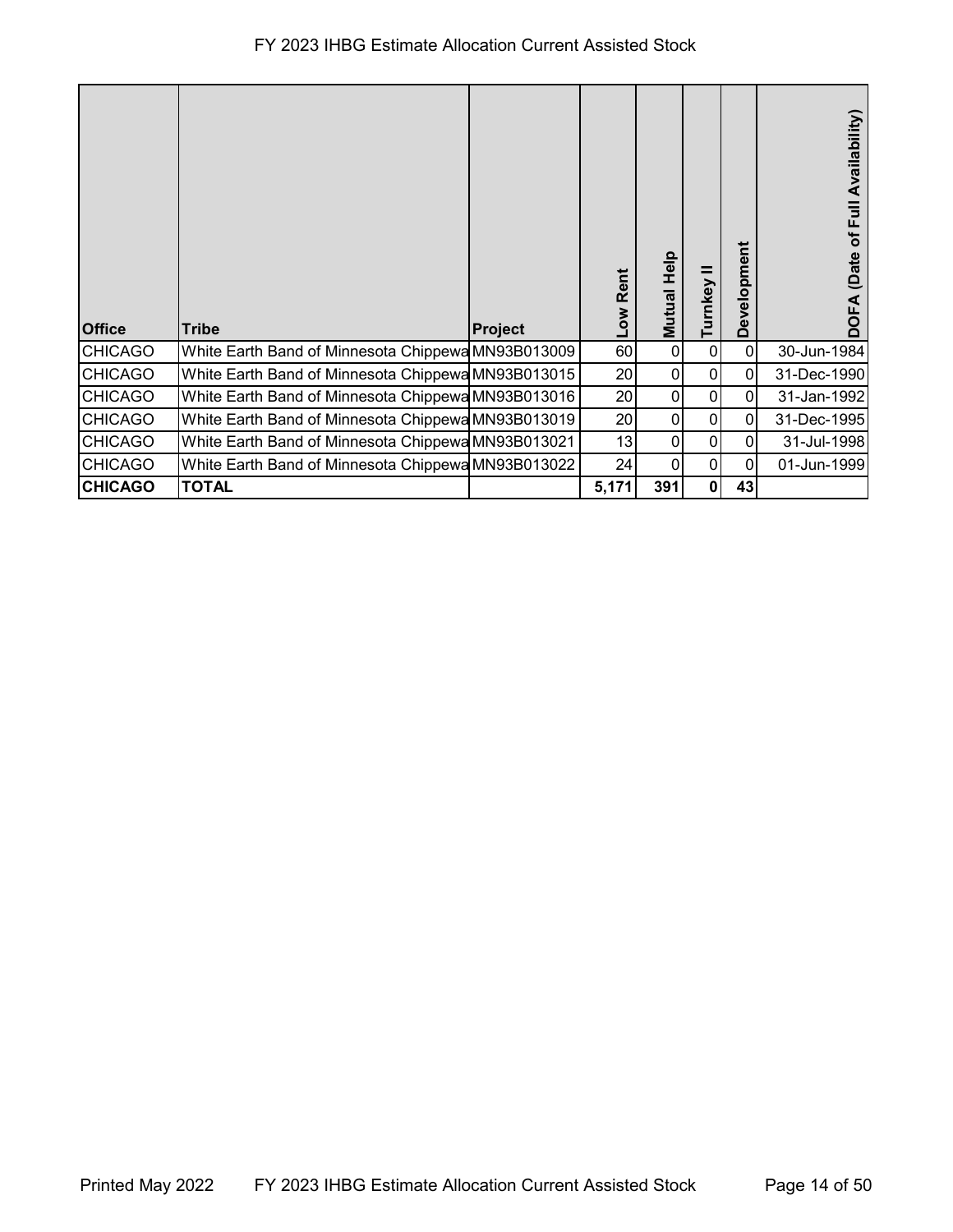# FY 2023 IHBG Estimate Allocation Current Assisted Stock

| Office | Tribe | Project | Low Rent | Mutual Help | Turnkey II | Development | DOFA (Date of Full Availability) |
|---|---|---|---|---|---|---|---|
| CHICAGO | White Earth Band of Minnesota Chippewa | MN93B013009 | 60 | 0 | 0 | 0 | 30-Jun-1984 |
| CHICAGO | White Earth Band of Minnesota Chippewa | MN93B013015 | 20 | 0 | 0 | 0 | 31-Dec-1990 |
| CHICAGO | White Earth Band of Minnesota Chippewa | MN93B013016 | 20 | 0 | 0 | 0 | 31-Jan-1992 |
| CHICAGO | White Earth Band of Minnesota Chippewa | MN93B013019 | 20 | 0 | 0 | 0 | 31-Dec-1995 |
| CHICAGO | White Earth Band of Minnesota Chippewa | MN93B013021 | 13 | 0 | 0 | 0 | 31-Jul-1998 |
| CHICAGO | White Earth Band of Minnesota Chippewa | MN93B013022 | 24 | 0 | 0 | 0 | 01-Jun-1999 |
| **CHICAGO** | **TOTAL** | | **5,171** | **391** | **0** | **43** | |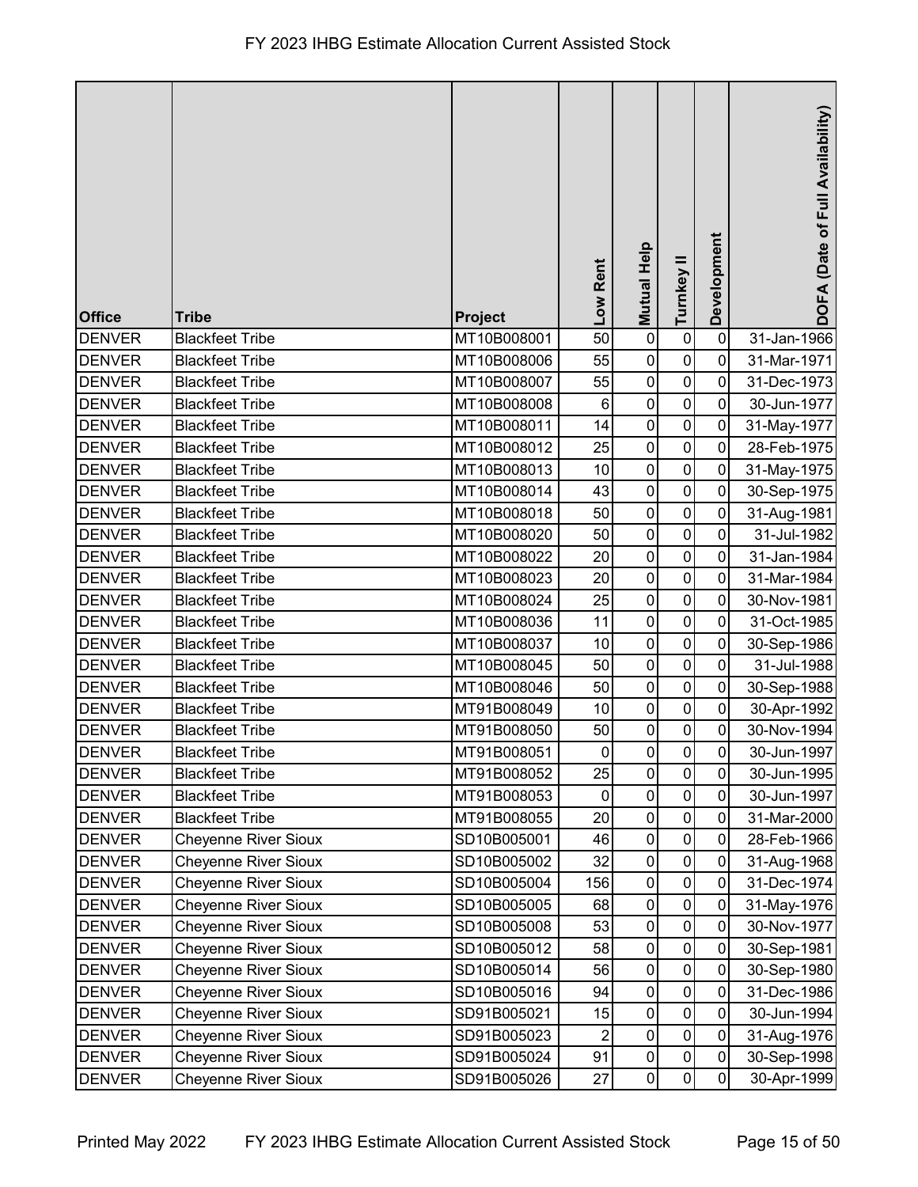# FY 2023 IHBG Estimate Allocation Current Assisted Stock

| Office | Tribe | Project | Low Rent | Mutual Help | Turnkey II | Development | DOFA (Date of Full Availability) |
|---|---|---|---|---|---|---|---|
| DENVER | Blackfeet Tribe | MT10B008001 | 50 | 0 | 0 | 0 | 31-Jan-1966 |
| DENVER | Blackfeet Tribe | MT10B008006 | 55 | 0 | 0 | 0 | 31-Mar-1971 |
| DENVER | Blackfeet Tribe | MT10B008007 | 55 | 0 | 0 | 0 | 31-Dec-1973 |
| DENVER | Blackfeet Tribe | MT10B008008 | 6 | 0 | 0 | 0 | 30-Jun-1977 |
| DENVER | Blackfeet Tribe | MT10B008011 | 14 | 0 | 0 | 0 | 31-May-1977 |
| DENVER | Blackfeet Tribe | MT10B008012 | 25 | 0 | 0 | 0 | 28-Feb-1975 |
| DENVER | Blackfeet Tribe | MT10B008013 | 10 | 0 | 0 | 0 | 31-May-1975 |
| DENVER | Blackfeet Tribe | MT10B008014 | 43 | 0 | 0 | 0 | 30-Sep-1975 |
| DENVER | Blackfeet Tribe | MT10B008018 | 50 | 0 | 0 | 0 | 31-Aug-1981 |
| DENVER | Blackfeet Tribe | MT10B008020 | 50 | 0 | 0 | 0 | 31-Jul-1982 |
| DENVER | Blackfeet Tribe | MT10B008022 | 20 | 0 | 0 | 0 | 31-Jan-1984 |
| DENVER | Blackfeet Tribe | MT10B008023 | 20 | 0 | 0 | 0 | 31-Mar-1984 |
| DENVER | Blackfeet Tribe | MT10B008024 | 25 | 0 | 0 | 0 | 30-Nov-1981 |
| DENVER | Blackfeet Tribe | MT10B008036 | 11 | 0 | 0 | 0 | 31-Oct-1985 |
| DENVER | Blackfeet Tribe | MT10B008037 | 10 | 0 | 0 | 0 | 30-Sep-1986 |
| DENVER | Blackfeet Tribe | MT10B008045 | 50 | 0 | 0 | 0 | 31-Jul-1988 |
| DENVER | Blackfeet Tribe | MT10B008046 | 50 | 0 | 0 | 0 | 30-Sep-1988 |
| DENVER | Blackfeet Tribe | MT91B008049 | 10 | 0 | 0 | 0 | 30-Apr-1992 |
| DENVER | Blackfeet Tribe | MT91B008050 | 50 | 0 | 0 | 0 | 30-Nov-1994 |
| DENVER | Blackfeet Tribe | MT91B008051 | 0 | 0 | 0 | 0 | 30-Jun-1997 |
| DENVER | Blackfeet Tribe | MT91B008052 | 25 | 0 | 0 | 0 | 30-Jun-1995 |
| DENVER | Blackfeet Tribe | MT91B008053 | 0 | 0 | 0 | 0 | 30-Jun-1997 |
| DENVER | Blackfeet Tribe | MT91B008055 | 20 | 0 | 0 | 0 | 31-Mar-2000 |
| DENVER | Cheyenne River Sioux | SD10B005001 | 46 | 0 | 0 | 0 | 28-Feb-1966 |
| DENVER | Cheyenne River Sioux | SD10B005002 | 32 | 0 | 0 | 0 | 31-Aug-1968 |
| DENVER | Cheyenne River Sioux | SD10B005004 | 156 | 0 | 0 | 0 | 31-Dec-1974 |
| DENVER | Cheyenne River Sioux | SD10B005005 | 68 | 0 | 0 | 0 | 31-May-1976 |
| DENVER | Cheyenne River Sioux | SD10B005008 | 53 | 0 | 0 | 0 | 30-Nov-1977 |
| DENVER | Cheyenne River Sioux | SD10B005012 | 58 | 0 | 0 | 0 | 30-Sep-1981 |
| DENVER | Cheyenne River Sioux | SD10B005014 | 56 | 0 | 0 | 0 | 30-Sep-1980 |
| DENVER | Cheyenne River Sioux | SD10B005016 | 94 | 0 | 0 | 0 | 31-Dec-1986 |
| DENVER | Cheyenne River Sioux | SD91B005021 | 15 | 0 | 0 | 0 | 30-Jun-1994 |
| DENVER | Cheyenne River Sioux | SD91B005023 | 2 | 0 | 0 | 0 | 31-Aug-1976 |
| DENVER | Cheyenne River Sioux | SD91B005024 | 91 | 0 | 0 | 0 | 30-Sep-1998 |
| DENVER | Cheyenne River Sioux | SD91B005026 | 27 | 0 | 0 | 0 | 30-Apr-1999 |

Printed May 2022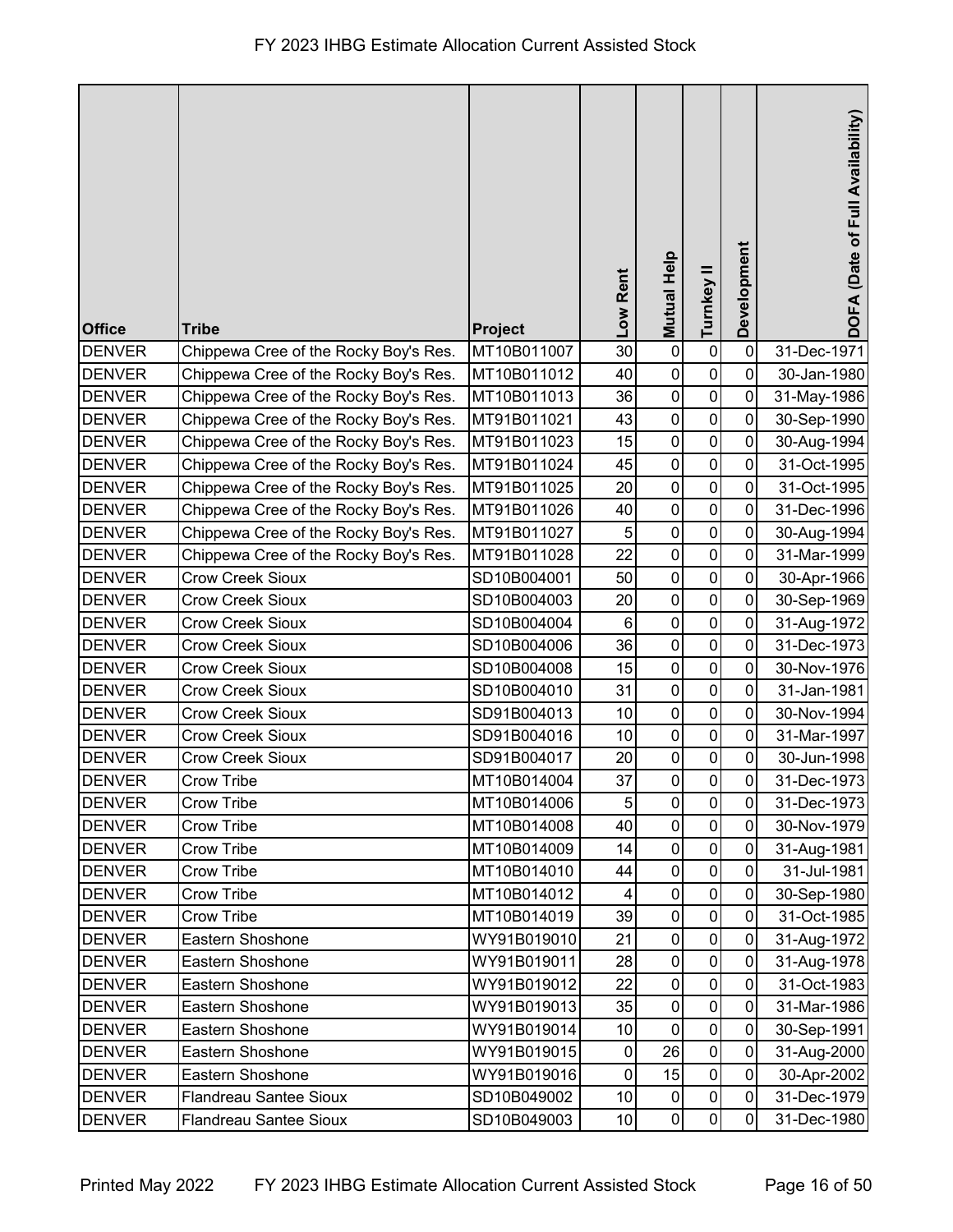# FY 2023 IHBG Estimate Allocation Current Assisted Stock

| Office | Tribe | Project | Low Rent | Mutual Help | Turnkey II | Development | DOFA (Date of Full Availability) |
|---|---|---|---|---|---|---|---|
| DENVER | Chippewa Cree of the Rocky Boy's Res. | MT10B011007 | 30 | 0 | 0 | 0 | 31-Dec-1971 |
| DENVER | Chippewa Cree of the Rocky Boy's Res. | MT10B011012 | 40 | 0 | 0 | 0 | 30-Jan-1980 |
| DENVER | Chippewa Cree of the Rocky Boy's Res. | MT10B011013 | 36 | 0 | 0 | 0 | 31-May-1986 |
| DENVER | Chippewa Cree of the Rocky Boy's Res. | MT91B011021 | 43 | 0 | 0 | 0 | 30-Sep-1990 |
| DENVER | Chippewa Cree of the Rocky Boy's Res. | MT91B011023 | 15 | 0 | 0 | 0 | 30-Aug-1994 |
| DENVER | Chippewa Cree of the Rocky Boy's Res. | MT91B011024 | 45 | 0 | 0 | 0 | 31-Oct-1995 |
| DENVER | Chippewa Cree of the Rocky Boy's Res. | MT91B011025 | 20 | 0 | 0 | 0 | 31-Oct-1995 |
| DENVER | Chippewa Cree of the Rocky Boy's Res. | MT91B011026 | 40 | 0 | 0 | 0 | 31-Dec-1996 |
| DENVER | Chippewa Cree of the Rocky Boy's Res. | MT91B011027 | 5 | 0 | 0 | 0 | 30-Aug-1994 |
| DENVER | Chippewa Cree of the Rocky Boy's Res. | MT91B011028 | 22 | 0 | 0 | 0 | 31-Mar-1999 |
| DENVER | Crow Creek Sioux | SD10B004001 | 50 | 0 | 0 | 0 | 30-Apr-1966 |
| DENVER | Crow Creek Sioux | SD10B004003 | 20 | 0 | 0 | 0 | 30-Sep-1969 |
| DENVER | Crow Creek Sioux | SD10B004004 | 6 | 0 | 0 | 0 | 31-Aug-1972 |
| DENVER | Crow Creek Sioux | SD10B004006 | 36 | 0 | 0 | 0 | 31-Dec-1973 |
| DENVER | Crow Creek Sioux | SD10B004008 | 15 | 0 | 0 | 0 | 30-Nov-1976 |
| DENVER | Crow Creek Sioux | SD10B004010 | 31 | 0 | 0 | 0 | 31-Jan-1981 |
| DENVER | Crow Creek Sioux | SD91B004013 | 10 | 0 | 0 | 0 | 30-Nov-1994 |
| DENVER | Crow Creek Sioux | SD91B004016 | 10 | 0 | 0 | 0 | 31-Mar-1997 |
| DENVER | Crow Creek Sioux | SD91B004017 | 20 | 0 | 0 | 0 | 30-Jun-1998 |
| DENVER | Crow Tribe | MT10B014004 | 37 | 0 | 0 | 0 | 31-Dec-1973 |
| DENVER | Crow Tribe | MT10B014006 | 5 | 0 | 0 | 0 | 31-Dec-1973 |
| DENVER | Crow Tribe | MT10B014008 | 40 | 0 | 0 | 0 | 30-Nov-1979 |
| DENVER | Crow Tribe | MT10B014009 | 14 | 0 | 0 | 0 | 31-Aug-1981 |
| DENVER | Crow Tribe | MT10B014010 | 44 | 0 | 0 | 0 | 31-Jul-1981 |
| DENVER | Crow Tribe | MT10B014012 | 4 | 0 | 0 | 0 | 30-Sep-1980 |
| DENVER | Crow Tribe | MT10B014019 | 39 | 0 | 0 | 0 | 31-Oct-1985 |
| DENVER | Eastern Shoshone | WY91B019010 | 21 | 0 | 0 | 0 | 31-Aug-1972 |
| DENVER | Eastern Shoshone | WY91B019011 | 28 | 0 | 0 | 0 | 31-Aug-1978 |
| DENVER | Eastern Shoshone | WY91B019012 | 22 | 0 | 0 | 0 | 31-Oct-1983 |
| DENVER | Eastern Shoshone | WY91B019013 | 35 | 0 | 0 | 0 | 31-Mar-1986 |
| DENVER | Eastern Shoshone | WY91B019014 | 10 | 0 | 0 | 0 | 30-Sep-1991 |
| DENVER | Eastern Shoshone | WY91B019015 | 0 | 26 | 0 | 0 | 31-Aug-2000 |
| DENVER | Eastern Shoshone | WY91B019016 | 0 | 15 | 0 | 0 | 30-Apr-2002 |
| DENVER | Flandreau Santee Sioux | SD10B049002 | 10 | 0 | 0 | 0 | 31-Dec-1979 |
| DENVER | Flandreau Santee Sioux | SD10B049003 | 10 | 0 | 0 | 0 | 31-Dec-1980 |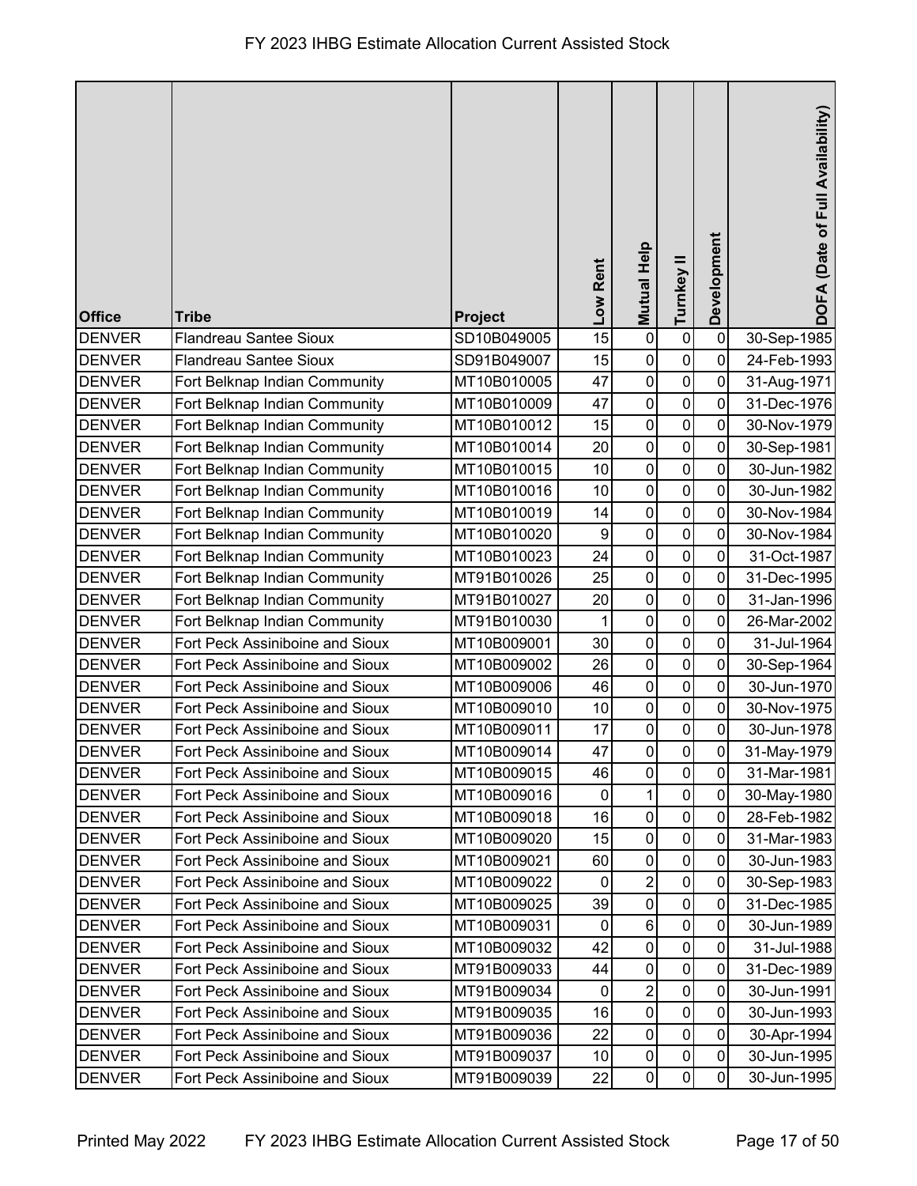# FY 2023 IHBG Estimate Allocation Current Assisted Stock

| Office | Tribe | Project | Low Rent | Mutual Help | Turnkey II | Development | DOFA (Date of Full Availability) |
|---|---|---|---|---|---|---|---|
| DENVER | Flandreau Santee Sioux | SD10B049005 | 15 | 0 | 0 | 0 | 30-Sep-1985 |
| DENVER | Flandreau Santee Sioux | SD91B049007 | 15 | 0 | 0 | 0 | 24-Feb-1993 |
| DENVER | Fort Belknap Indian Community | MT10B010005 | 47 | 0 | 0 | 0 | 31-Aug-1971 |
| DENVER | Fort Belknap Indian Community | MT10B010009 | 47 | 0 | 0 | 0 | 31-Dec-1976 |
| DENVER | Fort Belknap Indian Community | MT10B010012 | 15 | 0 | 0 | 0 | 30-Nov-1979 |
| DENVER | Fort Belknap Indian Community | MT10B010014 | 20 | 0 | 0 | 0 | 30-Sep-1981 |
| DENVER | Fort Belknap Indian Community | MT10B010015 | 10 | 0 | 0 | 0 | 30-Jun-1982 |
| DENVER | Fort Belknap Indian Community | MT10B010016 | 10 | 0 | 0 | 0 | 30-Jun-1982 |
| DENVER | Fort Belknap Indian Community | MT10B010019 | 14 | 0 | 0 | 0 | 30-Nov-1984 |
| DENVER | Fort Belknap Indian Community | MT10B010020 | 9 | 0 | 0 | 0 | 30-Nov-1984 |
| DENVER | Fort Belknap Indian Community | MT10B010023 | 24 | 0 | 0 | 0 | 31-Oct-1987 |
| DENVER | Fort Belknap Indian Community | MT91B010026 | 25 | 0 | 0 | 0 | 31-Dec-1995 |
| DENVER | Fort Belknap Indian Community | MT91B010027 | 20 | 0 | 0 | 0 | 31-Jan-1996 |
| DENVER | Fort Belknap Indian Community | MT91B010030 | 1 | 0 | 0 | 0 | 26-Mar-2002 |
| DENVER | Fort Peck Assiniboine and Sioux | MT10B009001 | 30 | 0 | 0 | 0 | 31-Jul-1964 |
| DENVER | Fort Peck Assiniboine and Sioux | MT10B009002 | 26 | 0 | 0 | 0 | 30-Sep-1964 |
| DENVER | Fort Peck Assiniboine and Sioux | MT10B009006 | 46 | 0 | 0 | 0 | 30-Jun-1970 |
| DENVER | Fort Peck Assiniboine and Sioux | MT10B009010 | 10 | 0 | 0 | 0 | 30-Nov-1975 |
| DENVER | Fort Peck Assiniboine and Sioux | MT10B009011 | 17 | 0 | 0 | 0 | 30-Jun-1978 |
| DENVER | Fort Peck Assiniboine and Sioux | MT10B009014 | 47 | 0 | 0 | 0 | 31-May-1979 |
| DENVER | Fort Peck Assiniboine and Sioux | MT10B009015 | 46 | 0 | 0 | 0 | 31-Mar-1981 |
| DENVER | Fort Peck Assiniboine and Sioux | MT10B009016 | 0 | 1 | 0 | 0 | 30-May-1980 |
| DENVER | Fort Peck Assiniboine and Sioux | MT10B009018 | 16 | 0 | 0 | 0 | 28-Feb-1982 |
| DENVER | Fort Peck Assiniboine and Sioux | MT10B009020 | 15 | 0 | 0 | 0 | 31-Mar-1983 |
| DENVER | Fort Peck Assiniboine and Sioux | MT10B009021 | 60 | 0 | 0 | 0 | 30-Jun-1983 |
| DENVER | Fort Peck Assiniboine and Sioux | MT10B009022 | 0 | 2 | 0 | 0 | 30-Sep-1983 |
| DENVER | Fort Peck Assiniboine and Sioux | MT10B009025 | 39 | 0 | 0 | 0 | 31-Dec-1985 |
| DENVER | Fort Peck Assiniboine and Sioux | MT10B009031 | 0 | 6 | 0 | 0 | 30-Jun-1989 |
| DENVER | Fort Peck Assiniboine and Sioux | MT10B009032 | 42 | 0 | 0 | 0 | 31-Jul-1988 |
| DENVER | Fort Peck Assiniboine and Sioux | MT91B009033 | 44 | 0 | 0 | 0 | 31-Dec-1989 |
| DENVER | Fort Peck Assiniboine and Sioux | MT91B009034 | 0 | 2 | 0 | 0 | 30-Jun-1991 |
| DENVER | Fort Peck Assiniboine and Sioux | MT91B009035 | 16 | 0 | 0 | 0 | 30-Jun-1993 |
| DENVER | Fort Peck Assiniboine and Sioux | MT91B009036 | 22 | 0 | 0 | 0 | 30-Apr-1994 |
| DENVER | Fort Peck Assiniboine and Sioux | MT91B009037 | 10 | 0 | 0 | 0 | 30-Jun-1995 |
| DENVER | Fort Peck Assiniboine and Sioux | MT91B009039 | 22 | 0 | 0 | 0 | 30-Jun-1995 |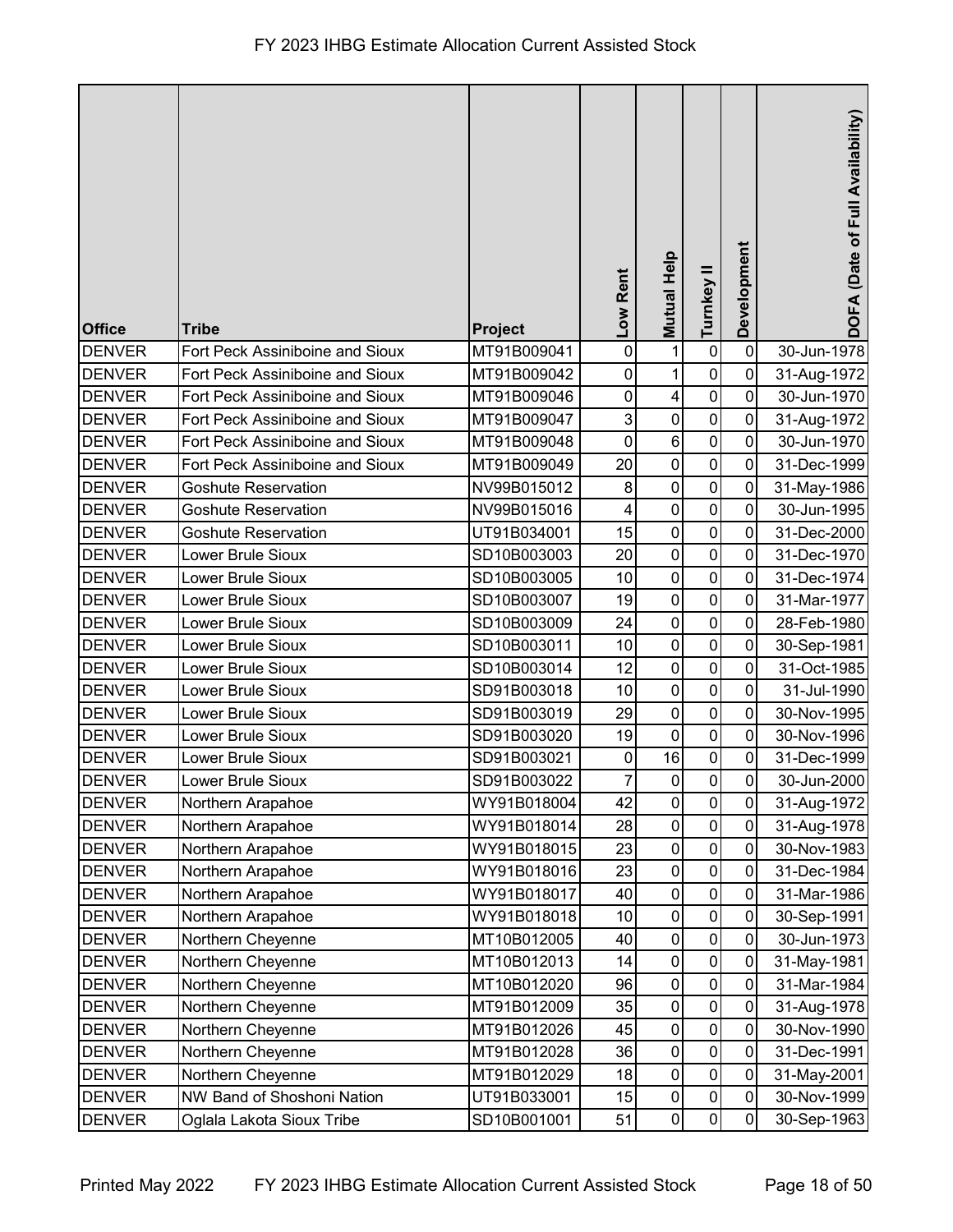| Office | Tribe | Project | Low Rent | Mutual Help | Turnkey II | Development | DOFA (Date of Full Availability) |
|---|---|---|---|---|---|---|---|
| DENVER | Fort Peck Assiniboine and Sioux | MT91B009041 | 0 | 1 | 0 | 0 | 30-Jun-1978 |
| DENVER | Fort Peck Assiniboine and Sioux | MT91B009042 | 0 | 1 | 0 | 0 | 31-Aug-1972 |
| DENVER | Fort Peck Assiniboine and Sioux | MT91B009046 | 0 | 4 | 0 | 0 | 30-Jun-1970 |
| DENVER | Fort Peck Assiniboine and Sioux | MT91B009047 | 3 | 0 | 0 | 0 | 31-Aug-1972 |
| DENVER | Fort Peck Assiniboine and Sioux | MT91B009048 | 0 | 6 | 0 | 0 | 30-Jun-1970 |
| DENVER | Fort Peck Assiniboine and Sioux | MT91B009049 | 20 | 0 | 0 | 0 | 31-Dec-1999 |
| DENVER | Goshute Reservation | NV99B015012 | 8 | 0 | 0 | 0 | 31-May-1986 |
| DENVER | Goshute Reservation | NV99B015016 | 4 | 0 | 0 | 0 | 30-Jun-1995 |
| DENVER | Goshute Reservation | UT91B034001 | 15 | 0 | 0 | 0 | 31-Dec-2000 |
| DENVER | Lower Brule Sioux | SD10B003003 | 20 | 0 | 0 | 0 | 31-Dec-1970 |
| DENVER | Lower Brule Sioux | SD10B003005 | 10 | 0 | 0 | 0 | 31-Dec-1974 |
| DENVER | Lower Brule Sioux | SD10B003007 | 19 | 0 | 0 | 0 | 31-Mar-1977 |
| DENVER | Lower Brule Sioux | SD10B003009 | 24 | 0 | 0 | 0 | 28-Feb-1980 |
| DENVER | Lower Brule Sioux | SD10B003011 | 10 | 0 | 0 | 0 | 30-Sep-1981 |
| DENVER | Lower Brule Sioux | SD10B003014 | 12 | 0 | 0 | 0 | 31-Oct-1985 |
| DENVER | Lower Brule Sioux | SD91B003018 | 10 | 0 | 0 | 0 | 31-Jul-1990 |
| DENVER | Lower Brule Sioux | SD91B003019 | 29 | 0 | 0 | 0 | 30-Nov-1995 |
| DENVER | Lower Brule Sioux | SD91B003020 | 19 | 0 | 0 | 0 | 30-Nov-1996 |
| DENVER | Lower Brule Sioux | SD91B003021 | 0 | 16 | 0 | 0 | 31-Dec-1999 |
| DENVER | Lower Brule Sioux | SD91B003022 | 7 | 0 | 0 | 0 | 30-Jun-2000 |
| DENVER | Northern Arapahoe | WY91B018004 | 42 | 0 | 0 | 0 | 31-Aug-1972 |
| DENVER | Northern Arapahoe | WY91B018014 | 28 | 0 | 0 | 0 | 31-Aug-1978 |
| DENVER | Northern Arapahoe | WY91B018015 | 23 | 0 | 0 | 0 | 30-Nov-1983 |
| DENVER | Northern Arapahoe | WY91B018016 | 23 | 0 | 0 | 0 | 31-Dec-1984 |
| DENVER | Northern Arapahoe | WY91B018017 | 40 | 0 | 0 | 0 | 31-Mar-1986 |
| DENVER | Northern Arapahoe | WY91B018018 | 10 | 0 | 0 | 0 | 30-Sep-1991 |
| DENVER | Northern Cheyenne | MT10B012005 | 40 | 0 | 0 | 0 | 30-Jun-1973 |
| DENVER | Northern Cheyenne | MT10B012013 | 14 | 0 | 0 | 0 | 31-May-1981 |
| DENVER | Northern Cheyenne | MT10B012020 | 96 | 0 | 0 | 0 | 31-Mar-1984 |
| DENVER | Northern Cheyenne | MT91B012009 | 35 | 0 | 0 | 0 | 31-Aug-1978 |
| DENVER | Northern Cheyenne | MT91B012026 | 45 | 0 | 0 | 0 | 30-Nov-1990 |
| DENVER | Northern Cheyenne | MT91B012028 | 36 | 0 | 0 | 0 | 31-Dec-1991 |
| DENVER | Northern Cheyenne | MT91B012029 | 18 | 0 | 0 | 0 | 31-May-2001 |
| DENVER | NW Band of Shoshoni Nation | UT91B033001 | 15 | 0 | 0 | 0 | 30-Nov-1999 |
| DENVER | Oglala Lakota Sioux Tribe | SD10B001001 | 51 | 0 | 0 | 0 | 30-Sep-1963 |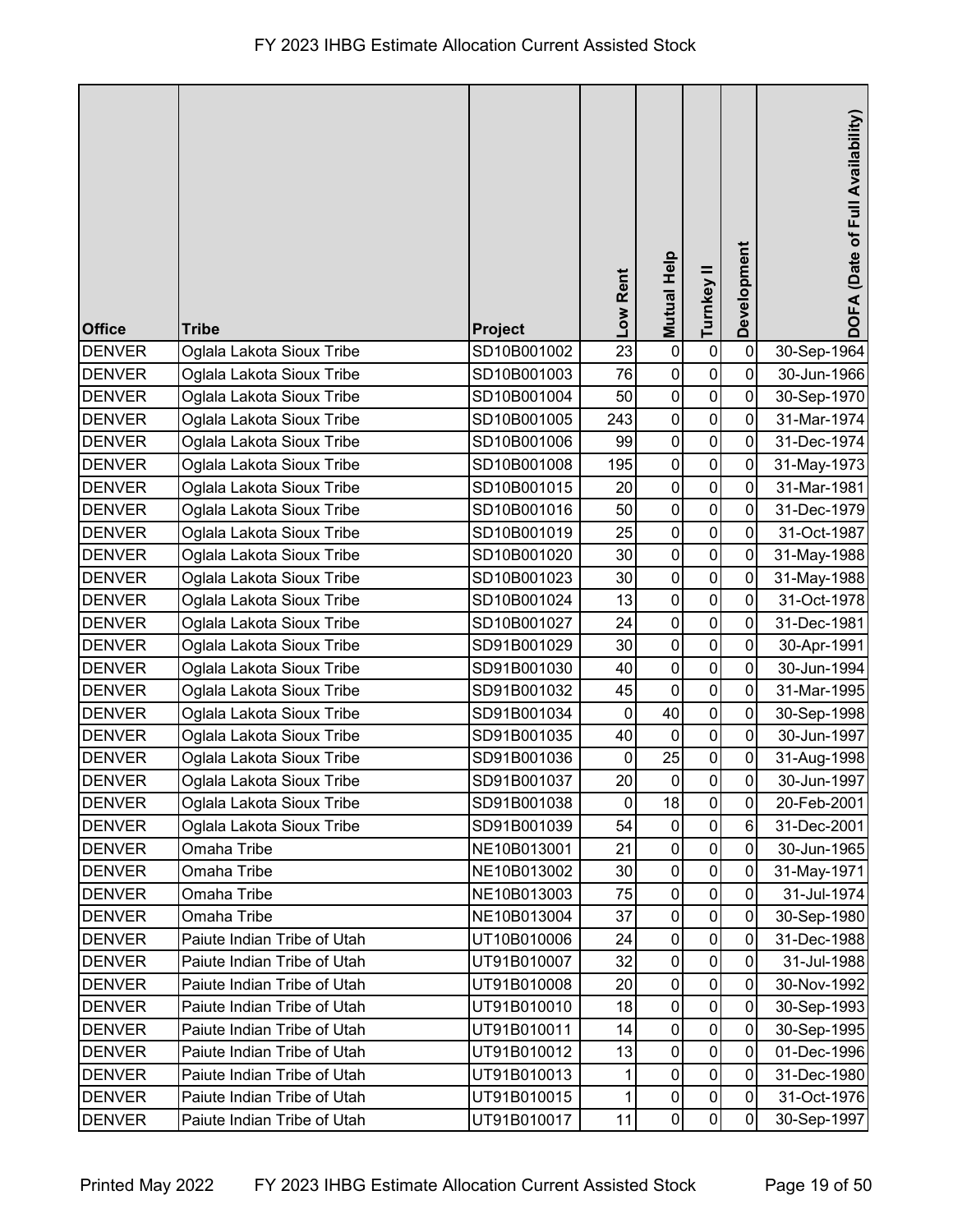# FY 2023 IHBG Estimate Allocation Current Assisted Stock

| Office | Tribe | Project | Low Rent | Mutual Help | Turnkey II | Development | DOFA (Date of Full Availability) |
|---|---|---|---|---|---|---|---|
| DENVER | Oglala Lakota Sioux Tribe | SD10B001002 | 23 | 0 | 0 | 0 | 30-Sep-1964 |
| DENVER | Oglala Lakota Sioux Tribe | SD10B001003 | 76 | 0 | 0 | 0 | 30-Jun-1966 |
| DENVER | Oglala Lakota Sioux Tribe | SD10B001004 | 50 | 0 | 0 | 0 | 30-Sep-1970 |
| DENVER | Oglala Lakota Sioux Tribe | SD10B001005 | 243 | 0 | 0 | 0 | 31-Mar-1974 |
| DENVER | Oglala Lakota Sioux Tribe | SD10B001006 | 99 | 0 | 0 | 0 | 31-Dec-1974 |
| DENVER | Oglala Lakota Sioux Tribe | SD10B001008 | 195 | 0 | 0 | 0 | 31-May-1973 |
| DENVER | Oglala Lakota Sioux Tribe | SD10B001015 | 20 | 0 | 0 | 0 | 31-Mar-1981 |
| DENVER | Oglala Lakota Sioux Tribe | SD10B001016 | 50 | 0 | 0 | 0 | 31-Dec-1979 |
| DENVER | Oglala Lakota Sioux Tribe | SD10B001019 | 25 | 0 | 0 | 0 | 31-Oct-1987 |
| DENVER | Oglala Lakota Sioux Tribe | SD10B001020 | 30 | 0 | 0 | 0 | 31-May-1988 |
| DENVER | Oglala Lakota Sioux Tribe | SD10B001023 | 30 | 0 | 0 | 0 | 31-May-1988 |
| DENVER | Oglala Lakota Sioux Tribe | SD10B001024 | 13 | 0 | 0 | 0 | 31-Oct-1978 |
| DENVER | Oglala Lakota Sioux Tribe | SD10B001027 | 24 | 0 | 0 | 0 | 31-Dec-1981 |
| DENVER | Oglala Lakota Sioux Tribe | SD91B001029 | 30 | 0 | 0 | 0 | 30-Apr-1991 |
| DENVER | Oglala Lakota Sioux Tribe | SD91B001030 | 40 | 0 | 0 | 0 | 30-Jun-1994 |
| DENVER | Oglala Lakota Sioux Tribe | SD91B001032 | 45 | 0 | 0 | 0 | 31-Mar-1995 |
| DENVER | Oglala Lakota Sioux Tribe | SD91B001034 | 0 | 40 | 0 | 0 | 30-Sep-1998 |
| DENVER | Oglala Lakota Sioux Tribe | SD91B001035 | 40 | 0 | 0 | 0 | 30-Jun-1997 |
| DENVER | Oglala Lakota Sioux Tribe | SD91B001036 | 0 | 25 | 0 | 0 | 31-Aug-1998 |
| DENVER | Oglala Lakota Sioux Tribe | SD91B001037 | 20 | 0 | 0 | 0 | 30-Jun-1997 |
| DENVER | Oglala Lakota Sioux Tribe | SD91B001038 | 0 | 18 | 0 | 0 | 20-Feb-2001 |
| DENVER | Oglala Lakota Sioux Tribe | SD91B001039 | 54 | 0 | 0 | 6 | 31-Dec-2001 |
| DENVER | Omaha Tribe | NE10B013001 | 21 | 0 | 0 | 0 | 30-Jun-1965 |
| DENVER | Omaha Tribe | NE10B013002 | 30 | 0 | 0 | 0 | 31-May-1971 |
| DENVER | Omaha Tribe | NE10B013003 | 75 | 0 | 0 | 0 | 31-Jul-1974 |
| DENVER | Omaha Tribe | NE10B013004 | 37 | 0 | 0 | 0 | 30-Sep-1980 |
| DENVER | Paiute Indian Tribe of Utah | UT10B010006 | 24 | 0 | 0 | 0 | 31-Dec-1988 |
| DENVER | Paiute Indian Tribe of Utah | UT91B010007 | 32 | 0 | 0 | 0 | 31-Jul-1988 |
| DENVER | Paiute Indian Tribe of Utah | UT91B010008 | 20 | 0 | 0 | 0 | 30-Nov-1992 |
| DENVER | Paiute Indian Tribe of Utah | UT91B010010 | 18 | 0 | 0 | 0 | 30-Sep-1993 |
| DENVER | Paiute Indian Tribe of Utah | UT91B010011 | 14 | 0 | 0 | 0 | 30-Sep-1995 |
| DENVER | Paiute Indian Tribe of Utah | UT91B010012 | 13 | 0 | 0 | 0 | 01-Dec-1996 |
| DENVER | Paiute Indian Tribe of Utah | UT91B010013 | 1 | 0 | 0 | 0 | 31-Dec-1980 |
| DENVER | Paiute Indian Tribe of Utah | UT91B010015 | 1 | 0 | 0 | 0 | 31-Oct-1976 |
| DENVER | Paiute Indian Tribe of Utah | UT91B010017 | 11 | 0 | 0 | 0 | 30-Sep-1997 |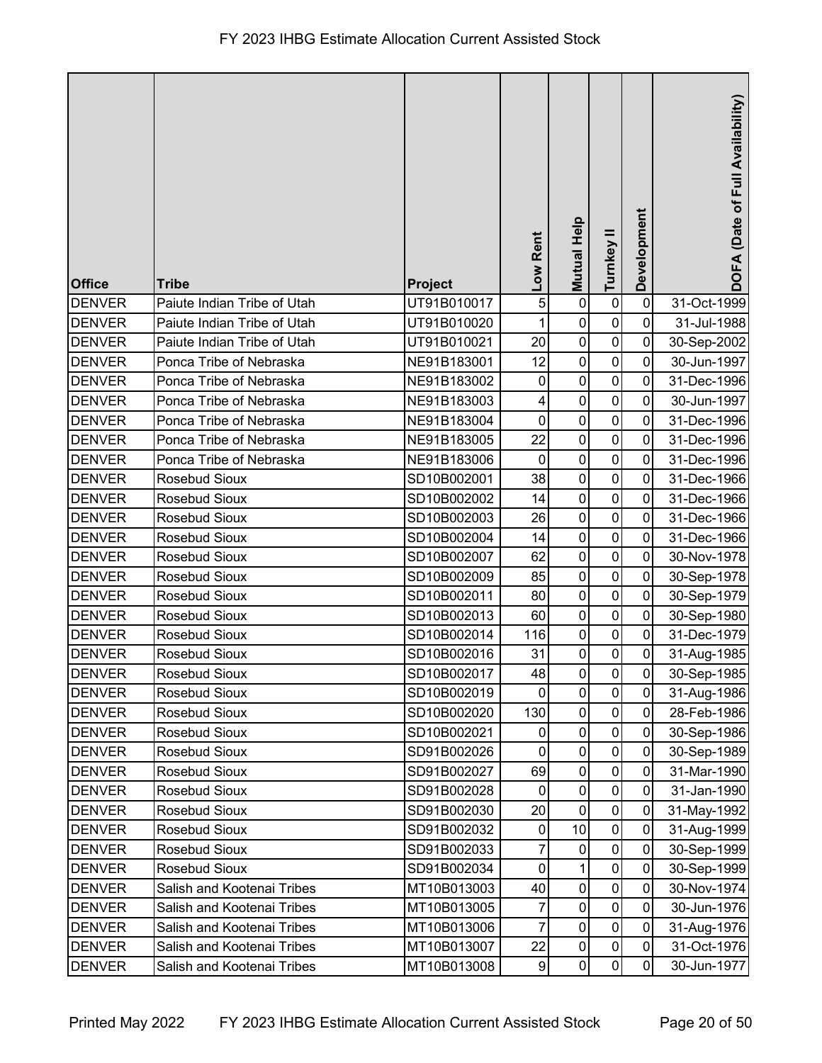| Office | Tribe | Project | Low Rent | Mutual Help | Turnkey II | Development | DOFA (Date of Full Availability) |
|---|---|---|---|---|---|---|---|
| DENVER | Paiute Indian Tribe of Utah | UT91B010017 | 5 | 0 | 0 | 0 | 31-Oct-1999 |
| DENVER | Paiute Indian Tribe of Utah | UT91B010020 | 1 | 0 | 0 | 0 | 31-Jul-1988 |
| DENVER | Paiute Indian Tribe of Utah | UT91B010021 | 20 | 0 | 0 | 0 | 30-Sep-2002 |
| DENVER | Ponca Tribe of Nebraska | NE91B183001 | 12 | 0 | 0 | 0 | 30-Jun-1997 |
| DENVER | Ponca Tribe of Nebraska | NE91B183002 | 0 | 0 | 0 | 0 | 31-Dec-1996 |
| DENVER | Ponca Tribe of Nebraska | NE91B183003 | 4 | 0 | 0 | 0 | 30-Jun-1997 |
| DENVER | Ponca Tribe of Nebraska | NE91B183004 | 0 | 0 | 0 | 0 | 31-Dec-1996 |
| DENVER | Ponca Tribe of Nebraska | NE91B183005 | 22 | 0 | 0 | 0 | 31-Dec-1996 |
| DENVER | Ponca Tribe of Nebraska | NE91B183006 | 0 | 0 | 0 | 0 | 31-Dec-1996 |
| DENVER | Rosebud Sioux | SD10B002001 | 38 | 0 | 0 | 0 | 31-Dec-1966 |
| DENVER | Rosebud Sioux | SD10B002002 | 14 | 0 | 0 | 0 | 31-Dec-1966 |
| DENVER | Rosebud Sioux | SD10B002003 | 26 | 0 | 0 | 0 | 31-Dec-1966 |
| DENVER | Rosebud Sioux | SD10B002004 | 14 | 0 | 0 | 0 | 31-Dec-1966 |
| DENVER | Rosebud Sioux | SD10B002007 | 62 | 0 | 0 | 0 | 30-Nov-1978 |
| DENVER | Rosebud Sioux | SD10B002009 | 85 | 0 | 0 | 0 | 30-Sep-1978 |
| DENVER | Rosebud Sioux | SD10B002011 | 80 | 0 | 0 | 0 | 30-Sep-1979 |
| DENVER | Rosebud Sioux | SD10B002013 | 60 | 0 | 0 | 0 | 30-Sep-1980 |
| DENVER | Rosebud Sioux | SD10B002014 | 116 | 0 | 0 | 0 | 31-Dec-1979 |
| DENVER | Rosebud Sioux | SD10B002016 | 31 | 0 | 0 | 0 | 31-Aug-1985 |
| DENVER | Rosebud Sioux | SD10B002017 | 48 | 0 | 0 | 0 | 30-Sep-1985 |
| DENVER | Rosebud Sioux | SD10B002019 | 0 | 0 | 0 | 0 | 31-Aug-1986 |
| DENVER | Rosebud Sioux | SD10B002020 | 130 | 0 | 0 | 0 | 28-Feb-1986 |
| DENVER | Rosebud Sioux | SD10B002021 | 0 | 0 | 0 | 0 | 30-Sep-1986 |
| DENVER | Rosebud Sioux | SD91B002026 | 0 | 0 | 0 | 0 | 30-Sep-1989 |
| DENVER | Rosebud Sioux | SD91B002027 | 69 | 0 | 0 | 0 | 31-Mar-1990 |
| DENVER | Rosebud Sioux | SD91B002028 | 0 | 0 | 0 | 0 | 31-Jan-1990 |
| DENVER | Rosebud Sioux | SD91B002030 | 20 | 0 | 0 | 0 | 31-May-1992 |
| DENVER | Rosebud Sioux | SD91B002032 | 0 | 10 | 0 | 0 | 31-Aug-1999 |
| DENVER | Rosebud Sioux | SD91B002033 | 7 | 0 | 0 | 0 | 30-Sep-1999 |
| DENVER | Rosebud Sioux | SD91B002034 | 0 | 1 | 0 | 0 | 30-Sep-1999 |
| DENVER | Salish and Kootenai Tribes | MT10B013003 | 40 | 0 | 0 | 0 | 30-Nov-1974 |
| DENVER | Salish and Kootenai Tribes | MT10B013005 | 7 | 0 | 0 | 0 | 30-Jun-1976 |
| DENVER | Salish and Kootenai Tribes | MT10B013006 | 7 | 0 | 0 | 0 | 31-Aug-1976 |
| DENVER | Salish and Kootenai Tribes | MT10B013007 | 22 | 0 | 0 | 0 | 31-Oct-1976 |
| DENVER | Salish and Kootenai Tribes | MT10B013008 | 9 | 0 | 0 | 0 | 30-Jun-1977 |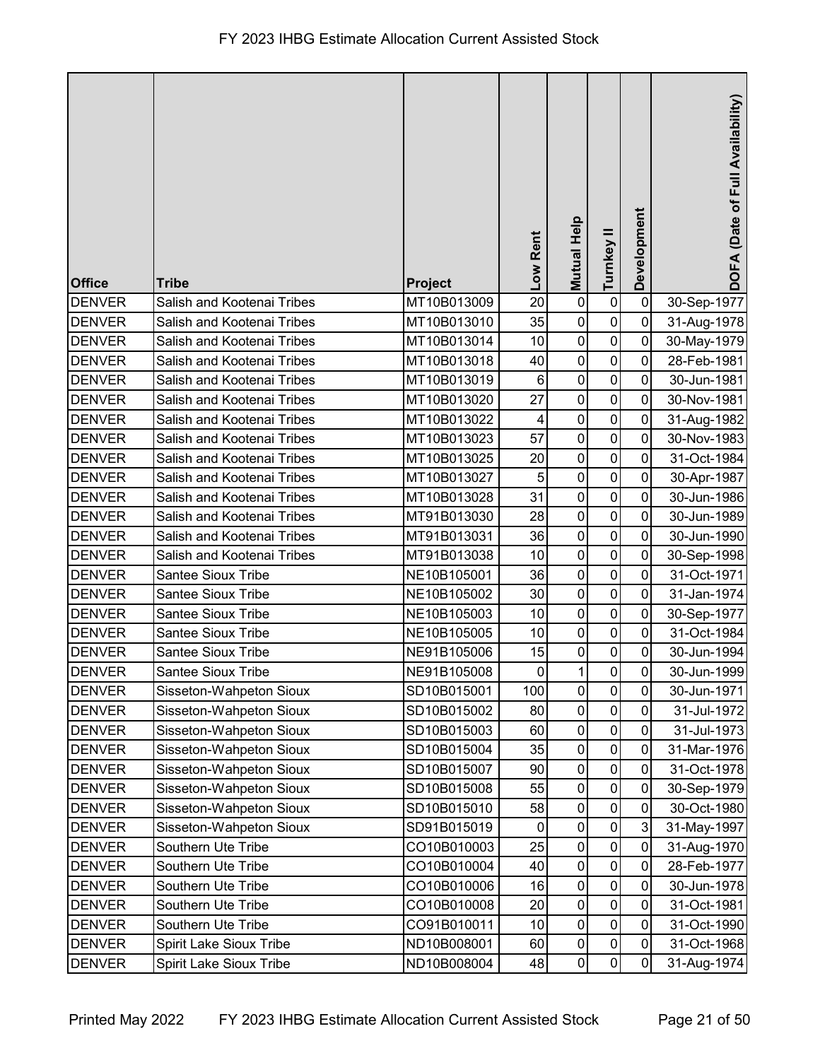| Office | Tribe | Project | Low Rent | Mutual Help | Turnkey II | Development | DOFA (Date of Full Availability) |
|---|---|---|---|---|---|---|---|
| DENVER | Salish and Kootenai Tribes | MT10B013009 | 20 | 0 | 0 | 0 | 30-Sep-1977 |
| DENVER | Salish and Kootenai Tribes | MT10B013010 | 35 | 0 | 0 | 0 | 31-Aug-1978 |
| DENVER | Salish and Kootenai Tribes | MT10B013014 | 10 | 0 | 0 | 0 | 30-May-1979 |
| DENVER | Salish and Kootenai Tribes | MT10B013018 | 40 | 0 | 0 | 0 | 28-Feb-1981 |
| DENVER | Salish and Kootenai Tribes | MT10B013019 | 6 | 0 | 0 | 0 | 30-Jun-1981 |
| DENVER | Salish and Kootenai Tribes | MT10B013020 | 27 | 0 | 0 | 0 | 30-Nov-1981 |
| DENVER | Salish and Kootenai Tribes | MT10B013022 | 4 | 0 | 0 | 0 | 31-Aug-1982 |
| DENVER | Salish and Kootenai Tribes | MT10B013023 | 57 | 0 | 0 | 0 | 30-Nov-1983 |
| DENVER | Salish and Kootenai Tribes | MT10B013025 | 20 | 0 | 0 | 0 | 31-Oct-1984 |
| DENVER | Salish and Kootenai Tribes | MT10B013027 | 5 | 0 | 0 | 0 | 30-Apr-1987 |
| DENVER | Salish and Kootenai Tribes | MT10B013028 | 31 | 0 | 0 | 0 | 30-Jun-1986 |
| DENVER | Salish and Kootenai Tribes | MT91B013030 | 28 | 0 | 0 | 0 | 30-Jun-1989 |
| DENVER | Salish and Kootenai Tribes | MT91B013031 | 36 | 0 | 0 | 0 | 30-Jun-1990 |
| DENVER | Salish and Kootenai Tribes | MT91B013038 | 10 | 0 | 0 | 0 | 30-Sep-1998 |
| DENVER | Santee Sioux Tribe | NE10B105001 | 36 | 0 | 0 | 0 | 31-Oct-1971 |
| DENVER | Santee Sioux Tribe | NE10B105002 | 30 | 0 | 0 | 0 | 31-Jan-1974 |
| DENVER | Santee Sioux Tribe | NE10B105003 | 10 | 0 | 0 | 0 | 30-Sep-1977 |
| DENVER | Santee Sioux Tribe | NE10B105005 | 10 | 0 | 0 | 0 | 31-Oct-1984 |
| DENVER | Santee Sioux Tribe | NE91B105006 | 15 | 0 | 0 | 0 | 30-Jun-1994 |
| DENVER | Santee Sioux Tribe | NE91B105008 | 0 | 1 | 0 | 0 | 30-Jun-1999 |
| DENVER | Sisseton-Wahpeton Sioux | SD10B015001 | 100 | 0 | 0 | 0 | 30-Jun-1971 |
| DENVER | Sisseton-Wahpeton Sioux | SD10B015002 | 80 | 0 | 0 | 0 | 31-Jul-1972 |
| DENVER | Sisseton-Wahpeton Sioux | SD10B015003 | 60 | 0 | 0 | 0 | 31-Jul-1973 |
| DENVER | Sisseton-Wahpeton Sioux | SD10B015004 | 35 | 0 | 0 | 0 | 31-Mar-1976 |
| DENVER | Sisseton-Wahpeton Sioux | SD10B015007 | 90 | 0 | 0 | 0 | 31-Oct-1978 |
| DENVER | Sisseton-Wahpeton Sioux | SD10B015008 | 55 | 0 | 0 | 0 | 30-Sep-1979 |
| DENVER | Sisseton-Wahpeton Sioux | SD10B015010 | 58 | 0 | 0 | 0 | 30-Oct-1980 |
| DENVER | Sisseton-Wahpeton Sioux | SD91B015019 | 0 | 0 | 0 | 3 | 31-May-1997 |
| DENVER | Southern Ute Tribe | CO10B010003 | 25 | 0 | 0 | 0 | 31-Aug-1970 |
| DENVER | Southern Ute Tribe | CO10B010004 | 40 | 0 | 0 | 0 | 28-Feb-1977 |
| DENVER | Southern Ute Tribe | CO10B010006 | 16 | 0 | 0 | 0 | 30-Jun-1978 |
| DENVER | Southern Ute Tribe | CO10B010008 | 20 | 0 | 0 | 0 | 31-Oct-1981 |
| DENVER | Southern Ute Tribe | CO91B010011 | 10 | 0 | 0 | 0 | 31-Oct-1990 |
| DENVER | Spirit Lake Sioux Tribe | ND10B008001 | 60 | 0 | 0 | 0 | 31-Oct-1968 |
| DENVER | Spirit Lake Sioux Tribe | ND10B008004 | 48 | 0 | 0 | 0 | 31-Aug-1974 |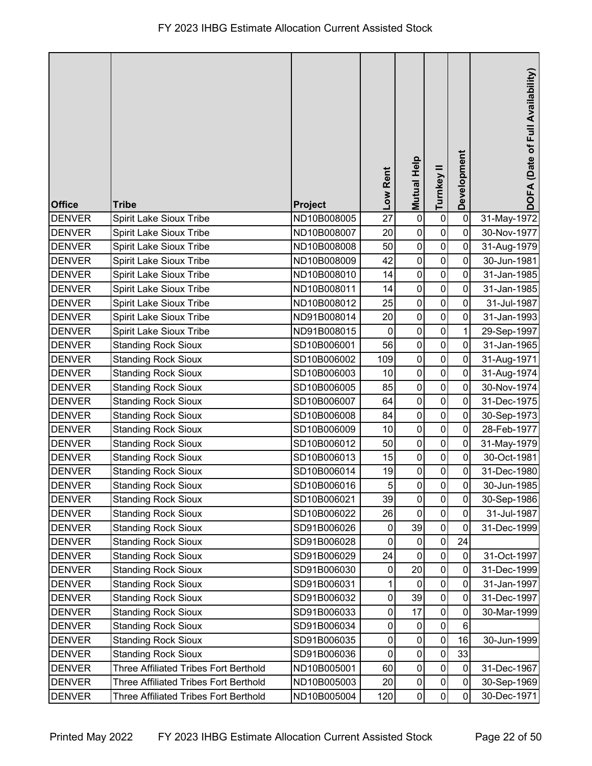# FY 2023 IHBG Estimate Allocation Current Assisted Stock

| Office | Tribe | Project | Low Rent | Mutual Help | Turnkey II | Development | DOFA (Date of Full Availability) |
|---|---|---|---|---|---|---|---|
| DENVER | Spirit Lake Sioux Tribe | ND10B008005 | 27 | 0 | 0 | 0 | 31-May-1972 |
| DENVER | Spirit Lake Sioux Tribe | ND10B008007 | 20 | 0 | 0 | 0 | 30-Nov-1977 |
| DENVER | Spirit Lake Sioux Tribe | ND10B008008 | 50 | 0 | 0 | 0 | 31-Aug-1979 |
| DENVER | Spirit Lake Sioux Tribe | ND10B008009 | 42 | 0 | 0 | 0 | 30-Jun-1981 |
| DENVER | Spirit Lake Sioux Tribe | ND10B008010 | 14 | 0 | 0 | 0 | 31-Jan-1985 |
| DENVER | Spirit Lake Sioux Tribe | ND10B008011 | 14 | 0 | 0 | 0 | 31-Jan-1985 |
| DENVER | Spirit Lake Sioux Tribe | ND10B008012 | 25 | 0 | 0 | 0 | 31-Jul-1987 |
| DENVER | Spirit Lake Sioux Tribe | ND91B008014 | 20 | 0 | 0 | 0 | 31-Jan-1993 |
| DENVER | Spirit Lake Sioux Tribe | ND91B008015 | 0 | 0 | 0 | 1 | 29-Sep-1997 |
| DENVER | Standing Rock Sioux | SD10B006001 | 56 | 0 | 0 | 0 | 31-Jan-1965 |
| DENVER | Standing Rock Sioux | SD10B006002 | 109 | 0 | 0 | 0 | 31-Aug-1971 |
| DENVER | Standing Rock Sioux | SD10B006003 | 10 | 0 | 0 | 0 | 31-Aug-1974 |
| DENVER | Standing Rock Sioux | SD10B006005 | 85 | 0 | 0 | 0 | 30-Nov-1974 |
| DENVER | Standing Rock Sioux | SD10B006007 | 64 | 0 | 0 | 0 | 31-Dec-1975 |
| DENVER | Standing Rock Sioux | SD10B006008 | 84 | 0 | 0 | 0 | 30-Sep-1973 |
| DENVER | Standing Rock Sioux | SD10B006009 | 10 | 0 | 0 | 0 | 28-Feb-1977 |
| DENVER | Standing Rock Sioux | SD10B006012 | 50 | 0 | 0 | 0 | 31-May-1979 |
| DENVER | Standing Rock Sioux | SD10B006013 | 15 | 0 | 0 | 0 | 30-Oct-1981 |
| DENVER | Standing Rock Sioux | SD10B006014 | 19 | 0 | 0 | 0 | 31-Dec-1980 |
| DENVER | Standing Rock Sioux | SD10B006016 | 5 | 0 | 0 | 0 | 30-Jun-1985 |
| DENVER | Standing Rock Sioux | SD10B006021 | 39 | 0 | 0 | 0 | 30-Sep-1986 |
| DENVER | Standing Rock Sioux | SD10B006022 | 26 | 0 | 0 | 0 | 31-Jul-1987 |
| DENVER | Standing Rock Sioux | SD91B006026 | 0 | 39 | 0 | 0 | 31-Dec-1999 |
| DENVER | Standing Rock Sioux | SD91B006028 | 0 | 0 | 0 | 24 | |
| DENVER | Standing Rock Sioux | SD91B006029 | 24 | 0 | 0 | 0 | 31-Oct-1997 |
| DENVER | Standing Rock Sioux | SD91B006030 | 0 | 20 | 0 | 0 | 31-Dec-1999 |
| DENVER | Standing Rock Sioux | SD91B006031 | 1 | 0 | 0 | 0 | 31-Jan-1997 |
| DENVER | Standing Rock Sioux | SD91B006032 | 0 | 39 | 0 | 0 | 31-Dec-1997 |
| DENVER | Standing Rock Sioux | SD91B006033 | 0 | 17 | 0 | 0 | 30-Mar-1999 |
| DENVER | Standing Rock Sioux | SD91B006034 | 0 | 0 | 0 | 6 | |
| DENVER | Standing Rock Sioux | SD91B006035 | 0 | 0 | 0 | 16 | 30-Jun-1999 |
| DENVER | Standing Rock Sioux | SD91B006036 | 0 | 0 | 0 | 33 | |
| DENVER | Three Affiliated Tribes Fort Berthold | ND10B005001 | 60 | 0 | 0 | 0 | 31-Dec-1967 |
| DENVER | Three Affiliated Tribes Fort Berthold | ND10B005003 | 20 | 0 | 0 | 0 | 30-Sep-1969 |
| DENVER | Three Affiliated Tribes Fort Berthold | ND10B005004 | 120 | 0 | 0 | 0 | 30-Dec-1971 |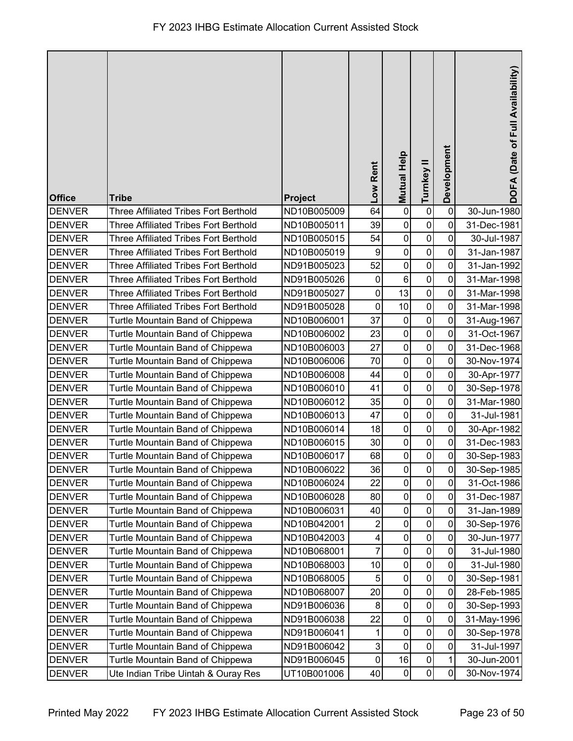# FY 2023 IHBG Estimate Allocation Current Assisted Stock

| Office | Tribe | Project | Low Rent | Mutual Help | Turnkey II | Development | DOFA (Date of Full Availability) |
|---|---|---|---|---|---|---|---|
| DENVER | Three Affiliated Tribes Fort Berthold | ND10B005009 | 64 | 0 | 0 | 0 | 30-Jun-1980 |
| DENVER | Three Affiliated Tribes Fort Berthold | ND10B005011 | 39 | 0 | 0 | 0 | 31-Dec-1981 |
| DENVER | Three Affiliated Tribes Fort Berthold | ND10B005015 | 54 | 0 | 0 | 0 | 30-Jul-1987 |
| DENVER | Three Affiliated Tribes Fort Berthold | ND10B005019 | 9 | 0 | 0 | 0 | 31-Jan-1987 |
| DENVER | Three Affiliated Tribes Fort Berthold | ND91B005023 | 52 | 0 | 0 | 0 | 31-Jan-1992 |
| DENVER | Three Affiliated Tribes Fort Berthold | ND91B005026 | 0 | 6 | 0 | 0 | 31-Mar-1998 |
| DENVER | Three Affiliated Tribes Fort Berthold | ND91B005027 | 0 | 13 | 0 | 0 | 31-Mar-1998 |
| DENVER | Three Affiliated Tribes Fort Berthold | ND91B005028 | 0 | 10 | 0 | 0 | 31-Mar-1998 |
| DENVER | Turtle Mountain Band of Chippewa | ND10B006001 | 37 | 0 | 0 | 0 | 31-Aug-1967 |
| DENVER | Turtle Mountain Band of Chippewa | ND10B006002 | 23 | 0 | 0 | 0 | 31-Oct-1967 |
| DENVER | Turtle Mountain Band of Chippewa | ND10B006003 | 27 | 0 | 0 | 0 | 31-Dec-1968 |
| DENVER | Turtle Mountain Band of Chippewa | ND10B006006 | 70 | 0 | 0 | 0 | 30-Nov-1974 |
| DENVER | Turtle Mountain Band of Chippewa | ND10B006008 | 44 | 0 | 0 | 0 | 30-Apr-1977 |
| DENVER | Turtle Mountain Band of Chippewa | ND10B006010 | 41 | 0 | 0 | 0 | 30-Sep-1978 |
| DENVER | Turtle Mountain Band of Chippewa | ND10B006012 | 35 | 0 | 0 | 0 | 31-Mar-1980 |
| DENVER | Turtle Mountain Band of Chippewa | ND10B006013 | 47 | 0 | 0 | 0 | 31-Jul-1981 |
| DENVER | Turtle Mountain Band of Chippewa | ND10B006014 | 18 | 0 | 0 | 0 | 30-Apr-1982 |
| DENVER | Turtle Mountain Band of Chippewa | ND10B006015 | 30 | 0 | 0 | 0 | 31-Dec-1983 |
| DENVER | Turtle Mountain Band of Chippewa | ND10B006017 | 68 | 0 | 0 | 0 | 30-Sep-1983 |
| DENVER | Turtle Mountain Band of Chippewa | ND10B006022 | 36 | 0 | 0 | 0 | 30-Sep-1985 |
| DENVER | Turtle Mountain Band of Chippewa | ND10B006024 | 22 | 0 | 0 | 0 | 31-Oct-1986 |
| DENVER | Turtle Mountain Band of Chippewa | ND10B006028 | 80 | 0 | 0 | 0 | 31-Dec-1987 |
| DENVER | Turtle Mountain Band of Chippewa | ND10B006031 | 40 | 0 | 0 | 0 | 31-Jan-1989 |
| DENVER | Turtle Mountain Band of Chippewa | ND10B042001 | 2 | 0 | 0 | 0 | 30-Sep-1976 |
| DENVER | Turtle Mountain Band of Chippewa | ND10B042003 | 4 | 0 | 0 | 0 | 30-Jun-1977 |
| DENVER | Turtle Mountain Band of Chippewa | ND10B068001 | 7 | 0 | 0 | 0 | 31-Jul-1980 |
| DENVER | Turtle Mountain Band of Chippewa | ND10B068003 | 10 | 0 | 0 | 0 | 31-Jul-1980 |
| DENVER | Turtle Mountain Band of Chippewa | ND10B068005 | 5 | 0 | 0 | 0 | 30-Sep-1981 |
| DENVER | Turtle Mountain Band of Chippewa | ND10B068007 | 20 | 0 | 0 | 0 | 28-Feb-1985 |
| DENVER | Turtle Mountain Band of Chippewa | ND91B006036 | 8 | 0 | 0 | 0 | 30-Sep-1993 |
| DENVER | Turtle Mountain Band of Chippewa | ND91B006038 | 22 | 0 | 0 | 0 | 31-May-1996 |
| DENVER | Turtle Mountain Band of Chippewa | ND91B006041 | 1 | 0 | 0 | 0 | 30-Sep-1978 |
| DENVER | Turtle Mountain Band of Chippewa | ND91B006042 | 3 | 0 | 0 | 0 | 31-Jul-1997 |
| DENVER | Turtle Mountain Band of Chippewa | ND91B006045 | 0 | 16 | 0 | 1 | 30-Jun-2001 |
| DENVER | Ute Indian Tribe Uintah & Ouray Res | UT10B001006 | 40 | 0 | 0 | 0 | 30-Nov-1974 |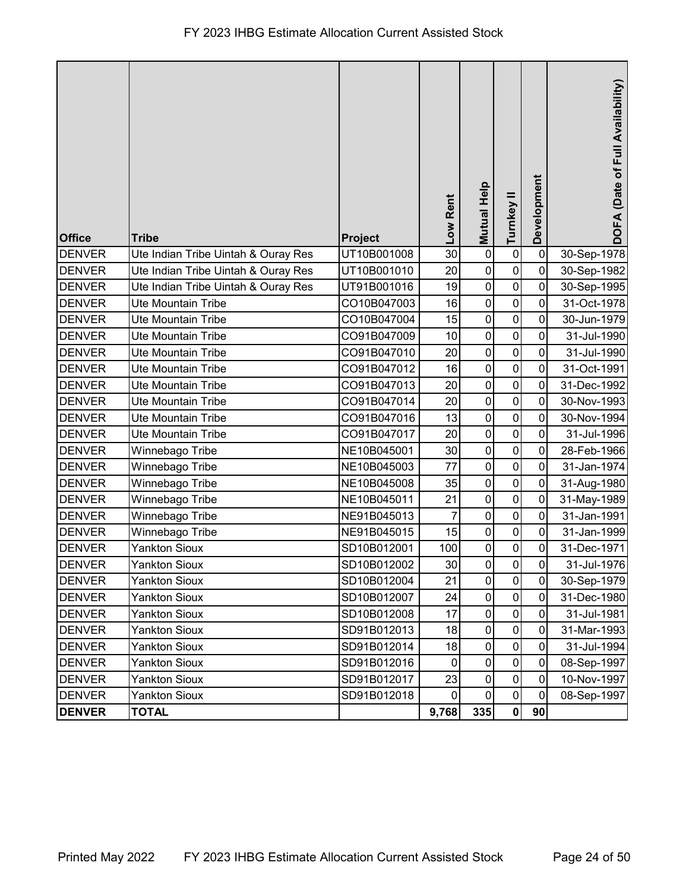# FY 2023 IHBG Estimate Allocation Current Assisted Stock

| Office | Tribe | Project | Low Rent | Mutual Help | Turnkey II | Development | DOFA (Date of Full Availability) |
|---|---|---|---|---|---|---|---|
| DENVER | Ute Indian Tribe Uintah & Ouray Res | UT10B001008 | 30 | 0 | 0 | 0 | 30-Sep-1978 |
| DENVER | Ute Indian Tribe Uintah & Ouray Res | UT10B001010 | 20 | 0 | 0 | 0 | 30-Sep-1982 |
| DENVER | Ute Indian Tribe Uintah & Ouray Res | UT91B001016 | 19 | 0 | 0 | 0 | 30-Sep-1995 |
| DENVER | Ute Mountain Tribe | CO10B047003 | 16 | 0 | 0 | 0 | 31-Oct-1978 |
| DENVER | Ute Mountain Tribe | CO10B047004 | 15 | 0 | 0 | 0 | 30-Jun-1979 |
| DENVER | Ute Mountain Tribe | CO91B047009 | 10 | 0 | 0 | 0 | 31-Jul-1990 |
| DENVER | Ute Mountain Tribe | CO91B047010 | 20 | 0 | 0 | 0 | 31-Jul-1990 |
| DENVER | Ute Mountain Tribe | CO91B047012 | 16 | 0 | 0 | 0 | 31-Oct-1991 |
| DENVER | Ute Mountain Tribe | CO91B047013 | 20 | 0 | 0 | 0 | 31-Dec-1992 |
| DENVER | Ute Mountain Tribe | CO91B047014 | 20 | 0 | 0 | 0 | 30-Nov-1993 |
| DENVER | Ute Mountain Tribe | CO91B047016 | 13 | 0 | 0 | 0 | 30-Nov-1994 |
| DENVER | Ute Mountain Tribe | CO91B047017 | 20 | 0 | 0 | 0 | 31-Jul-1996 |
| DENVER | Winnebago Tribe | NE10B045001 | 30 | 0 | 0 | 0 | 28-Feb-1966 |
| DENVER | Winnebago Tribe | NE10B045003 | 77 | 0 | 0 | 0 | 31-Jan-1974 |
| DENVER | Winnebago Tribe | NE10B045008 | 35 | 0 | 0 | 0 | 31-Aug-1980 |
| DENVER | Winnebago Tribe | NE10B045011 | 21 | 0 | 0 | 0 | 31-May-1989 |
| DENVER | Winnebago Tribe | NE91B045013 | 7 | 0 | 0 | 0 | 31-Jan-1991 |
| DENVER | Winnebago Tribe | NE91B045015 | 15 | 0 | 0 | 0 | 31-Jan-1999 |
| DENVER | Yankton Sioux | SD10B012001 | 100 | 0 | 0 | 0 | 31-Dec-1971 |
| DENVER | Yankton Sioux | SD10B012002 | 30 | 0 | 0 | 0 | 31-Jul-1976 |
| DENVER | Yankton Sioux | SD10B012004 | 21 | 0 | 0 | 0 | 30-Sep-1979 |
| DENVER | Yankton Sioux | SD10B012007 | 24 | 0 | 0 | 0 | 31-Dec-1980 |
| DENVER | Yankton Sioux | SD10B012008 | 17 | 0 | 0 | 0 | 31-Jul-1981 |
| DENVER | Yankton Sioux | SD91B012013 | 18 | 0 | 0 | 0 | 31-Mar-1993 |
| DENVER | Yankton Sioux | SD91B012014 | 18 | 0 | 0 | 0 | 31-Jul-1994 |
| DENVER | Yankton Sioux | SD91B012016 | 0 | 0 | 0 | 0 | 08-Sep-1997 |
| DENVER | Yankton Sioux | SD91B012017 | 23 | 0 | 0 | 0 | 10-Nov-1997 |
| DENVER | Yankton Sioux | SD91B012018 | 0 | 0 | 0 | 0 | 08-Sep-1997 |
| **DENVER** | **TOTAL** | | **9,768** | **335** | **0** | **90** | |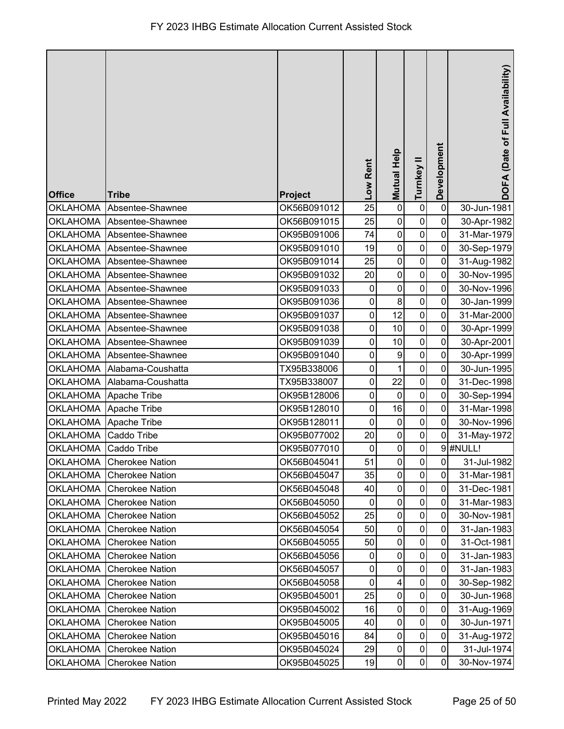# FY 2023 IHBG Estimate Allocation Current Assisted Stock

| Office | Tribe | Project | Low Rent | Mutual Help | Turnkey II | Development | DOFA (Date of Full Availability) |
|---|---|---|---|---|---|---|---|
| OKLAHOMA | Absentee-Shawnee | OK56B091012 | 25 | 0 | 0 | 0 | 30-Jun-1981 |
| OKLAHOMA | Absentee-Shawnee | OK56B091015 | 25 | 0 | 0 | 0 | 30-Apr-1982 |
| OKLAHOMA | Absentee-Shawnee | OK95B091006 | 74 | 0 | 0 | 0 | 31-Mar-1979 |
| OKLAHOMA | Absentee-Shawnee | OK95B091010 | 19 | 0 | 0 | 0 | 30-Sep-1979 |
| OKLAHOMA | Absentee-Shawnee | OK95B091014 | 25 | 0 | 0 | 0 | 31-Aug-1982 |
| OKLAHOMA | Absentee-Shawnee | OK95B091032 | 20 | 0 | 0 | 0 | 30-Nov-1995 |
| OKLAHOMA | Absentee-Shawnee | OK95B091033 | 0 | 0 | 0 | 0 | 30-Nov-1996 |
| OKLAHOMA | Absentee-Shawnee | OK95B091036 | 0 | 8 | 0 | 0 | 30-Jan-1999 |
| OKLAHOMA | Absentee-Shawnee | OK95B091037 | 0 | 12 | 0 | 0 | 31-Mar-2000 |
| OKLAHOMA | Absentee-Shawnee | OK95B091038 | 0 | 10 | 0 | 0 | 30-Apr-1999 |
| OKLAHOMA | Absentee-Shawnee | OK95B091039 | 0 | 10 | 0 | 0 | 30-Apr-2001 |
| OKLAHOMA | Absentee-Shawnee | OK95B091040 | 0 | 9 | 0 | 0 | 30-Apr-1999 |
| OKLAHOMA | Alabama-Coushatta | TX95B338006 | 0 | 1 | 0 | 0 | 30-Jun-1995 |
| OKLAHOMA | Alabama-Coushatta | TX95B338007 | 0 | 22 | 0 | 0 | 31-Dec-1998 |
| OKLAHOMA | Apache Tribe | OK95B128006 | 0 | 0 | 0 | 0 | 30-Sep-1994 |
| OKLAHOMA | Apache Tribe | OK95B128010 | 0 | 16 | 0 | 0 | 31-Mar-1998 |
| OKLAHOMA | Apache Tribe | OK95B128011 | 0 | 0 | 0 | 0 | 30-Nov-1996 |
| OKLAHOMA | Caddo Tribe | OK95B077002 | 20 | 0 | 0 | 0 | 31-May-1972 |
| OKLAHOMA | Caddo Tribe | OK95B077010 | 0 | 0 | 0 | 9 | #NULL! |
| OKLAHOMA | Cherokee Nation | OK56B045041 | 51 | 0 | 0 | 0 | 31-Jul-1982 |
| OKLAHOMA | Cherokee Nation | OK56B045047 | 35 | 0 | 0 | 0 | 31-Mar-1981 |
| OKLAHOMA | Cherokee Nation | OK56B045048 | 40 | 0 | 0 | 0 | 31-Dec-1981 |
| OKLAHOMA | Cherokee Nation | OK56B045050 | 0 | 0 | 0 | 0 | 31-Mar-1983 |
| OKLAHOMA | Cherokee Nation | OK56B045052 | 25 | 0 | 0 | 0 | 30-Nov-1981 |
| OKLAHOMA | Cherokee Nation | OK56B045054 | 50 | 0 | 0 | 0 | 31-Jan-1983 |
| OKLAHOMA | Cherokee Nation | OK56B045055 | 50 | 0 | 0 | 0 | 31-Oct-1981 |
| OKLAHOMA | Cherokee Nation | OK56B045056 | 0 | 0 | 0 | 0 | 31-Jan-1983 |
| OKLAHOMA | Cherokee Nation | OK56B045057 | 0 | 0 | 0 | 0 | 31-Jan-1983 |
| OKLAHOMA | Cherokee Nation | OK56B045058 | 0 | 4 | 0 | 0 | 30-Sep-1982 |
| OKLAHOMA | Cherokee Nation | OK95B045001 | 25 | 0 | 0 | 0 | 30-Jun-1968 |
| OKLAHOMA | Cherokee Nation | OK95B045002 | 16 | 0 | 0 | 0 | 31-Aug-1969 |
| OKLAHOMA | Cherokee Nation | OK95B045005 | 40 | 0 | 0 | 0 | 30-Jun-1971 |
| OKLAHOMA | Cherokee Nation | OK95B045016 | 84 | 0 | 0 | 0 | 31-Aug-1972 |
| OKLAHOMA | Cherokee Nation | OK95B045024 | 29 | 0 | 0 | 0 | 31-Jul-1974 |
| OKLAHOMA | Cherokee Nation | OK95B045025 | 19 | 0 | 0 | 0 | 30-Nov-1974 |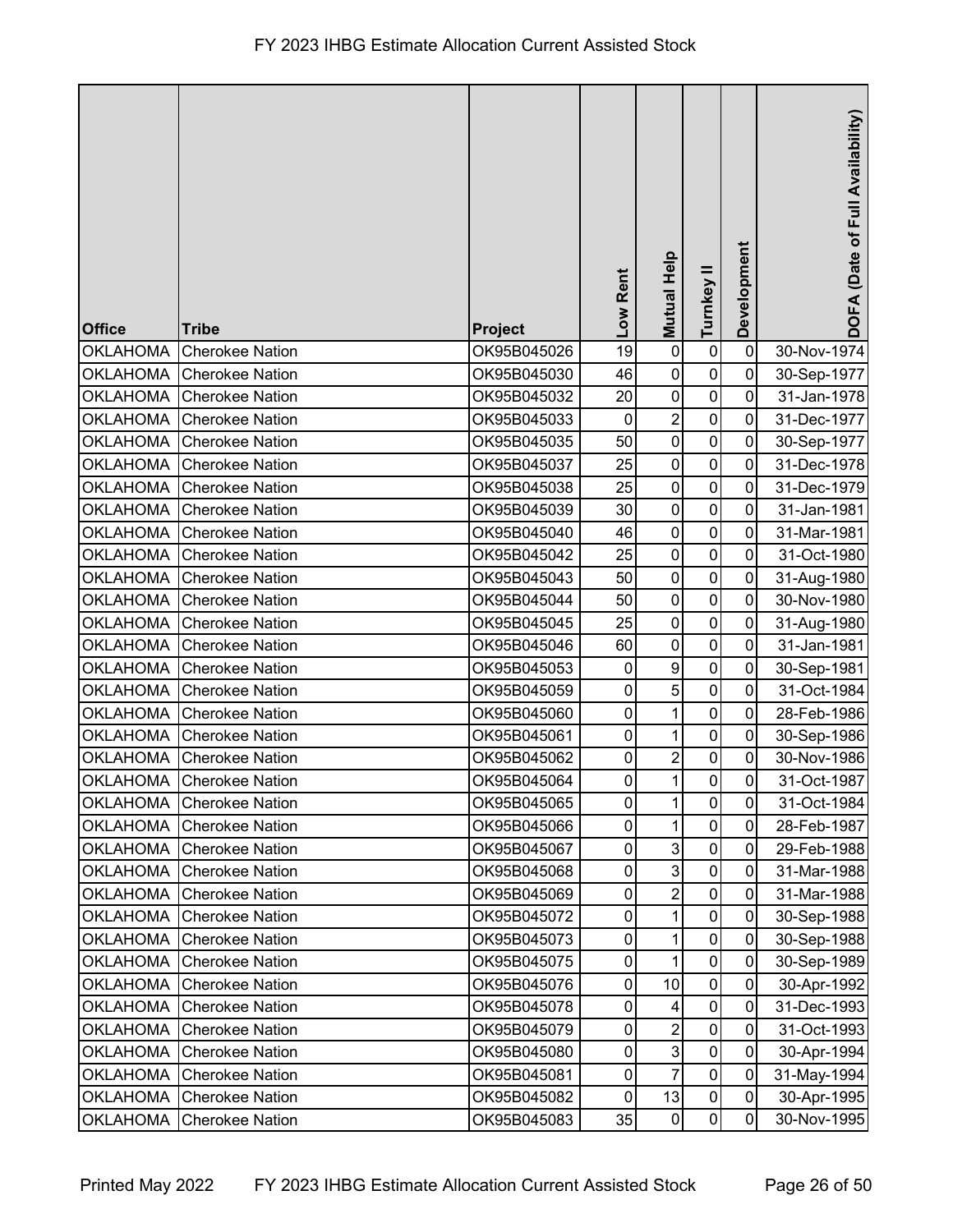| Office | Tribe | Project | Low Rent | Mutual Help | Turnkey II | Development | DOFA (Date of Full Availability) |
|---|---|---|---|---|---|---|---|
| OKLAHOMA | Cherokee Nation | OK95B045026 | 19 | 0 | 0 | 0 | 30-Nov-1974 |
| OKLAHOMA | Cherokee Nation | OK95B045030 | 46 | 0 | 0 | 0 | 30-Sep-1977 |
| OKLAHOMA | Cherokee Nation | OK95B045032 | 20 | 0 | 0 | 0 | 31-Jan-1978 |
| OKLAHOMA | Cherokee Nation | OK95B045033 | 0 | 2 | 0 | 0 | 31-Dec-1977 |
| OKLAHOMA | Cherokee Nation | OK95B045035 | 50 | 0 | 0 | 0 | 30-Sep-1977 |
| OKLAHOMA | Cherokee Nation | OK95B045037 | 25 | 0 | 0 | 0 | 31-Dec-1978 |
| OKLAHOMA | Cherokee Nation | OK95B045038 | 25 | 0 | 0 | 0 | 31-Dec-1979 |
| OKLAHOMA | Cherokee Nation | OK95B045039 | 30 | 0 | 0 | 0 | 31-Jan-1981 |
| OKLAHOMA | Cherokee Nation | OK95B045040 | 46 | 0 | 0 | 0 | 31-Mar-1981 |
| OKLAHOMA | Cherokee Nation | OK95B045042 | 25 | 0 | 0 | 0 | 31-Oct-1980 |
| OKLAHOMA | Cherokee Nation | OK95B045043 | 50 | 0 | 0 | 0 | 31-Aug-1980 |
| OKLAHOMA | Cherokee Nation | OK95B045044 | 50 | 0 | 0 | 0 | 30-Nov-1980 |
| OKLAHOMA | Cherokee Nation | OK95B045045 | 25 | 0 | 0 | 0 | 31-Aug-1980 |
| OKLAHOMA | Cherokee Nation | OK95B045046 | 60 | 0 | 0 | 0 | 31-Jan-1981 |
| OKLAHOMA | Cherokee Nation | OK95B045053 | 0 | 9 | 0 | 0 | 30-Sep-1981 |
| OKLAHOMA | Cherokee Nation | OK95B045059 | 0 | 5 | 0 | 0 | 31-Oct-1984 |
| OKLAHOMA | Cherokee Nation | OK95B045060 | 0 | 1 | 0 | 0 | 28-Feb-1986 |
| OKLAHOMA | Cherokee Nation | OK95B045061 | 0 | 1 | 0 | 0 | 30-Sep-1986 |
| OKLAHOMA | Cherokee Nation | OK95B045062 | 0 | 2 | 0 | 0 | 30-Nov-1986 |
| OKLAHOMA | Cherokee Nation | OK95B045064 | 0 | 1 | 0 | 0 | 31-Oct-1987 |
| OKLAHOMA | Cherokee Nation | OK95B045065 | 0 | 1 | 0 | 0 | 31-Oct-1984 |
| OKLAHOMA | Cherokee Nation | OK95B045066 | 0 | 1 | 0 | 0 | 28-Feb-1987 |
| OKLAHOMA | Cherokee Nation | OK95B045067 | 0 | 3 | 0 | 0 | 29-Feb-1988 |
| OKLAHOMA | Cherokee Nation | OK95B045068 | 0 | 3 | 0 | 0 | 31-Mar-1988 |
| OKLAHOMA | Cherokee Nation | OK95B045069 | 0 | 2 | 0 | 0 | 31-Mar-1988 |
| OKLAHOMA | Cherokee Nation | OK95B045072 | 0 | 1 | 0 | 0 | 30-Sep-1988 |
| OKLAHOMA | Cherokee Nation | OK95B045073 | 0 | 1 | 0 | 0 | 30-Sep-1988 |
| OKLAHOMA | Cherokee Nation | OK95B045075 | 0 | 1 | 0 | 0 | 30-Sep-1989 |
| OKLAHOMA | Cherokee Nation | OK95B045076 | 0 | 10 | 0 | 0 | 30-Apr-1992 |
| OKLAHOMA | Cherokee Nation | OK95B045078 | 0 | 4 | 0 | 0 | 31-Dec-1993 |
| OKLAHOMA | Cherokee Nation | OK95B045079 | 0 | 2 | 0 | 0 | 31-Oct-1993 |
| OKLAHOMA | Cherokee Nation | OK95B045080 | 0 | 3 | 0 | 0 | 30-Apr-1994 |
| OKLAHOMA | Cherokee Nation | OK95B045081 | 0 | 7 | 0 | 0 | 31-May-1994 |
| OKLAHOMA | Cherokee Nation | OK95B045082 | 0 | 13 | 0 | 0 | 30-Apr-1995 |
| OKLAHOMA | Cherokee Nation | OK95B045083 | 35 | 0 | 0 | 0 | 30-Nov-1995 |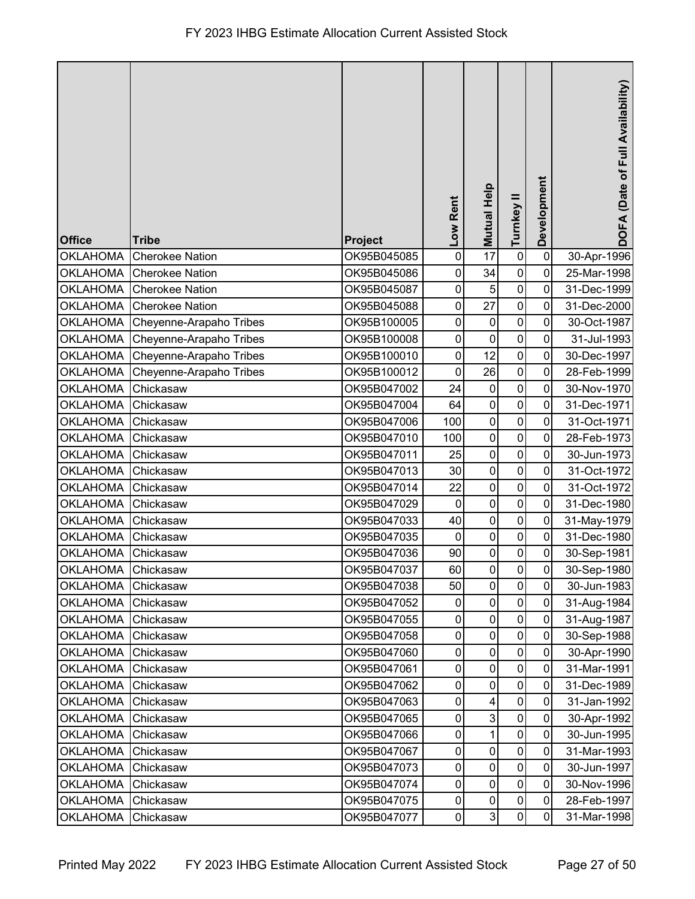# FY 2023 IHBG Estimate Allocation Current Assisted Stock

| Office | Tribe | Project | Low Rent | Mutual Help | Turnkey II | Development | DOFA (Date of Full Availability) |
|---|---|---|---|---|---|---|---|
| OKLAHOMA | Cherokee Nation | OK95B045085 | 0 | 17 | 0 | 0 | 30-Apr-1996 |
| OKLAHOMA | Cherokee Nation | OK95B045086 | 0 | 34 | 0 | 0 | 25-Mar-1998 |
| OKLAHOMA | Cherokee Nation | OK95B045087 | 0 | 5 | 0 | 0 | 31-Dec-1999 |
| OKLAHOMA | Cherokee Nation | OK95B045088 | 0 | 27 | 0 | 0 | 31-Dec-2000 |
| OKLAHOMA | Cheyenne-Arapaho Tribes | OK95B100005 | 0 | 0 | 0 | 0 | 30-Oct-1987 |
| OKLAHOMA | Cheyenne-Arapaho Tribes | OK95B100008 | 0 | 0 | 0 | 0 | 31-Jul-1993 |
| OKLAHOMA | Cheyenne-Arapaho Tribes | OK95B100010 | 0 | 12 | 0 | 0 | 30-Dec-1997 |
| OKLAHOMA | Cheyenne-Arapaho Tribes | OK95B100012 | 0 | 26 | 0 | 0 | 28-Feb-1999 |
| OKLAHOMA | Chickasaw | OK95B047002 | 24 | 0 | 0 | 0 | 30-Nov-1970 |
| OKLAHOMA | Chickasaw | OK95B047004 | 64 | 0 | 0 | 0 | 31-Dec-1971 |
| OKLAHOMA | Chickasaw | OK95B047006 | 100 | 0 | 0 | 0 | 31-Oct-1971 |
| OKLAHOMA | Chickasaw | OK95B047010 | 100 | 0 | 0 | 0 | 28-Feb-1973 |
| OKLAHOMA | Chickasaw | OK95B047011 | 25 | 0 | 0 | 0 | 30-Jun-1973 |
| OKLAHOMA | Chickasaw | OK95B047013 | 30 | 0 | 0 | 0 | 31-Oct-1972 |
| OKLAHOMA | Chickasaw | OK95B047014 | 22 | 0 | 0 | 0 | 31-Oct-1972 |
| OKLAHOMA | Chickasaw | OK95B047029 | 0 | 0 | 0 | 0 | 31-Dec-1980 |
| OKLAHOMA | Chickasaw | OK95B047033 | 40 | 0 | 0 | 0 | 31-May-1979 |
| OKLAHOMA | Chickasaw | OK95B047035 | 0 | 0 | 0 | 0 | 31-Dec-1980 |
| OKLAHOMA | Chickasaw | OK95B047036 | 90 | 0 | 0 | 0 | 30-Sep-1981 |
| OKLAHOMA | Chickasaw | OK95B047037 | 60 | 0 | 0 | 0 | 30-Sep-1980 |
| OKLAHOMA | Chickasaw | OK95B047038 | 50 | 0 | 0 | 0 | 30-Jun-1983 |
| OKLAHOMA | Chickasaw | OK95B047052 | 0 | 0 | 0 | 0 | 31-Aug-1984 |
| OKLAHOMA | Chickasaw | OK95B047055 | 0 | 0 | 0 | 0 | 31-Aug-1987 |
| OKLAHOMA | Chickasaw | OK95B047058 | 0 | 0 | 0 | 0 | 30-Sep-1988 |
| OKLAHOMA | Chickasaw | OK95B047060 | 0 | 0 | 0 | 0 | 30-Apr-1990 |
| OKLAHOMA | Chickasaw | OK95B047061 | 0 | 0 | 0 | 0 | 31-Mar-1991 |
| OKLAHOMA | Chickasaw | OK95B047062 | 0 | 0 | 0 | 0 | 31-Dec-1989 |
| OKLAHOMA | Chickasaw | OK95B047063 | 0 | 4 | 0 | 0 | 31-Jan-1992 |
| OKLAHOMA | Chickasaw | OK95B047065 | 0 | 3 | 0 | 0 | 30-Apr-1992 |
| OKLAHOMA | Chickasaw | OK95B047066 | 0 | 1 | 0 | 0 | 30-Jun-1995 |
| OKLAHOMA | Chickasaw | OK95B047067 | 0 | 0 | 0 | 0 | 31-Mar-1993 |
| OKLAHOMA | Chickasaw | OK95B047073 | 0 | 0 | 0 | 0 | 30-Jun-1997 |
| OKLAHOMA | Chickasaw | OK95B047074 | 0 | 0 | 0 | 0 | 30-Nov-1996 |
| OKLAHOMA | Chickasaw | OK95B047075 | 0 | 0 | 0 | 0 | 28-Feb-1997 |
| OKLAHOMA | Chickasaw | OK95B047077 | 0 | 3 | 0 | 0 | 31-Mar-1998 |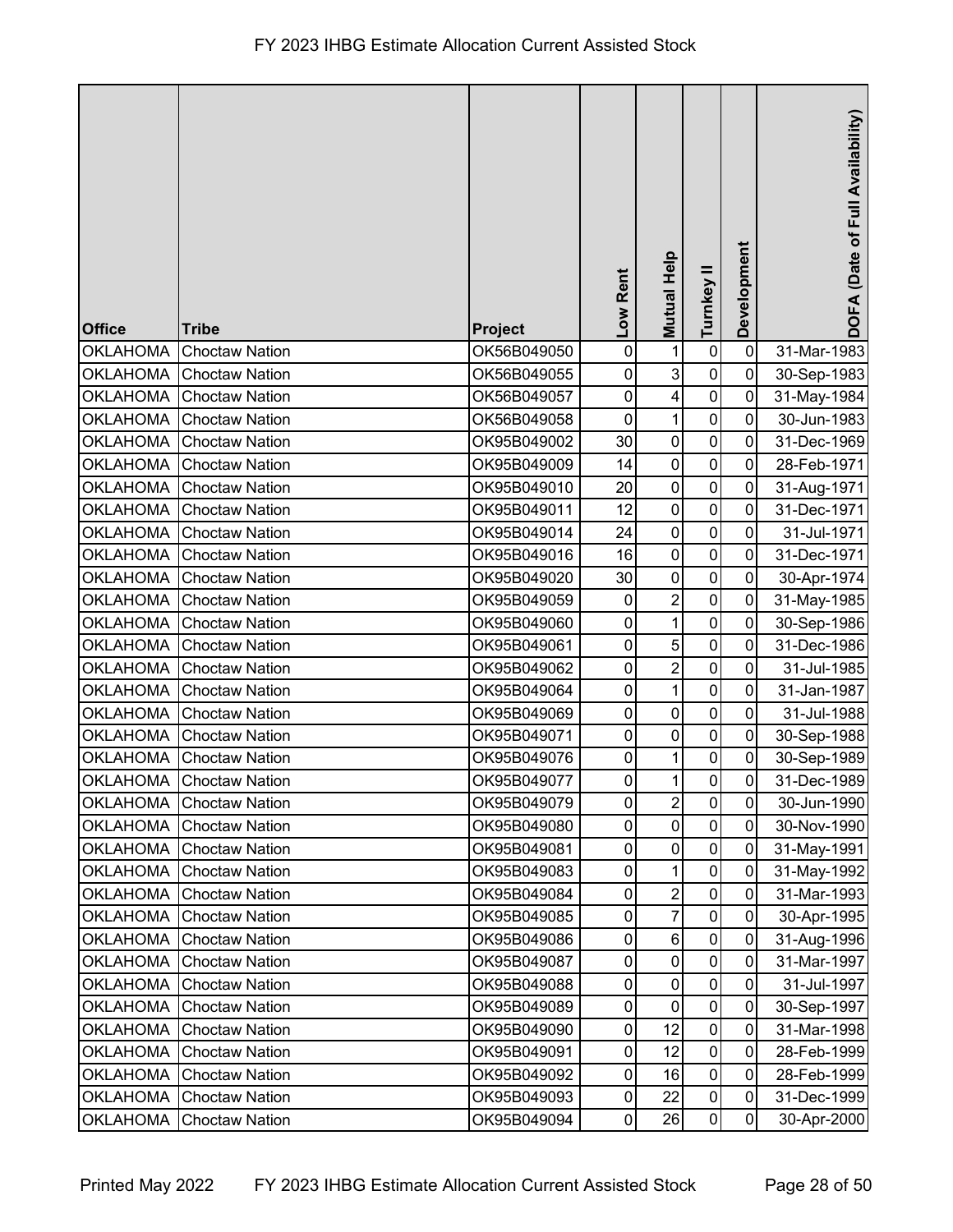| Office | Tribe | Project | Low Rent | Mutual Help | Turnkey II | Development | DOFA (Date of Full Availability) |
|---|---|---|---|---|---|---|---|
| OKLAHOMA | Choctaw Nation | OK56B049050 | 0 | 1 | 0 | 0 | 31-Mar-1983 |
| OKLAHOMA | Choctaw Nation | OK56B049055 | 0 | 3 | 0 | 0 | 30-Sep-1983 |
| OKLAHOMA | Choctaw Nation | OK56B049057 | 0 | 4 | 0 | 0 | 31-May-1984 |
| OKLAHOMA | Choctaw Nation | OK56B049058 | 0 | 1 | 0 | 0 | 30-Jun-1983 |
| OKLAHOMA | Choctaw Nation | OK95B049002 | 30 | 0 | 0 | 0 | 31-Dec-1969 |
| OKLAHOMA | Choctaw Nation | OK95B049009 | 14 | 0 | 0 | 0 | 28-Feb-1971 |
| OKLAHOMA | Choctaw Nation | OK95B049010 | 20 | 0 | 0 | 0 | 31-Aug-1971 |
| OKLAHOMA | Choctaw Nation | OK95B049011 | 12 | 0 | 0 | 0 | 31-Dec-1971 |
| OKLAHOMA | Choctaw Nation | OK95B049014 | 24 | 0 | 0 | 0 | 31-Jul-1971 |
| OKLAHOMA | Choctaw Nation | OK95B049016 | 16 | 0 | 0 | 0 | 31-Dec-1971 |
| OKLAHOMA | Choctaw Nation | OK95B049020 | 30 | 0 | 0 | 0 | 30-Apr-1974 |
| OKLAHOMA | Choctaw Nation | OK95B049059 | 0 | 2 | 0 | 0 | 31-May-1985 |
| OKLAHOMA | Choctaw Nation | OK95B049060 | 0 | 1 | 0 | 0 | 30-Sep-1986 |
| OKLAHOMA | Choctaw Nation | OK95B049061 | 0 | 5 | 0 | 0 | 31-Dec-1986 |
| OKLAHOMA | Choctaw Nation | OK95B049062 | 0 | 2 | 0 | 0 | 31-Jul-1985 |
| OKLAHOMA | Choctaw Nation | OK95B049064 | 0 | 1 | 0 | 0 | 31-Jan-1987 |
| OKLAHOMA | Choctaw Nation | OK95B049069 | 0 | 0 | 0 | 0 | 31-Jul-1988 |
| OKLAHOMA | Choctaw Nation | OK95B049071 | 0 | 0 | 0 | 0 | 30-Sep-1988 |
| OKLAHOMA | Choctaw Nation | OK95B049076 | 0 | 1 | 0 | 0 | 30-Sep-1989 |
| OKLAHOMA | Choctaw Nation | OK95B049077 | 0 | 1 | 0 | 0 | 31-Dec-1989 |
| OKLAHOMA | Choctaw Nation | OK95B049079 | 0 | 2 | 0 | 0 | 30-Jun-1990 |
| OKLAHOMA | Choctaw Nation | OK95B049080 | 0 | 0 | 0 | 0 | 30-Nov-1990 |
| OKLAHOMA | Choctaw Nation | OK95B049081 | 0 | 0 | 0 | 0 | 31-May-1991 |
| OKLAHOMA | Choctaw Nation | OK95B049083 | 0 | 1 | 0 | 0 | 31-May-1992 |
| OKLAHOMA | Choctaw Nation | OK95B049084 | 0 | 2 | 0 | 0 | 31-Mar-1993 |
| OKLAHOMA | Choctaw Nation | OK95B049085 | 0 | 7 | 0 | 0 | 30-Apr-1995 |
| OKLAHOMA | Choctaw Nation | OK95B049086 | 0 | 6 | 0 | 0 | 31-Aug-1996 |
| OKLAHOMA | Choctaw Nation | OK95B049087 | 0 | 0 | 0 | 0 | 31-Mar-1997 |
| OKLAHOMA | Choctaw Nation | OK95B049088 | 0 | 0 | 0 | 0 | 31-Jul-1997 |
| OKLAHOMA | Choctaw Nation | OK95B049089 | 0 | 0 | 0 | 0 | 30-Sep-1997 |
| OKLAHOMA | Choctaw Nation | OK95B049090 | 0 | 12 | 0 | 0 | 31-Mar-1998 |
| OKLAHOMA | Choctaw Nation | OK95B049091 | 0 | 12 | 0 | 0 | 28-Feb-1999 |
| OKLAHOMA | Choctaw Nation | OK95B049092 | 0 | 16 | 0 | 0 | 28-Feb-1999 |
| OKLAHOMA | Choctaw Nation | OK95B049093 | 0 | 22 | 0 | 0 | 31-Dec-1999 |
| OKLAHOMA | Choctaw Nation | OK95B049094 | 0 | 26 | 0 | 0 | 30-Apr-2000 |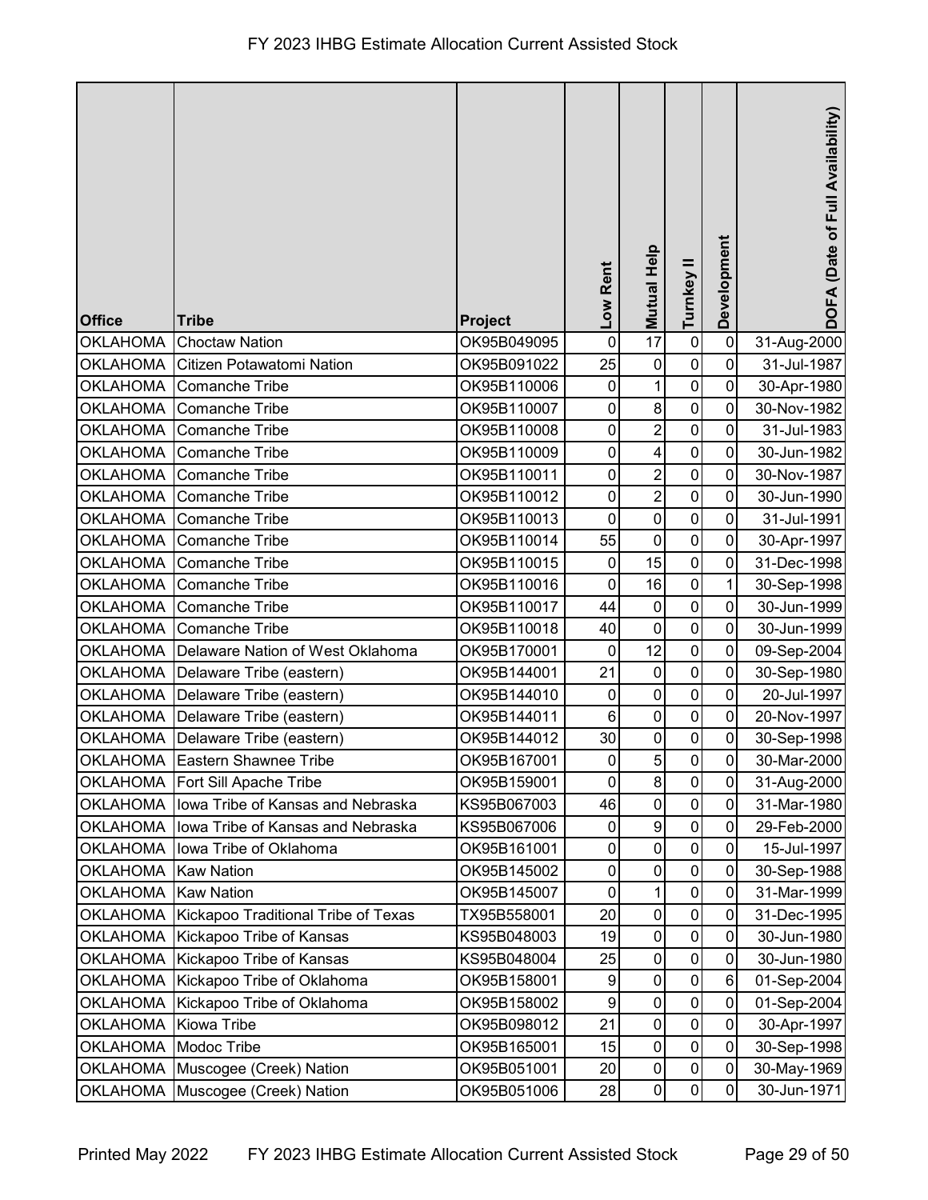# FY 2023 IHBG Estimate Allocation Current Assisted Stock

| Office | Tribe | Project | Low Rent | Mutual Help | Turnkey II | Development | DOFA (Date of Full Availability) |
|---|---|---|---|---|---|---|---|
| OKLAHOMA | Choctaw Nation | OK95B049095 | 0 | 17 | 0 | 0 | 31-Aug-2000 |
| OKLAHOMA | Citizen Potawatomi Nation | OK95B091022 | 25 | 0 | 0 | 0 | 31-Jul-1987 |
| OKLAHOMA | Comanche Tribe | OK95B110006 | 0 | 1 | 0 | 0 | 30-Apr-1980 |
| OKLAHOMA | Comanche Tribe | OK95B110007 | 0 | 8 | 0 | 0 | 30-Nov-1982 |
| OKLAHOMA | Comanche Tribe | OK95B110008 | 0 | 2 | 0 | 0 | 31-Jul-1983 |
| OKLAHOMA | Comanche Tribe | OK95B110009 | 0 | 4 | 0 | 0 | 30-Jun-1982 |
| OKLAHOMA | Comanche Tribe | OK95B110011 | 0 | 2 | 0 | 0 | 30-Nov-1987 |
| OKLAHOMA | Comanche Tribe | OK95B110012 | 0 | 2 | 0 | 0 | 30-Jun-1990 |
| OKLAHOMA | Comanche Tribe | OK95B110013 | 0 | 0 | 0 | 0 | 31-Jul-1991 |
| OKLAHOMA | Comanche Tribe | OK95B110014 | 55 | 0 | 0 | 0 | 30-Apr-1997 |
| OKLAHOMA | Comanche Tribe | OK95B110015 | 0 | 15 | 0 | 0 | 31-Dec-1998 |
| OKLAHOMA | Comanche Tribe | OK95B110016 | 0 | 16 | 0 | 1 | 30-Sep-1998 |
| OKLAHOMA | Comanche Tribe | OK95B110017 | 44 | 0 | 0 | 0 | 30-Jun-1999 |
| OKLAHOMA | Comanche Tribe | OK95B110018 | 40 | 0 | 0 | 0 | 30-Jun-1999 |
| OKLAHOMA | Delaware Nation of West Oklahoma | OK95B170001 | 0 | 12 | 0 | 0 | 09-Sep-2004 |
| OKLAHOMA | Delaware Tribe (eastern) | OK95B144001 | 21 | 0 | 0 | 0 | 30-Sep-1980 |
| OKLAHOMA | Delaware Tribe (eastern) | OK95B144010 | 0 | 0 | 0 | 0 | 20-Jul-1997 |
| OKLAHOMA | Delaware Tribe (eastern) | OK95B144011 | 6 | 0 | 0 | 0 | 20-Nov-1997 |
| OKLAHOMA | Delaware Tribe (eastern) | OK95B144012 | 30 | 0 | 0 | 0 | 30-Sep-1998 |
| OKLAHOMA | Eastern Shawnee Tribe | OK95B167001 | 0 | 5 | 0 | 0 | 30-Mar-2000 |
| OKLAHOMA | Fort Sill Apache Tribe | OK95B159001 | 0 | 8 | 0 | 0 | 31-Aug-2000 |
| OKLAHOMA | Iowa Tribe of Kansas and Nebraska | KS95B067003 | 46 | 0 | 0 | 0 | 31-Mar-1980 |
| OKLAHOMA | Iowa Tribe of Kansas and Nebraska | KS95B067006 | 0 | 9 | 0 | 0 | 29-Feb-2000 |
| OKLAHOMA | Iowa Tribe of Oklahoma | OK95B161001 | 0 | 0 | 0 | 0 | 15-Jul-1997 |
| OKLAHOMA | Kaw Nation | OK95B145002 | 0 | 0 | 0 | 0 | 30-Sep-1988 |
| OKLAHOMA | Kaw Nation | OK95B145007 | 0 | 1 | 0 | 0 | 31-Mar-1999 |
| OKLAHOMA | Kickapoo Traditional Tribe of Texas | TX95B558001 | 20 | 0 | 0 | 0 | 31-Dec-1995 |
| OKLAHOMA | Kickapoo Tribe of Kansas | KS95B048003 | 19 | 0 | 0 | 0 | 30-Jun-1980 |
| OKLAHOMA | Kickapoo Tribe of Kansas | KS95B048004 | 25 | 0 | 0 | 0 | 30-Jun-1980 |
| OKLAHOMA | Kickapoo Tribe of Oklahoma | OK95B158001 | 9 | 0 | 0 | 6 | 01-Sep-2004 |
| OKLAHOMA | Kickapoo Tribe of Oklahoma | OK95B158002 | 9 | 0 | 0 | 0 | 01-Sep-2004 |
| OKLAHOMA | Kiowa Tribe | OK95B098012 | 21 | 0 | 0 | 0 | 30-Apr-1997 |
| OKLAHOMA | Modoc Tribe | OK95B165001 | 15 | 0 | 0 | 0 | 30-Sep-1998 |
| OKLAHOMA | Muscogee (Creek) Nation | OK95B051001 | 20 | 0 | 0 | 0 | 30-May-1969 |
| OKLAHOMA | Muscogee (Creek) Nation | OK95B051006 | 28 | 0 | 0 | 0 | 30-Jun-1971 |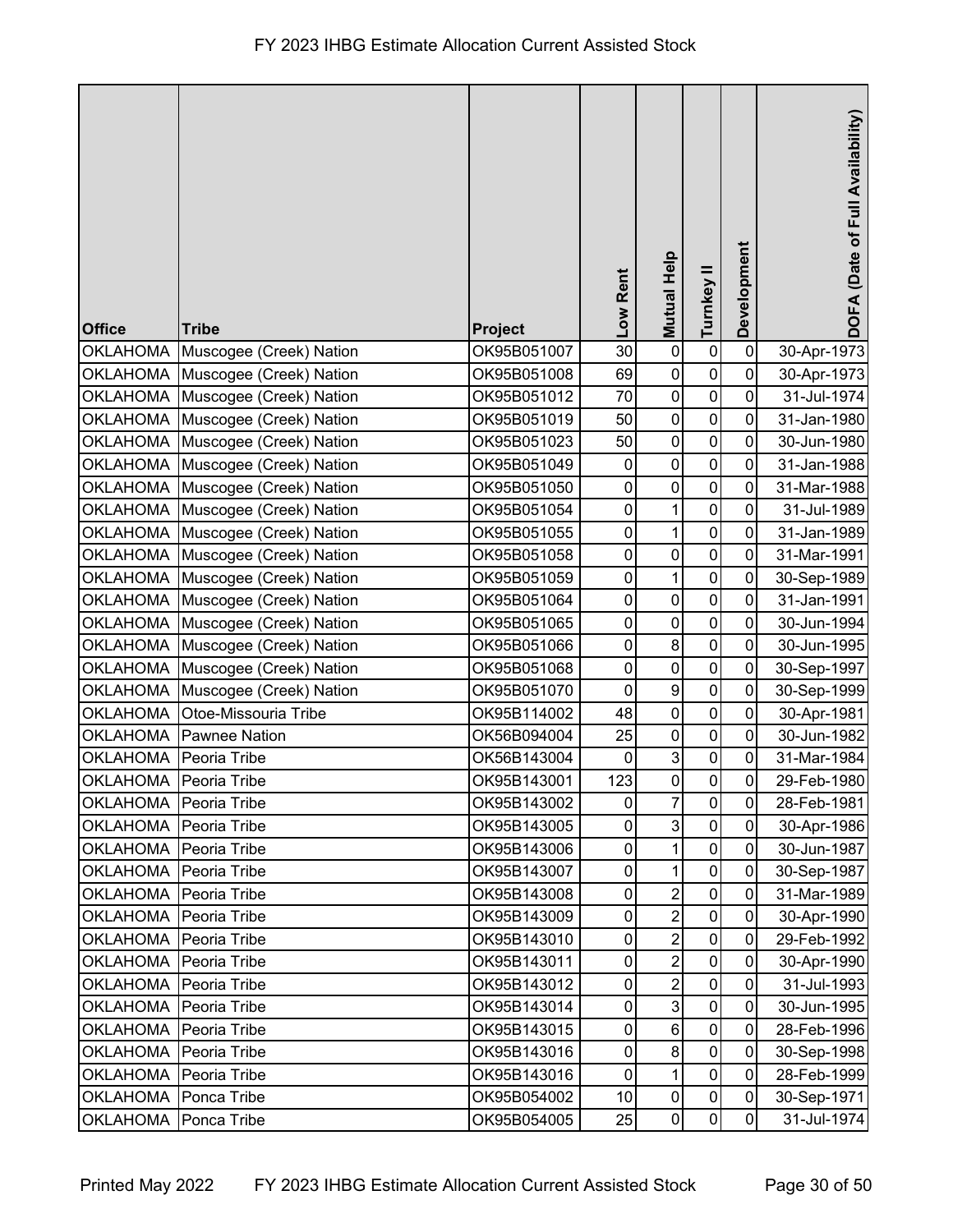# FY 2023 IHBG Estimate Allocation Current Assisted Stock

| Office | Tribe | Project | Low Rent | Mutual Help | Turnkey II | Development | DOFA (Date of Full Availability) |
|---|---|---|---|---|---|---|---|
| OKLAHOMA | Muscogee (Creek) Nation | OK95B051007 | 30 | 0 | 0 | 0 | 30-Apr-1973 |
| OKLAHOMA | Muscogee (Creek) Nation | OK95B051008 | 69 | 0 | 0 | 0 | 30-Apr-1973 |
| OKLAHOMA | Muscogee (Creek) Nation | OK95B051012 | 70 | 0 | 0 | 0 | 31-Jul-1974 |
| OKLAHOMA | Muscogee (Creek) Nation | OK95B051019 | 50 | 0 | 0 | 0 | 31-Jan-1980 |
| OKLAHOMA | Muscogee (Creek) Nation | OK95B051023 | 50 | 0 | 0 | 0 | 30-Jun-1980 |
| OKLAHOMA | Muscogee (Creek) Nation | OK95B051049 | 0 | 0 | 0 | 0 | 31-Jan-1988 |
| OKLAHOMA | Muscogee (Creek) Nation | OK95B051050 | 0 | 0 | 0 | 0 | 31-Mar-1988 |
| OKLAHOMA | Muscogee (Creek) Nation | OK95B051054 | 0 | 1 | 0 | 0 | 31-Jul-1989 |
| OKLAHOMA | Muscogee (Creek) Nation | OK95B051055 | 0 | 1 | 0 | 0 | 31-Jan-1989 |
| OKLAHOMA | Muscogee (Creek) Nation | OK95B051058 | 0 | 0 | 0 | 0 | 31-Mar-1991 |
| OKLAHOMA | Muscogee (Creek) Nation | OK95B051059 | 0 | 1 | 0 | 0 | 30-Sep-1989 |
| OKLAHOMA | Muscogee (Creek) Nation | OK95B051064 | 0 | 0 | 0 | 0 | 31-Jan-1991 |
| OKLAHOMA | Muscogee (Creek) Nation | OK95B051065 | 0 | 0 | 0 | 0 | 30-Jun-1994 |
| OKLAHOMA | Muscogee (Creek) Nation | OK95B051066 | 0 | 8 | 0 | 0 | 30-Jun-1995 |
| OKLAHOMA | Muscogee (Creek) Nation | OK95B051068 | 0 | 0 | 0 | 0 | 30-Sep-1997 |
| OKLAHOMA | Muscogee (Creek) Nation | OK95B051070 | 0 | 9 | 0 | 0 | 30-Sep-1999 |
| OKLAHOMA | Otoe-Missouria Tribe | OK95B114002 | 48 | 0 | 0 | 0 | 30-Apr-1981 |
| OKLAHOMA | Pawnee Nation | OK56B094004 | 25 | 0 | 0 | 0 | 30-Jun-1982 |
| OKLAHOMA | Peoria Tribe | OK56B143004 | 0 | 3 | 0 | 0 | 31-Mar-1984 |
| OKLAHOMA | Peoria Tribe | OK95B143001 | 123 | 0 | 0 | 0 | 29-Feb-1980 |
| OKLAHOMA | Peoria Tribe | OK95B143002 | 0 | 7 | 0 | 0 | 28-Feb-1981 |
| OKLAHOMA | Peoria Tribe | OK95B143005 | 0 | 3 | 0 | 0 | 30-Apr-1986 |
| OKLAHOMA | Peoria Tribe | OK95B143006 | 0 | 1 | 0 | 0 | 30-Jun-1987 |
| OKLAHOMA | Peoria Tribe | OK95B143007 | 0 | 1 | 0 | 0 | 30-Sep-1987 |
| OKLAHOMA | Peoria Tribe | OK95B143008 | 0 | 2 | 0 | 0 | 31-Mar-1989 |
| OKLAHOMA | Peoria Tribe | OK95B143009 | 0 | 2 | 0 | 0 | 30-Apr-1990 |
| OKLAHOMA | Peoria Tribe | OK95B143010 | 0 | 2 | 0 | 0 | 29-Feb-1992 |
| OKLAHOMA | Peoria Tribe | OK95B143011 | 0 | 2 | 0 | 0 | 30-Apr-1990 |
| OKLAHOMA | Peoria Tribe | OK95B143012 | 0 | 2 | 0 | 0 | 31-Jul-1993 |
| OKLAHOMA | Peoria Tribe | OK95B143014 | 0 | 3 | 0 | 0 | 30-Jun-1995 |
| OKLAHOMA | Peoria Tribe | OK95B143015 | 0 | 6 | 0 | 0 | 28-Feb-1996 |
| OKLAHOMA | Peoria Tribe | OK95B143016 | 0 | 8 | 0 | 0 | 30-Sep-1998 |
| OKLAHOMA | Peoria Tribe | OK95B143016 | 0 | 1 | 0 | 0 | 28-Feb-1999 |
| OKLAHOMA | Ponca Tribe | OK95B054002 | 10 | 0 | 0 | 0 | 30-Sep-1971 |
| OKLAHOMA | Ponca Tribe | OK95B054005 | 25 | 0 | 0 | 0 | 31-Jul-1974 |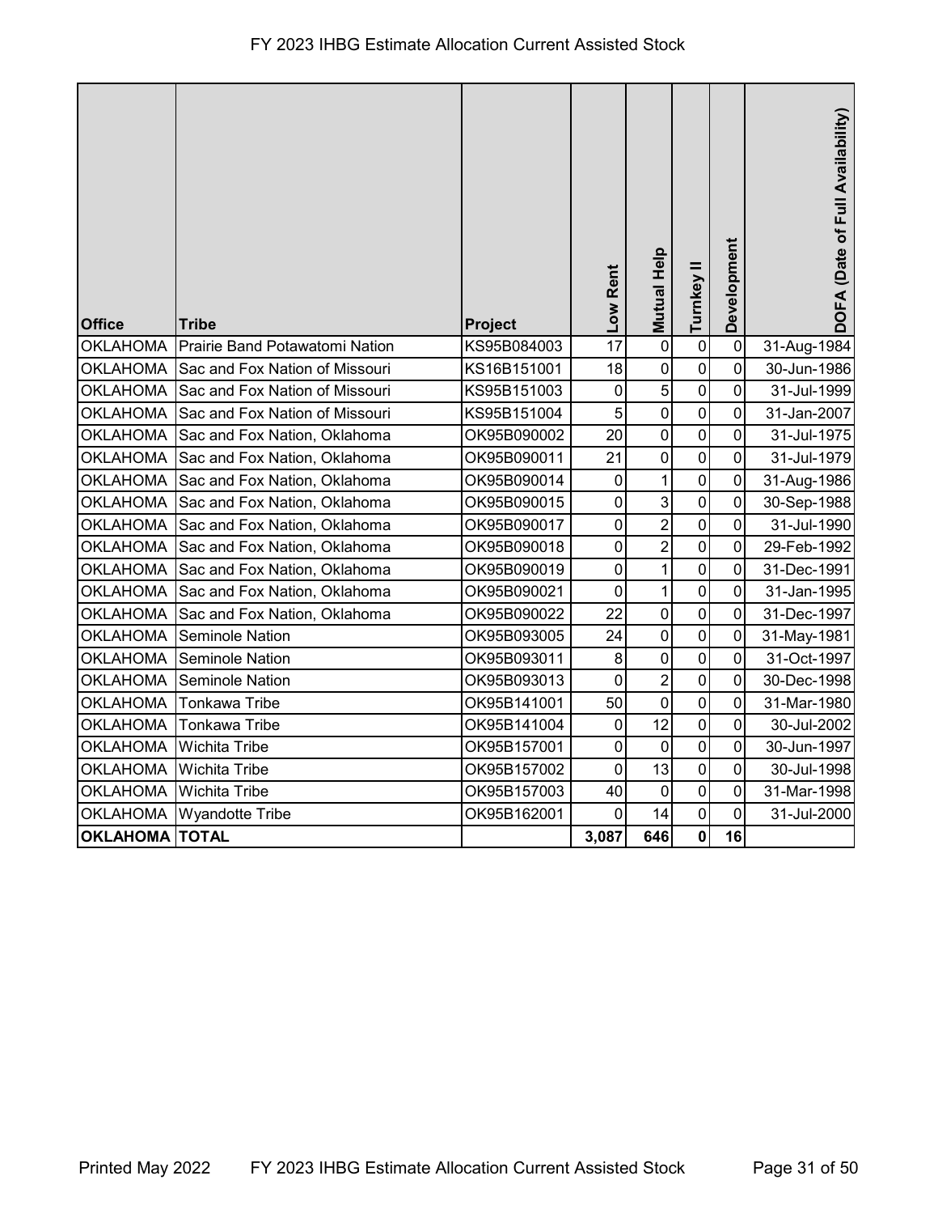# FY 2023 IHBG Estimate Allocation Current Assisted Stock

| Office | Tribe | Project | Low Rent | Mutual Help | Turnkey II | Development | DOFA (Date of Full Availability) |
|---|---|---|---|---|---|---|---|
| OKLAHOMA | Prairie Band Potawatomi Nation | KS95B084003 | 17 | 0 | 0 | 0 | 31-Aug-1984 |
| OKLAHOMA | Sac and Fox Nation of Missouri | KS16B151001 | 18 | 0 | 0 | 0 | 30-Jun-1986 |
| OKLAHOMA | Sac and Fox Nation of Missouri | KS95B151003 | 0 | 5 | 0 | 0 | 31-Jul-1999 |
| OKLAHOMA | Sac and Fox Nation of Missouri | KS95B151004 | 5 | 0 | 0 | 0 | 31-Jan-2007 |
| OKLAHOMA | Sac and Fox Nation, Oklahoma | OK95B090002 | 20 | 0 | 0 | 0 | 31-Jul-1975 |
| OKLAHOMA | Sac and Fox Nation, Oklahoma | OK95B090011 | 21 | 0 | 0 | 0 | 31-Jul-1979 |
| OKLAHOMA | Sac and Fox Nation, Oklahoma | OK95B090014 | 0 | 1 | 0 | 0 | 31-Aug-1986 |
| OKLAHOMA | Sac and Fox Nation, Oklahoma | OK95B090015 | 0 | 3 | 0 | 0 | 30-Sep-1988 |
| OKLAHOMA | Sac and Fox Nation, Oklahoma | OK95B090017 | 0 | 2 | 0 | 0 | 31-Jul-1990 |
| OKLAHOMA | Sac and Fox Nation, Oklahoma | OK95B090018 | 0 | 2 | 0 | 0 | 29-Feb-1992 |
| OKLAHOMA | Sac and Fox Nation, Oklahoma | OK95B090019 | 0 | 1 | 0 | 0 | 31-Dec-1991 |
| OKLAHOMA | Sac and Fox Nation, Oklahoma | OK95B090021 | 0 | 1 | 0 | 0 | 31-Jan-1995 |
| OKLAHOMA | Sac and Fox Nation, Oklahoma | OK95B090022 | 22 | 0 | 0 | 0 | 31-Dec-1997 |
| OKLAHOMA | Seminole Nation | OK95B093005 | 24 | 0 | 0 | 0 | 31-May-1981 |
| OKLAHOMA | Seminole Nation | OK95B093011 | 8 | 0 | 0 | 0 | 31-Oct-1997 |
| OKLAHOMA | Seminole Nation | OK95B093013 | 0 | 2 | 0 | 0 | 30-Dec-1998 |
| OKLAHOMA | Tonkawa Tribe | OK95B141001 | 50 | 0 | 0 | 0 | 31-Mar-1980 |
| OKLAHOMA | Tonkawa Tribe | OK95B141004 | 0 | 12 | 0 | 0 | 30-Jul-2002 |
| OKLAHOMA | Wichita Tribe | OK95B157001 | 0 | 0 | 0 | 0 | 30-Jun-1997 |
| OKLAHOMA | Wichita Tribe | OK95B157002 | 0 | 13 | 0 | 0 | 30-Jul-1998 |
| OKLAHOMA | Wichita Tribe | OK95B157003 | 40 | 0 | 0 | 0 | 31-Mar-1998 |
| OKLAHOMA | Wyandotte Tribe | OK95B162001 | 0 | 14 | 0 | 0 | 31-Jul-2000 |
| **OKLAHOMA** | **TOTAL** | | **3,087** | **646** | **0** | **16** | |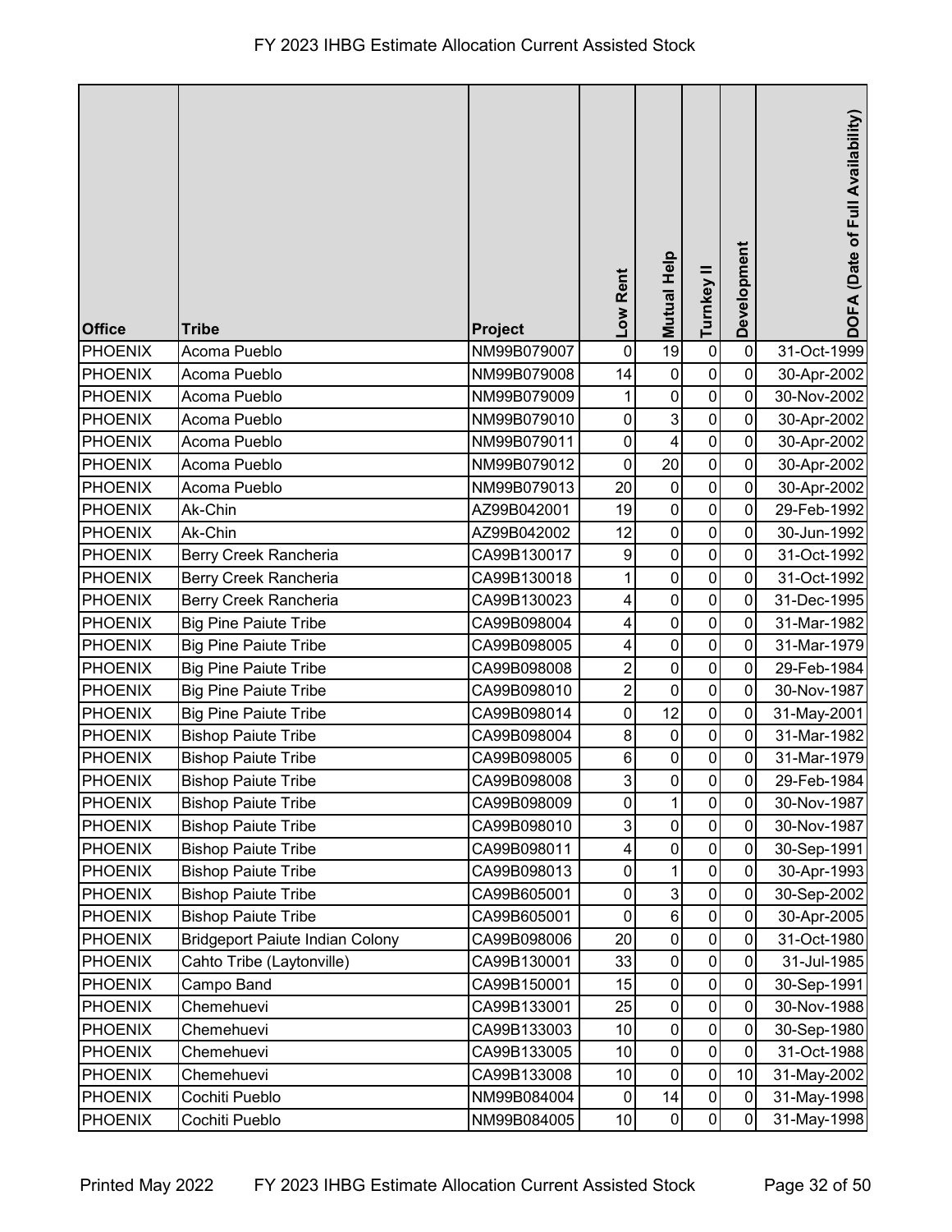| Office | Tribe | Project | Low Rent | Mutual Help | Turnkey II | Development | DOFA (Date of Full Availability) |
|---|---|---|---|---|---|---|---|
| PHOENIX | Acoma Pueblo | NM99B079007 | 0 | 19 | 0 | 0 | 31-Oct-1999 |
| PHOENIX | Acoma Pueblo | NM99B079008 | 14 | 0 | 0 | 0 | 30-Apr-2002 |
| PHOENIX | Acoma Pueblo | NM99B079009 | 1 | 0 | 0 | 0 | 30-Nov-2002 |
| PHOENIX | Acoma Pueblo | NM99B079010 | 0 | 3 | 0 | 0 | 30-Apr-2002 |
| PHOENIX | Acoma Pueblo | NM99B079011 | 0 | 4 | 0 | 0 | 30-Apr-2002 |
| PHOENIX | Acoma Pueblo | NM99B079012 | 0 | 20 | 0 | 0 | 30-Apr-2002 |
| PHOENIX | Acoma Pueblo | NM99B079013 | 20 | 0 | 0 | 0 | 30-Apr-2002 |
| PHOENIX | Ak-Chin | AZ99B042001 | 19 | 0 | 0 | 0 | 29-Feb-1992 |
| PHOENIX | Ak-Chin | AZ99B042002 | 12 | 0 | 0 | 0 | 30-Jun-1992 |
| PHOENIX | Berry Creek Rancheria | CA99B130017 | 9 | 0 | 0 | 0 | 31-Oct-1992 |
| PHOENIX | Berry Creek Rancheria | CA99B130018 | 1 | 0 | 0 | 0 | 31-Oct-1992 |
| PHOENIX | Berry Creek Rancheria | CA99B130023 | 4 | 0 | 0 | 0 | 31-Dec-1995 |
| PHOENIX | Big Pine Paiute Tribe | CA99B098004 | 4 | 0 | 0 | 0 | 31-Mar-1982 |
| PHOENIX | Big Pine Paiute Tribe | CA99B098005 | 4 | 0 | 0 | 0 | 31-Mar-1979 |
| PHOENIX | Big Pine Paiute Tribe | CA99B098008 | 2 | 0 | 0 | 0 | 29-Feb-1984 |
| PHOENIX | Big Pine Paiute Tribe | CA99B098010 | 2 | 0 | 0 | 0 | 30-Nov-1987 |
| PHOENIX | Big Pine Paiute Tribe | CA99B098014 | 0 | 12 | 0 | 0 | 31-May-2001 |
| PHOENIX | Bishop Paiute Tribe | CA99B098004 | 8 | 0 | 0 | 0 | 31-Mar-1982 |
| PHOENIX | Bishop Paiute Tribe | CA99B098005 | 6 | 0 | 0 | 0 | 31-Mar-1979 |
| PHOENIX | Bishop Paiute Tribe | CA99B098008 | 3 | 0 | 0 | 0 | 29-Feb-1984 |
| PHOENIX | Bishop Paiute Tribe | CA99B098009 | 0 | 1 | 0 | 0 | 30-Nov-1987 |
| PHOENIX | Bishop Paiute Tribe | CA99B098010 | 3 | 0 | 0 | 0 | 30-Nov-1987 |
| PHOENIX | Bishop Paiute Tribe | CA99B098011 | 4 | 0 | 0 | 0 | 30-Sep-1991 |
| PHOENIX | Bishop Paiute Tribe | CA99B098013 | 0 | 1 | 0 | 0 | 30-Apr-1993 |
| PHOENIX | Bishop Paiute Tribe | CA99B605001 | 0 | 3 | 0 | 0 | 30-Sep-2002 |
| PHOENIX | Bishop Paiute Tribe | CA99B605001 | 0 | 6 | 0 | 0 | 30-Apr-2005 |
| PHOENIX | Bridgeport Paiute Indian Colony | CA99B098006 | 20 | 0 | 0 | 0 | 31-Oct-1980 |
| PHOENIX | Cahto Tribe (Laytonville) | CA99B130001 | 33 | 0 | 0 | 0 | 31-Jul-1985 |
| PHOENIX | Campo Band | CA99B150001 | 15 | 0 | 0 | 0 | 30-Sep-1991 |
| PHOENIX | Chemehuevi | CA99B133001 | 25 | 0 | 0 | 0 | 30-Nov-1988 |
| PHOENIX | Chemehuevi | CA99B133003 | 10 | 0 | 0 | 0 | 30-Sep-1980 |
| PHOENIX | Chemehuevi | CA99B133005 | 10 | 0 | 0 | 0 | 31-Oct-1988 |
| PHOENIX | Chemehuevi | CA99B133008 | 10 | 0 | 0 | 10 | 31-May-2002 |
| PHOENIX | Cochiti Pueblo | NM99B084004 | 0 | 14 | 0 | 0 | 31-May-1998 |
| PHOENIX | Cochiti Pueblo | NM99B084005 | 10 | 0 | 0 | 0 | 31-May-1998 |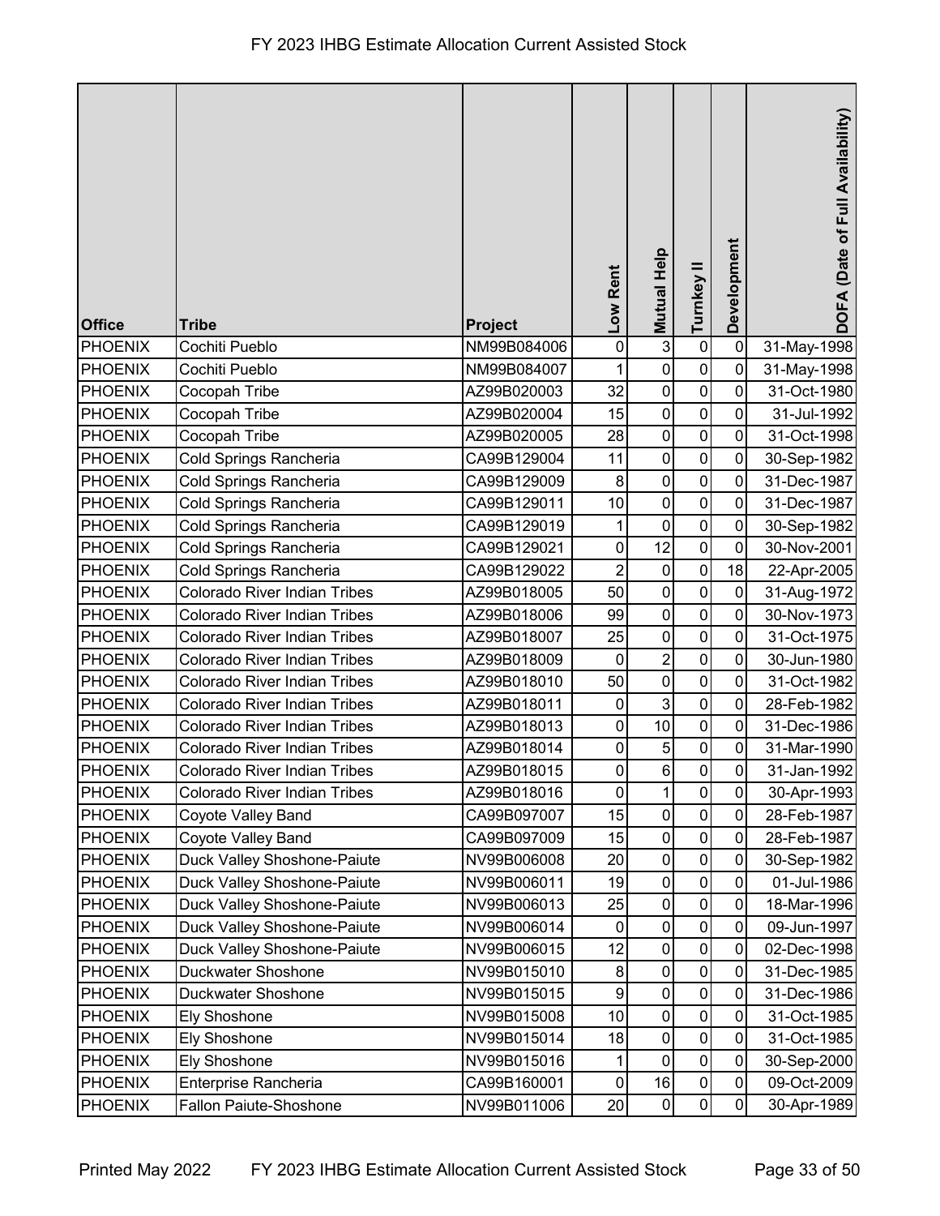| Office | Tribe | Project | Low Rent | Mutual Help | Turnkey II | Development | DOFA (Date of Full Availability) |
|---|---|---|---|---|---|---|---|
| PHOENIX | Cochiti Pueblo | NM99B084006 | 0 | 3 | 0 | 0 | 31-May-1998 |
| PHOENIX | Cochiti Pueblo | NM99B084007 | 1 | 0 | 0 | 0 | 31-May-1998 |
| PHOENIX | Cocopah Tribe | AZ99B020003 | 32 | 0 | 0 | 0 | 31-Oct-1980 |
| PHOENIX | Cocopah Tribe | AZ99B020004 | 15 | 0 | 0 | 0 | 31-Jul-1992 |
| PHOENIX | Cocopah Tribe | AZ99B020005 | 28 | 0 | 0 | 0 | 31-Oct-1998 |
| PHOENIX | Cold Springs Rancheria | CA99B129004 | 11 | 0 | 0 | 0 | 30-Sep-1982 |
| PHOENIX | Cold Springs Rancheria | CA99B129009 | 8 | 0 | 0 | 0 | 31-Dec-1987 |
| PHOENIX | Cold Springs Rancheria | CA99B129011 | 10 | 0 | 0 | 0 | 31-Dec-1987 |
| PHOENIX | Cold Springs Rancheria | CA99B129019 | 1 | 0 | 0 | 0 | 30-Sep-1982 |
| PHOENIX | Cold Springs Rancheria | CA99B129021 | 0 | 12 | 0 | 0 | 30-Nov-2001 |
| PHOENIX | Cold Springs Rancheria | CA99B129022 | 2 | 0 | 0 | 18 | 22-Apr-2005 |
| PHOENIX | Colorado River Indian Tribes | AZ99B018005 | 50 | 0 | 0 | 0 | 31-Aug-1972 |
| PHOENIX | Colorado River Indian Tribes | AZ99B018006 | 99 | 0 | 0 | 0 | 30-Nov-1973 |
| PHOENIX | Colorado River Indian Tribes | AZ99B018007 | 25 | 0 | 0 | 0 | 31-Oct-1975 |
| PHOENIX | Colorado River Indian Tribes | AZ99B018009 | 0 | 2 | 0 | 0 | 30-Jun-1980 |
| PHOENIX | Colorado River Indian Tribes | AZ99B018010 | 50 | 0 | 0 | 0 | 31-Oct-1982 |
| PHOENIX | Colorado River Indian Tribes | AZ99B018011 | 0 | 3 | 0 | 0 | 28-Feb-1982 |
| PHOENIX | Colorado River Indian Tribes | AZ99B018013 | 0 | 10 | 0 | 0 | 31-Dec-1986 |
| PHOENIX | Colorado River Indian Tribes | AZ99B018014 | 0 | 5 | 0 | 0 | 31-Mar-1990 |
| PHOENIX | Colorado River Indian Tribes | AZ99B018015 | 0 | 6 | 0 | 0 | 31-Jan-1992 |
| PHOENIX | Colorado River Indian Tribes | AZ99B018016 | 0 | 1 | 0 | 0 | 30-Apr-1993 |
| PHOENIX | Coyote Valley Band | CA99B097007 | 15 | 0 | 0 | 0 | 28-Feb-1987 |
| PHOENIX | Coyote Valley Band | CA99B097009 | 15 | 0 | 0 | 0 | 28-Feb-1987 |
| PHOENIX | Duck Valley Shoshone-Paiute | NV99B006008 | 20 | 0 | 0 | 0 | 30-Sep-1982 |
| PHOENIX | Duck Valley Shoshone-Paiute | NV99B006011 | 19 | 0 | 0 | 0 | 01-Jul-1986 |
| PHOENIX | Duck Valley Shoshone-Paiute | NV99B006013 | 25 | 0 | 0 | 0 | 18-Mar-1996 |
| PHOENIX | Duck Valley Shoshone-Paiute | NV99B006014 | 0 | 0 | 0 | 0 | 09-Jun-1997 |
| PHOENIX | Duck Valley Shoshone-Paiute | NV99B006015 | 12 | 0 | 0 | 0 | 02-Dec-1998 |
| PHOENIX | Duckwater Shoshone | NV99B015010 | 8 | 0 | 0 | 0 | 31-Dec-1985 |
| PHOENIX | Duckwater Shoshone | NV99B015015 | 9 | 0 | 0 | 0 | 31-Dec-1986 |
| PHOENIX | Ely Shoshone | NV99B015008 | 10 | 0 | 0 | 0 | 31-Oct-1985 |
| PHOENIX | Ely Shoshone | NV99B015014 | 18 | 0 | 0 | 0 | 31-Oct-1985 |
| PHOENIX | Ely Shoshone | NV99B015016 | 1 | 0 | 0 | 0 | 30-Sep-2000 |
| PHOENIX | Enterprise Rancheria | CA99B160001 | 0 | 16 | 0 | 0 | 09-Oct-2009 |
| PHOENIX | Fallon Paiute-Shoshone | NV99B011006 | 20 | 0 | 0 | 0 | 30-Apr-1989 |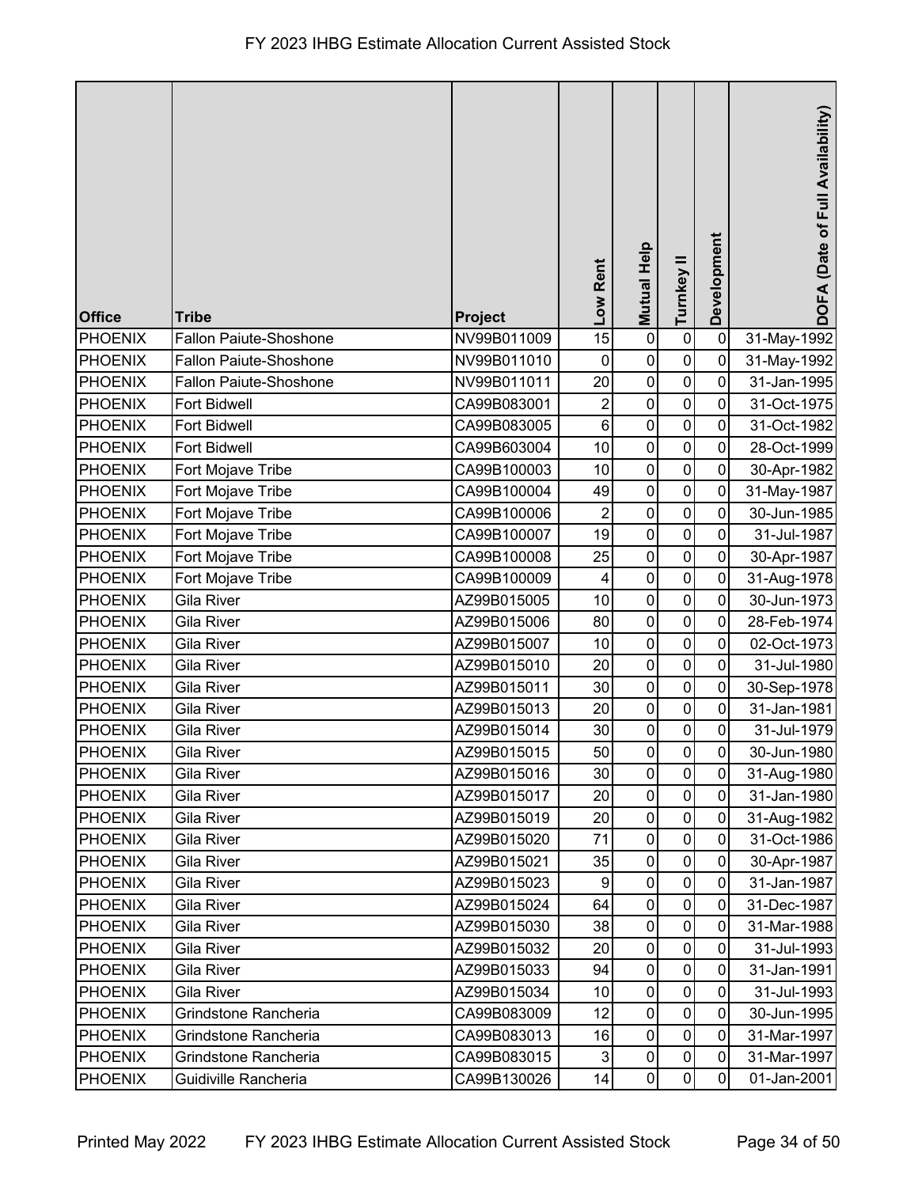| Office | Tribe | Project | Low Rent | Mutual Help | Turnkey II | Development | DOFA (Date of Full Availability) |
|---|---|---|---|---|---|---|---|
| PHOENIX | Fallon Paiute-Shoshone | NV99B011009 | 15 | 0 | 0 | 0 | 31-May-1992 |
| PHOENIX | Fallon Paiute-Shoshone | NV99B011010 | 0 | 0 | 0 | 0 | 31-May-1992 |
| PHOENIX | Fallon Paiute-Shoshone | NV99B011011 | 20 | 0 | 0 | 0 | 31-Jan-1995 |
| PHOENIX | Fort Bidwell | CA99B083001 | 2 | 0 | 0 | 0 | 31-Oct-1975 |
| PHOENIX | Fort Bidwell | CA99B083005 | 6 | 0 | 0 | 0 | 31-Oct-1982 |
| PHOENIX | Fort Bidwell | CA99B603004 | 10 | 0 | 0 | 0 | 28-Oct-1999 |
| PHOENIX | Fort Mojave Tribe | CA99B100003 | 10 | 0 | 0 | 0 | 30-Apr-1982 |
| PHOENIX | Fort Mojave Tribe | CA99B100004 | 49 | 0 | 0 | 0 | 31-May-1987 |
| PHOENIX | Fort Mojave Tribe | CA99B100006 | 2 | 0 | 0 | 0 | 30-Jun-1985 |
| PHOENIX | Fort Mojave Tribe | CA99B100007 | 19 | 0 | 0 | 0 | 31-Jul-1987 |
| PHOENIX | Fort Mojave Tribe | CA99B100008 | 25 | 0 | 0 | 0 | 30-Apr-1987 |
| PHOENIX | Fort Mojave Tribe | CA99B100009 | 4 | 0 | 0 | 0 | 31-Aug-1978 |
| PHOENIX | Gila River | AZ99B015005 | 10 | 0 | 0 | 0 | 30-Jun-1973 |
| PHOENIX | Gila River | AZ99B015006 | 80 | 0 | 0 | 0 | 28-Feb-1974 |
| PHOENIX | Gila River | AZ99B015007 | 10 | 0 | 0 | 0 | 02-Oct-1973 |
| PHOENIX | Gila River | AZ99B015010 | 20 | 0 | 0 | 0 | 31-Jul-1980 |
| PHOENIX | Gila River | AZ99B015011 | 30 | 0 | 0 | 0 | 30-Sep-1978 |
| PHOENIX | Gila River | AZ99B015013 | 20 | 0 | 0 | 0 | 31-Jan-1981 |
| PHOENIX | Gila River | AZ99B015014 | 30 | 0 | 0 | 0 | 31-Jul-1979 |
| PHOENIX | Gila River | AZ99B015015 | 50 | 0 | 0 | 0 | 30-Jun-1980 |
| PHOENIX | Gila River | AZ99B015016 | 30 | 0 | 0 | 0 | 31-Aug-1980 |
| PHOENIX | Gila River | AZ99B015017 | 20 | 0 | 0 | 0 | 31-Jan-1980 |
| PHOENIX | Gila River | AZ99B015019 | 20 | 0 | 0 | 0 | 31-Aug-1982 |
| PHOENIX | Gila River | AZ99B015020 | 71 | 0 | 0 | 0 | 31-Oct-1986 |
| PHOENIX | Gila River | AZ99B015021 | 35 | 0 | 0 | 0 | 30-Apr-1987 |
| PHOENIX | Gila River | AZ99B015023 | 9 | 0 | 0 | 0 | 31-Jan-1987 |
| PHOENIX | Gila River | AZ99B015024 | 64 | 0 | 0 | 0 | 31-Dec-1987 |
| PHOENIX | Gila River | AZ99B015030 | 38 | 0 | 0 | 0 | 31-Mar-1988 |
| PHOENIX | Gila River | AZ99B015032 | 20 | 0 | 0 | 0 | 31-Jul-1993 |
| PHOENIX | Gila River | AZ99B015033 | 94 | 0 | 0 | 0 | 31-Jan-1991 |
| PHOENIX | Gila River | AZ99B015034 | 10 | 0 | 0 | 0 | 31-Jul-1993 |
| PHOENIX | Grindstone Rancheria | CA99B083009 | 12 | 0 | 0 | 0 | 30-Jun-1995 |
| PHOENIX | Grindstone Rancheria | CA99B083013 | 16 | 0 | 0 | 0 | 31-Mar-1997 |
| PHOENIX | Grindstone Rancheria | CA99B083015 | 3 | 0 | 0 | 0 | 31-Mar-1997 |
| PHOENIX | Guidiville Rancheria | CA99B130026 | 14 | 0 | 0 | 0 | 01-Jan-2001 |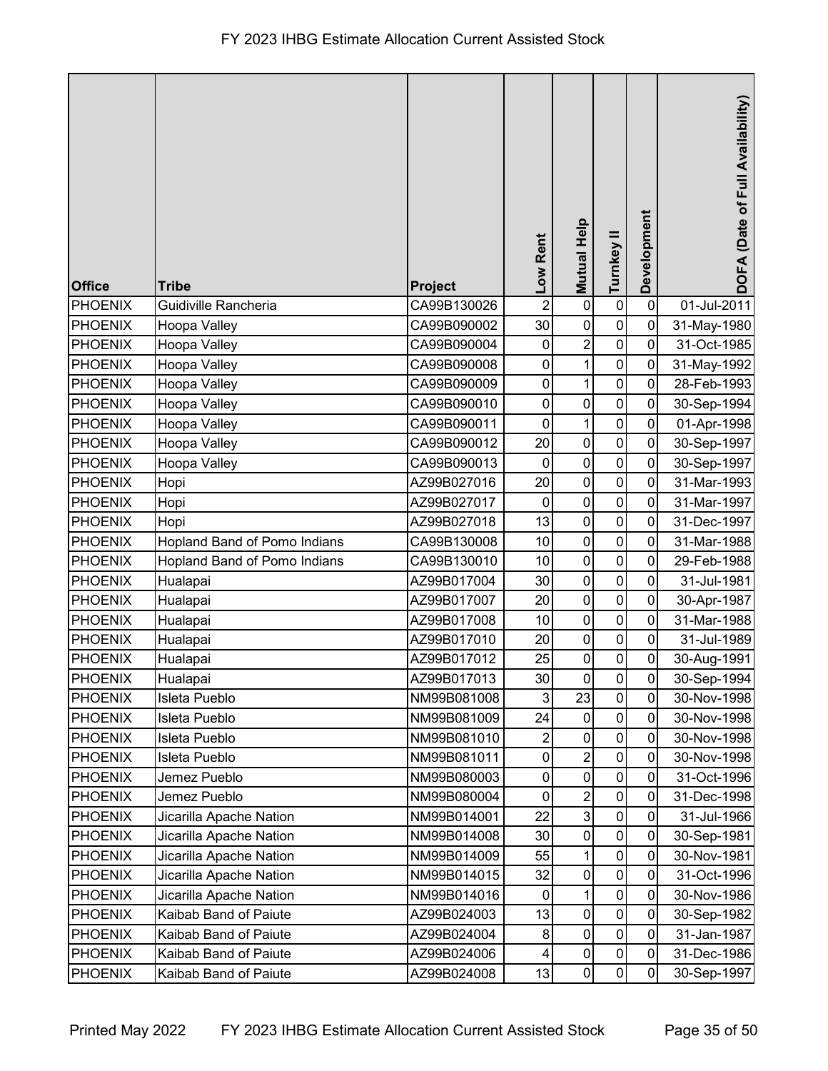# FY 2023 IHBG Estimate Allocation Current Assisted Stock

| Office | Tribe | Project | Low Rent | Mutual Help | Turnkey II | Development | DOFA (Date of Full Availability) |
|---|---|---|---|---|---|---|---|
| PHOENIX | Guidiville Rancheria | CA99B130026 | 2 | 0 | 0 | 0 | 01-Jul-2011 |
| PHOENIX | Hoopa Valley | CA99B090002 | 30 | 0 | 0 | 0 | 31-May-1980 |
| PHOENIX | Hoopa Valley | CA99B090004 | 0 | 2 | 0 | 0 | 31-Oct-1985 |
| PHOENIX | Hoopa Valley | CA99B090008 | 0 | 1 | 0 | 0 | 31-May-1992 |
| PHOENIX | Hoopa Valley | CA99B090009 | 0 | 1 | 0 | 0 | 28-Feb-1993 |
| PHOENIX | Hoopa Valley | CA99B090010 | 0 | 0 | 0 | 0 | 30-Sep-1994 |
| PHOENIX | Hoopa Valley | CA99B090011 | 0 | 1 | 0 | 0 | 01-Apr-1998 |
| PHOENIX | Hoopa Valley | CA99B090012 | 20 | 0 | 0 | 0 | 30-Sep-1997 |
| PHOENIX | Hoopa Valley | CA99B090013 | 0 | 0 | 0 | 0 | 30-Sep-1997 |
| PHOENIX | Hopi | AZ99B027016 | 20 | 0 | 0 | 0 | 31-Mar-1993 |
| PHOENIX | Hopi | AZ99B027017 | 0 | 0 | 0 | 0 | 31-Mar-1997 |
| PHOENIX | Hopi | AZ99B027018 | 13 | 0 | 0 | 0 | 31-Dec-1997 |
| PHOENIX | Hopland Band of Pomo Indians | CA99B130008 | 10 | 0 | 0 | 0 | 31-Mar-1988 |
| PHOENIX | Hopland Band of Pomo Indians | CA99B130010 | 10 | 0 | 0 | 0 | 29-Feb-1988 |
| PHOENIX | Hualapai | AZ99B017004 | 30 | 0 | 0 | 0 | 31-Jul-1981 |
| PHOENIX | Hualapai | AZ99B017007 | 20 | 0 | 0 | 0 | 30-Apr-1987 |
| PHOENIX | Hualapai | AZ99B017008 | 10 | 0 | 0 | 0 | 31-Mar-1988 |
| PHOENIX | Hualapai | AZ99B017010 | 20 | 0 | 0 | 0 | 31-Jul-1989 |
| PHOENIX | Hualapai | AZ99B017012 | 25 | 0 | 0 | 0 | 30-Aug-1991 |
| PHOENIX | Hualapai | AZ99B017013 | 30 | 0 | 0 | 0 | 30-Sep-1994 |
| PHOENIX | Isleta Pueblo | NM99B081008 | 3 | 23 | 0 | 0 | 30-Nov-1998 |
| PHOENIX | Isleta Pueblo | NM99B081009 | 24 | 0 | 0 | 0 | 30-Nov-1998 |
| PHOENIX | Isleta Pueblo | NM99B081010 | 2 | 0 | 0 | 0 | 30-Nov-1998 |
| PHOENIX | Isleta Pueblo | NM99B081011 | 0 | 2 | 0 | 0 | 30-Nov-1998 |
| PHOENIX | Jemez Pueblo | NM99B080003 | 0 | 0 | 0 | 0 | 31-Oct-1996 |
| PHOENIX | Jemez Pueblo | NM99B080004 | 0 | 2 | 0 | 0 | 31-Dec-1998 |
| PHOENIX | Jicarilla Apache Nation | NM99B014001 | 22 | 3 | 0 | 0 | 31-Jul-1966 |
| PHOENIX | Jicarilla Apache Nation | NM99B014008 | 30 | 0 | 0 | 0 | 30-Sep-1981 |
| PHOENIX | Jicarilla Apache Nation | NM99B014009 | 55 | 1 | 0 | 0 | 30-Nov-1981 |
| PHOENIX | Jicarilla Apache Nation | NM99B014015 | 32 | 0 | 0 | 0 | 31-Oct-1996 |
| PHOENIX | Jicarilla Apache Nation | NM99B014016 | 0 | 1 | 0 | 0 | 30-Nov-1986 |
| PHOENIX | Kaibab Band of Paiute | AZ99B024003 | 13 | 0 | 0 | 0 | 30-Sep-1982 |
| PHOENIX | Kaibab Band of Paiute | AZ99B024004 | 8 | 0 | 0 | 0 | 31-Jan-1987 |
| PHOENIX | Kaibab Band of Paiute | AZ99B024006 | 4 | 0 | 0 | 0 | 31-Dec-1986 |
| PHOENIX | Kaibab Band of Paiute | AZ99B024008 | 13 | 0 | 0 | 0 | 30-Sep-1997 |

Printed May 2022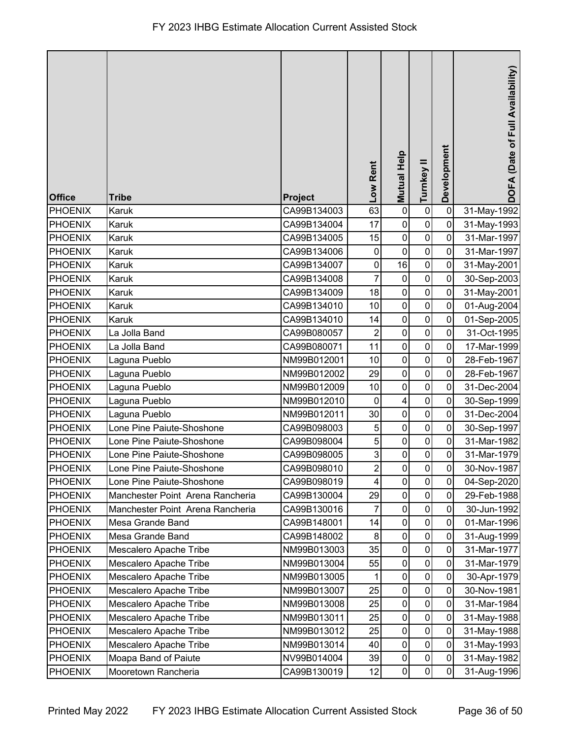# FY 2023 IHBG Estimate Allocation Current Assisted Stock

| Office | Tribe | Project | Low Rent | Mutual Help | Turnkey II | Development | DOFA (Date of Full Availability) |
|---|---|---|---|---|---|---|---|
| PHOENIX | Karuk | CA99B134003 | 63 | 0 | 0 | 0 | 31-May-1992 |
| PHOENIX | Karuk | CA99B134004 | 17 | 0 | 0 | 0 | 31-May-1993 |
| PHOENIX | Karuk | CA99B134005 | 15 | 0 | 0 | 0 | 31-Mar-1997 |
| PHOENIX | Karuk | CA99B134006 | 0 | 0 | 0 | 0 | 31-Mar-1997 |
| PHOENIX | Karuk | CA99B134007 | 0 | 16 | 0 | 0 | 31-May-2001 |
| PHOENIX | Karuk | CA99B134008 | 7 | 0 | 0 | 0 | 30-Sep-2003 |
| PHOENIX | Karuk | CA99B134009 | 18 | 0 | 0 | 0 | 31-May-2001 |
| PHOENIX | Karuk | CA99B134010 | 10 | 0 | 0 | 0 | 01-Aug-2004 |
| PHOENIX | Karuk | CA99B134010 | 14 | 0 | 0 | 0 | 01-Sep-2005 |
| PHOENIX | La Jolla Band | CA99B080057 | 2 | 0 | 0 | 0 | 31-Oct-1995 |
| PHOENIX | La Jolla Band | CA99B080071 | 11 | 0 | 0 | 0 | 17-Mar-1999 |
| PHOENIX | Laguna Pueblo | NM99B012001 | 10 | 0 | 0 | 0 | 28-Feb-1967 |
| PHOENIX | Laguna Pueblo | NM99B012002 | 29 | 0 | 0 | 0 | 28-Feb-1967 |
| PHOENIX | Laguna Pueblo | NM99B012009 | 10 | 0 | 0 | 0 | 31-Dec-2004 |
| PHOENIX | Laguna Pueblo | NM99B012010 | 0 | 4 | 0 | 0 | 30-Sep-1999 |
| PHOENIX | Laguna Pueblo | NM99B012011 | 30 | 0 | 0 | 0 | 31-Dec-2004 |
| PHOENIX | Lone Pine Paiute-Shoshone | CA99B098003 | 5 | 0 | 0 | 0 | 30-Sep-1997 |
| PHOENIX | Lone Pine Paiute-Shoshone | CA99B098004 | 5 | 0 | 0 | 0 | 31-Mar-1982 |
| PHOENIX | Lone Pine Paiute-Shoshone | CA99B098005 | 3 | 0 | 0 | 0 | 31-Mar-1979 |
| PHOENIX | Lone Pine Paiute-Shoshone | CA99B098010 | 2 | 0 | 0 | 0 | 30-Nov-1987 |
| PHOENIX | Lone Pine Paiute-Shoshone | CA99B098019 | 4 | 0 | 0 | 0 | 04-Sep-2020 |
| PHOENIX | Manchester Point Arena Rancheria | CA99B130004 | 29 | 0 | 0 | 0 | 29-Feb-1988 |
| PHOENIX | Manchester Point Arena Rancheria | CA99B130016 | 7 | 0 | 0 | 0 | 30-Jun-1992 |
| PHOENIX | Mesa Grande Band | CA99B148001 | 14 | 0 | 0 | 0 | 01-Mar-1996 |
| PHOENIX | Mesa Grande Band | CA99B148002 | 8 | 0 | 0 | 0 | 31-Aug-1999 |
| PHOENIX | Mescalero Apache Tribe | NM99B013003 | 35 | 0 | 0 | 0 | 31-Mar-1977 |
| PHOENIX | Mescalero Apache Tribe | NM99B013004 | 55 | 0 | 0 | 0 | 31-Mar-1979 |
| PHOENIX | Mescalero Apache Tribe | NM99B013005 | 1 | 0 | 0 | 0 | 30-Apr-1979 |
| PHOENIX | Mescalero Apache Tribe | NM99B013007 | 25 | 0 | 0 | 0 | 30-Nov-1981 |
| PHOENIX | Mescalero Apache Tribe | NM99B013008 | 25 | 0 | 0 | 0 | 31-Mar-1984 |
| PHOENIX | Mescalero Apache Tribe | NM99B013011 | 25 | 0 | 0 | 0 | 31-May-1988 |
| PHOENIX | Mescalero Apache Tribe | NM99B013012 | 25 | 0 | 0 | 0 | 31-May-1988 |
| PHOENIX | Mescalero Apache Tribe | NM99B013014 | 40 | 0 | 0 | 0 | 31-May-1993 |
| PHOENIX | Moapa Band of Paiute | NV99B014004 | 39 | 0 | 0 | 0 | 31-May-1982 |
| PHOENIX | Mooretown Rancheria | CA99B130019 | 12 | 0 | 0 | 0 | 31-Aug-1996 |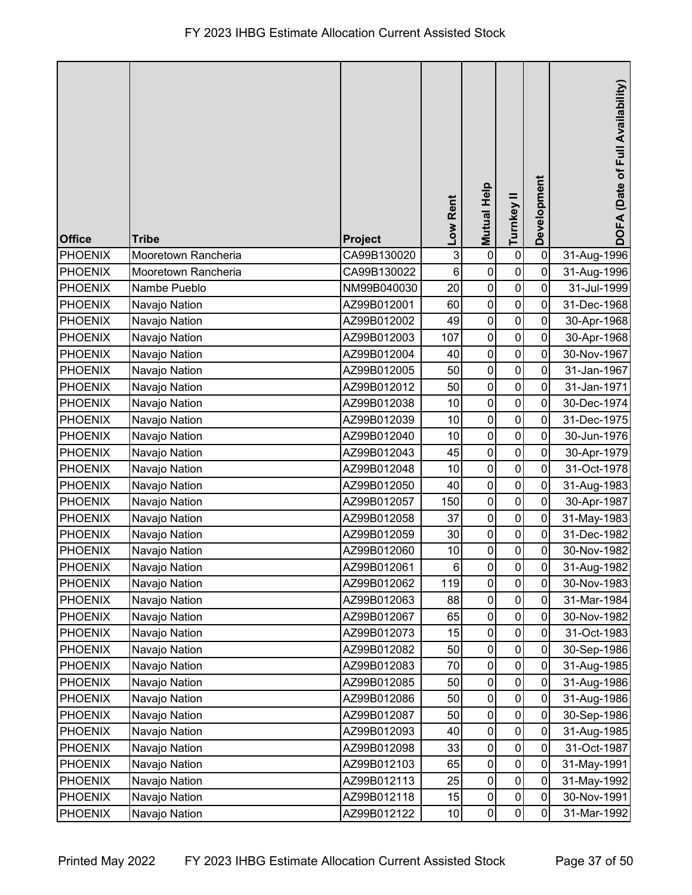# FY 2023 IHBG Estimate Allocation Current Assisted Stock

| Office | Tribe | Project | Low Rent | Mutual Help | Turnkey II | Development | DOFA (Date of Full Availability) |
|---|---|---|---|---|---|---|---|
| PHOENIX | Mooretown Rancheria | CA99B130020 | 3 | 0 | 0 | 0 | 31-Aug-1996 |
| PHOENIX | Mooretown Rancheria | CA99B130022 | 6 | 0 | 0 | 0 | 31-Aug-1996 |
| PHOENIX | Nambe Pueblo | NM99B040030 | 20 | 0 | 0 | 0 | 31-Jul-1999 |
| PHOENIX | Navajo Nation | AZ99B012001 | 60 | 0 | 0 | 0 | 31-Dec-1968 |
| PHOENIX | Navajo Nation | AZ99B012002 | 49 | 0 | 0 | 0 | 30-Apr-1968 |
| PHOENIX | Navajo Nation | AZ99B012003 | 107 | 0 | 0 | 0 | 30-Apr-1968 |
| PHOENIX | Navajo Nation | AZ99B012004 | 40 | 0 | 0 | 0 | 30-Nov-1967 |
| PHOENIX | Navajo Nation | AZ99B012005 | 50 | 0 | 0 | 0 | 31-Jan-1967 |
| PHOENIX | Navajo Nation | AZ99B012012 | 50 | 0 | 0 | 0 | 31-Jan-1971 |
| PHOENIX | Navajo Nation | AZ99B012038 | 10 | 0 | 0 | 0 | 30-Dec-1974 |
| PHOENIX | Navajo Nation | AZ99B012039 | 10 | 0 | 0 | 0 | 31-Dec-1975 |
| PHOENIX | Navajo Nation | AZ99B012040 | 10 | 0 | 0 | 0 | 30-Jun-1976 |
| PHOENIX | Navajo Nation | AZ99B012043 | 45 | 0 | 0 | 0 | 30-Apr-1979 |
| PHOENIX | Navajo Nation | AZ99B012048 | 10 | 0 | 0 | 0 | 31-Oct-1978 |
| PHOENIX | Navajo Nation | AZ99B012050 | 40 | 0 | 0 | 0 | 31-Aug-1983 |
| PHOENIX | Navajo Nation | AZ99B012057 | 150 | 0 | 0 | 0 | 30-Apr-1987 |
| PHOENIX | Navajo Nation | AZ99B012058 | 37 | 0 | 0 | 0 | 31-May-1983 |
| PHOENIX | Navajo Nation | AZ99B012059 | 30 | 0 | 0 | 0 | 31-Dec-1982 |
| PHOENIX | Navajo Nation | AZ99B012060 | 10 | 0 | 0 | 0 | 30-Nov-1982 |
| PHOENIX | Navajo Nation | AZ99B012061 | 6 | 0 | 0 | 0 | 31-Aug-1982 |
| PHOENIX | Navajo Nation | AZ99B012062 | 119 | 0 | 0 | 0 | 30-Nov-1983 |
| PHOENIX | Navajo Nation | AZ99B012063 | 88 | 0 | 0 | 0 | 31-Mar-1984 |
| PHOENIX | Navajo Nation | AZ99B012067 | 65 | 0 | 0 | 0 | 30-Nov-1982 |
| PHOENIX | Navajo Nation | AZ99B012073 | 15 | 0 | 0 | 0 | 31-Oct-1983 |
| PHOENIX | Navajo Nation | AZ99B012082 | 50 | 0 | 0 | 0 | 30-Sep-1986 |
| PHOENIX | Navajo Nation | AZ99B012083 | 70 | 0 | 0 | 0 | 31-Aug-1985 |
| PHOENIX | Navajo Nation | AZ99B012085 | 50 | 0 | 0 | 0 | 31-Aug-1986 |
| PHOENIX | Navajo Nation | AZ99B012086 | 50 | 0 | 0 | 0 | 31-Aug-1986 |
| PHOENIX | Navajo Nation | AZ99B012087 | 50 | 0 | 0 | 0 | 30-Sep-1986 |
| PHOENIX | Navajo Nation | AZ99B012093 | 40 | 0 | 0 | 0 | 31-Aug-1985 |
| PHOENIX | Navajo Nation | AZ99B012098 | 33 | 0 | 0 | 0 | 31-Oct-1987 |
| PHOENIX | Navajo Nation | AZ99B012103 | 65 | 0 | 0 | 0 | 31-May-1991 |
| PHOENIX | Navajo Nation | AZ99B012113 | 25 | 0 | 0 | 0 | 31-May-1992 |
| PHOENIX | Navajo Nation | AZ99B012118 | 15 | 0 | 0 | 0 | 30-Nov-1991 |
| PHOENIX | Navajo Nation | AZ99B012122 | 10 | 0 | 0 | 0 | 31-Mar-1992 |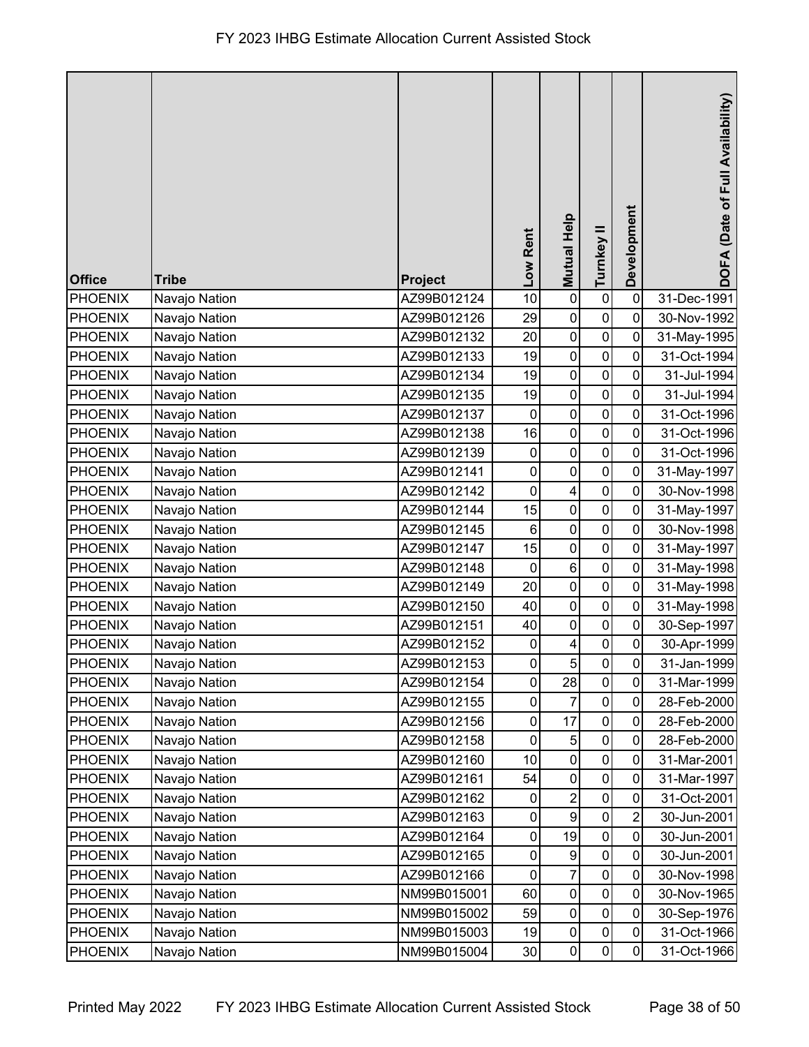# FY 2023 IHBG Estimate Allocation Current Assisted Stock

| Office | Tribe | Project | Low Rent | Mutual Help | Turnkey II | Development | DOFA (Date of Full Availability) |
|---|---|---|---|---|---|---|---|
| PHOENIX | Navajo Nation | AZ99B012124 | 10 | 0 | 0 | 0 | 31-Dec-1991 |
| PHOENIX | Navajo Nation | AZ99B012126 | 29 | 0 | 0 | 0 | 30-Nov-1992 |
| PHOENIX | Navajo Nation | AZ99B012132 | 20 | 0 | 0 | 0 | 31-May-1995 |
| PHOENIX | Navajo Nation | AZ99B012133 | 19 | 0 | 0 | 0 | 31-Oct-1994 |
| PHOENIX | Navajo Nation | AZ99B012134 | 19 | 0 | 0 | 0 | 31-Jul-1994 |
| PHOENIX | Navajo Nation | AZ99B012135 | 19 | 0 | 0 | 0 | 31-Jul-1994 |
| PHOENIX | Navajo Nation | AZ99B012137 | 0 | 0 | 0 | 0 | 31-Oct-1996 |
| PHOENIX | Navajo Nation | AZ99B012138 | 16 | 0 | 0 | 0 | 31-Oct-1996 |
| PHOENIX | Navajo Nation | AZ99B012139 | 0 | 0 | 0 | 0 | 31-Oct-1996 |
| PHOENIX | Navajo Nation | AZ99B012141 | 0 | 0 | 0 | 0 | 31-May-1997 |
| PHOENIX | Navajo Nation | AZ99B012142 | 0 | 4 | 0 | 0 | 30-Nov-1998 |
| PHOENIX | Navajo Nation | AZ99B012144 | 15 | 0 | 0 | 0 | 31-May-1997 |
| PHOENIX | Navajo Nation | AZ99B012145 | 6 | 0 | 0 | 0 | 30-Nov-1998 |
| PHOENIX | Navajo Nation | AZ99B012147 | 15 | 0 | 0 | 0 | 31-May-1997 |
| PHOENIX | Navajo Nation | AZ99B012148 | 0 | 6 | 0 | 0 | 31-May-1998 |
| PHOENIX | Navajo Nation | AZ99B012149 | 20 | 0 | 0 | 0 | 31-May-1998 |
| PHOENIX | Navajo Nation | AZ99B012150 | 40 | 0 | 0 | 0 | 31-May-1998 |
| PHOENIX | Navajo Nation | AZ99B012151 | 40 | 0 | 0 | 0 | 30-Sep-1997 |
| PHOENIX | Navajo Nation | AZ99B012152 | 0 | 4 | 0 | 0 | 30-Apr-1999 |
| PHOENIX | Navajo Nation | AZ99B012153 | 0 | 5 | 0 | 0 | 31-Jan-1999 |
| PHOENIX | Navajo Nation | AZ99B012154 | 0 | 28 | 0 | 0 | 31-Mar-1999 |
| PHOENIX | Navajo Nation | AZ99B012155 | 0 | 7 | 0 | 0 | 28-Feb-2000 |
| PHOENIX | Navajo Nation | AZ99B012156 | 0 | 17 | 0 | 0 | 28-Feb-2000 |
| PHOENIX | Navajo Nation | AZ99B012158 | 0 | 5 | 0 | 0 | 28-Feb-2000 |
| PHOENIX | Navajo Nation | AZ99B012160 | 10 | 0 | 0 | 0 | 31-Mar-2001 |
| PHOENIX | Navajo Nation | AZ99B012161 | 54 | 0 | 0 | 0 | 31-Mar-1997 |
| PHOENIX | Navajo Nation | AZ99B012162 | 0 | 2 | 0 | 0 | 31-Oct-2001 |
| PHOENIX | Navajo Nation | AZ99B012163 | 0 | 9 | 0 | 2 | 30-Jun-2001 |
| PHOENIX | Navajo Nation | AZ99B012164 | 0 | 19 | 0 | 0 | 30-Jun-2001 |
| PHOENIX | Navajo Nation | AZ99B012165 | 0 | 9 | 0 | 0 | 30-Jun-2001 |
| PHOENIX | Navajo Nation | AZ99B012166 | 0 | 7 | 0 | 0 | 30-Nov-1998 |
| PHOENIX | Navajo Nation | NM99B015001 | 60 | 0 | 0 | 0 | 30-Nov-1965 |
| PHOENIX | Navajo Nation | NM99B015002 | 59 | 0 | 0 | 0 | 30-Sep-1976 |
| PHOENIX | Navajo Nation | NM99B015003 | 19 | 0 | 0 | 0 | 31-Oct-1966 |
| PHOENIX | Navajo Nation | NM99B015004 | 30 | 0 | 0 | 0 | 31-Oct-1966 |

Printed May 2022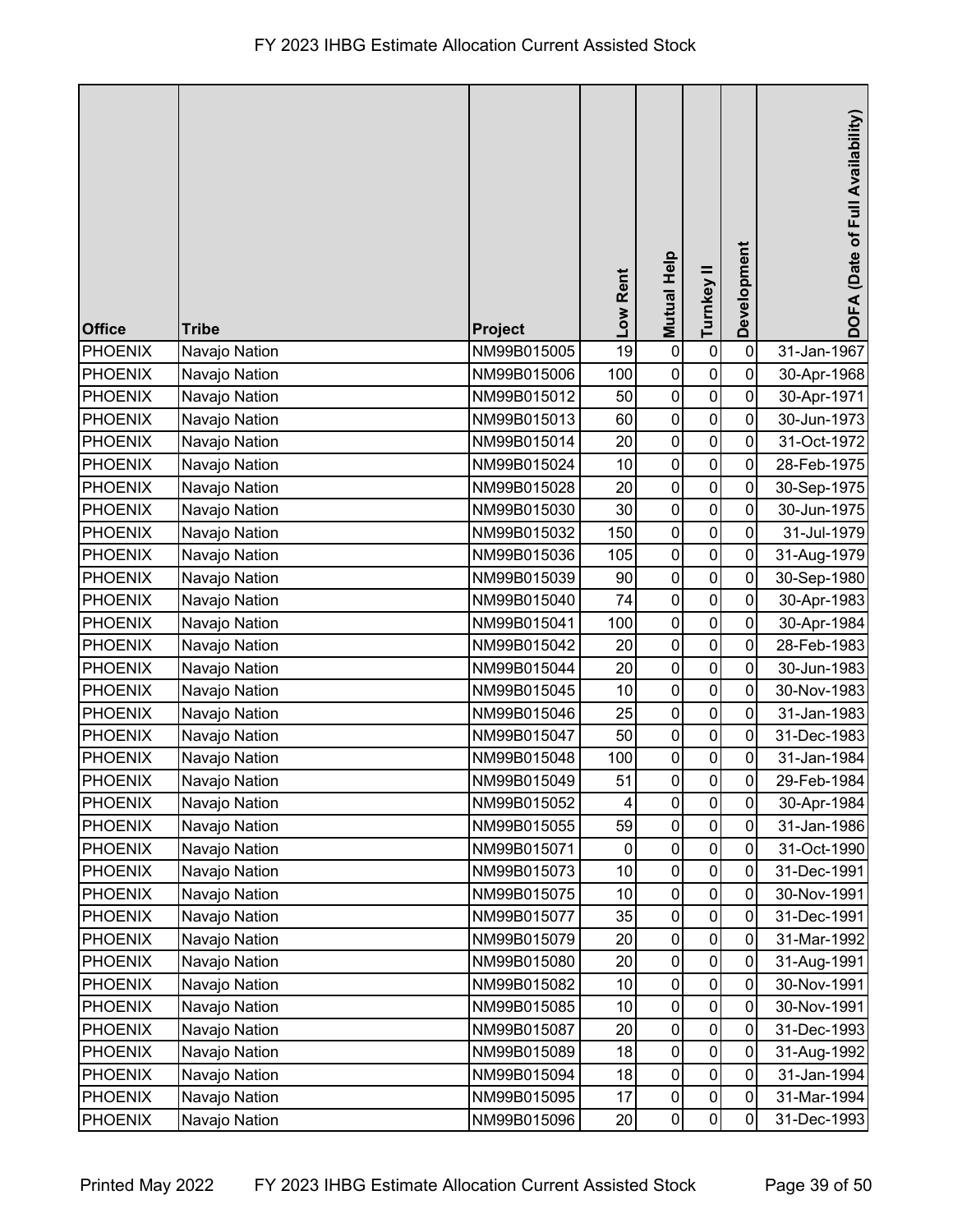| Office | Tribe | Project | Low Rent | Mutual Help | Turnkey II | Development | DOFA (Date of Full Availability) |
|---|---|---|---|---|---|---|---|
| PHOENIX | Navajo Nation | NM99B015005 | 19 | 0 | 0 | 0 | 31-Jan-1967 |
| PHOENIX | Navajo Nation | NM99B015006 | 100 | 0 | 0 | 0 | 30-Apr-1968 |
| PHOENIX | Navajo Nation | NM99B015012 | 50 | 0 | 0 | 0 | 30-Apr-1971 |
| PHOENIX | Navajo Nation | NM99B015013 | 60 | 0 | 0 | 0 | 30-Jun-1973 |
| PHOENIX | Navajo Nation | NM99B015014 | 20 | 0 | 0 | 0 | 31-Oct-1972 |
| PHOENIX | Navajo Nation | NM99B015024 | 10 | 0 | 0 | 0 | 28-Feb-1975 |
| PHOENIX | Navajo Nation | NM99B015028 | 20 | 0 | 0 | 0 | 30-Sep-1975 |
| PHOENIX | Navajo Nation | NM99B015030 | 30 | 0 | 0 | 0 | 30-Jun-1975 |
| PHOENIX | Navajo Nation | NM99B015032 | 150 | 0 | 0 | 0 | 31-Jul-1979 |
| PHOENIX | Navajo Nation | NM99B015036 | 105 | 0 | 0 | 0 | 31-Aug-1979 |
| PHOENIX | Navajo Nation | NM99B015039 | 90 | 0 | 0 | 0 | 30-Sep-1980 |
| PHOENIX | Navajo Nation | NM99B015040 | 74 | 0 | 0 | 0 | 30-Apr-1983 |
| PHOENIX | Navajo Nation | NM99B015041 | 100 | 0 | 0 | 0 | 30-Apr-1984 |
| PHOENIX | Navajo Nation | NM99B015042 | 20 | 0 | 0 | 0 | 28-Feb-1983 |
| PHOENIX | Navajo Nation | NM99B015044 | 20 | 0 | 0 | 0 | 30-Jun-1983 |
| PHOENIX | Navajo Nation | NM99B015045 | 10 | 0 | 0 | 0 | 30-Nov-1983 |
| PHOENIX | Navajo Nation | NM99B015046 | 25 | 0 | 0 | 0 | 31-Jan-1983 |
| PHOENIX | Navajo Nation | NM99B015047 | 50 | 0 | 0 | 0 | 31-Dec-1983 |
| PHOENIX | Navajo Nation | NM99B015048 | 100 | 0 | 0 | 0 | 31-Jan-1984 |
| PHOENIX | Navajo Nation | NM99B015049 | 51 | 0 | 0 | 0 | 29-Feb-1984 |
| PHOENIX | Navajo Nation | NM99B015052 | 4 | 0 | 0 | 0 | 30-Apr-1984 |
| PHOENIX | Navajo Nation | NM99B015055 | 59 | 0 | 0 | 0 | 31-Jan-1986 |
| PHOENIX | Navajo Nation | NM99B015071 | 0 | 0 | 0 | 0 | 31-Oct-1990 |
| PHOENIX | Navajo Nation | NM99B015073 | 10 | 0 | 0 | 0 | 31-Dec-1991 |
| PHOENIX | Navajo Nation | NM99B015075 | 10 | 0 | 0 | 0 | 30-Nov-1991 |
| PHOENIX | Navajo Nation | NM99B015077 | 35 | 0 | 0 | 0 | 31-Dec-1991 |
| PHOENIX | Navajo Nation | NM99B015079 | 20 | 0 | 0 | 0 | 31-Mar-1992 |
| PHOENIX | Navajo Nation | NM99B015080 | 20 | 0 | 0 | 0 | 31-Aug-1991 |
| PHOENIX | Navajo Nation | NM99B015082 | 10 | 0 | 0 | 0 | 30-Nov-1991 |
| PHOENIX | Navajo Nation | NM99B015085 | 10 | 0 | 0 | 0 | 30-Nov-1991 |
| PHOENIX | Navajo Nation | NM99B015087 | 20 | 0 | 0 | 0 | 31-Dec-1993 |
| PHOENIX | Navajo Nation | NM99B015089 | 18 | 0 | 0 | 0 | 31-Aug-1992 |
| PHOENIX | Navajo Nation | NM99B015094 | 18 | 0 | 0 | 0 | 31-Jan-1994 |
| PHOENIX | Navajo Nation | NM99B015095 | 17 | 0 | 0 | 0 | 31-Mar-1994 |
| PHOENIX | Navajo Nation | NM99B015096 | 20 | 0 | 0 | 0 | 31-Dec-1993 |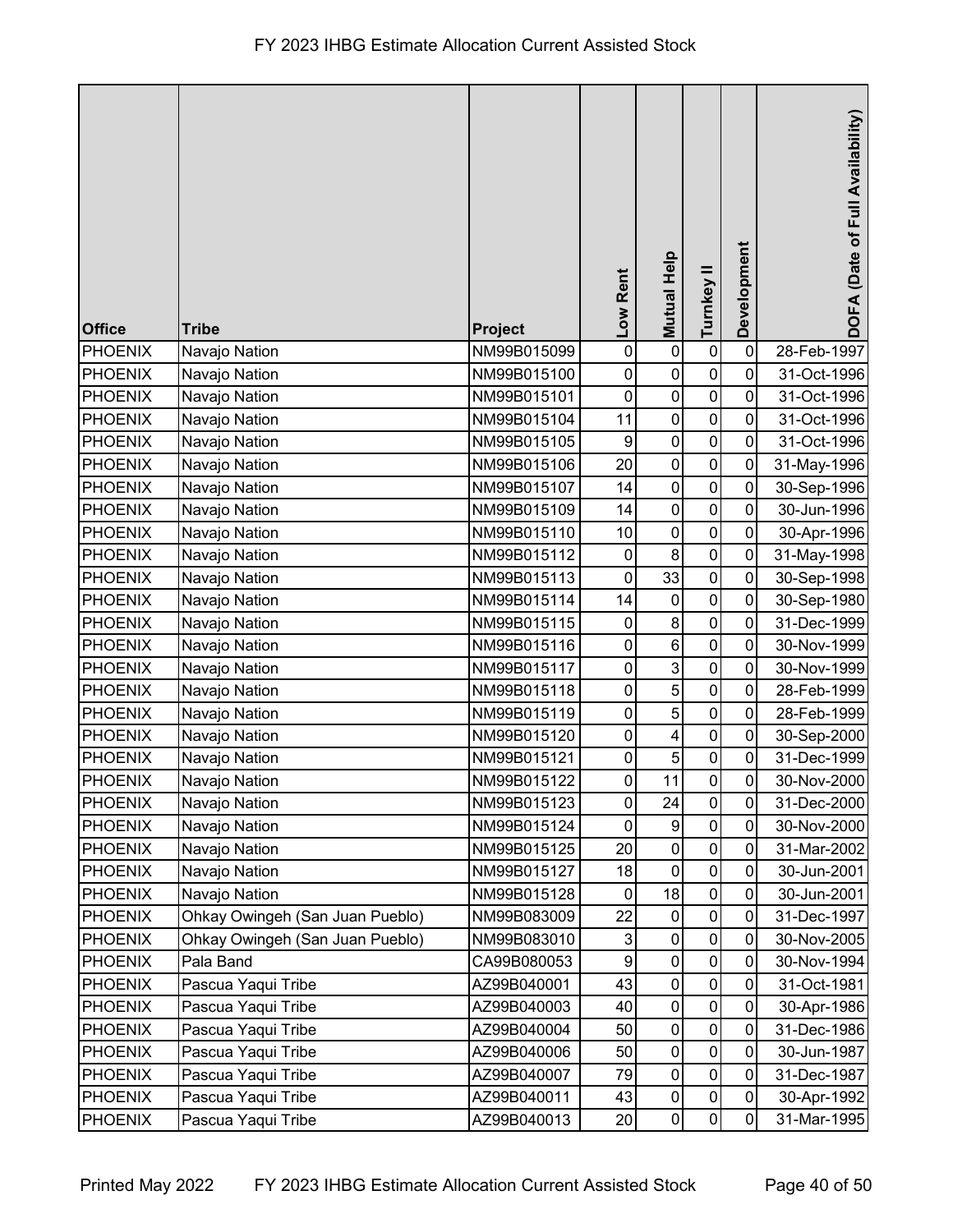# FY 2023 IHBG Estimate Allocation Current Assisted Stock

| Office | Tribe | Project | Low Rent | Mutual Help | Turnkey II | Development | DOFA (Date of Full Availability) |
|---|---|---|---|---|---|---|---|
| PHOENIX | Navajo Nation | NM99B015099 | 0 | 0 | 0 | 0 | 28-Feb-1997 |
| PHOENIX | Navajo Nation | NM99B015100 | 0 | 0 | 0 | 0 | 31-Oct-1996 |
| PHOENIX | Navajo Nation | NM99B015101 | 0 | 0 | 0 | 0 | 31-Oct-1996 |
| PHOENIX | Navajo Nation | NM99B015104 | 11 | 0 | 0 | 0 | 31-Oct-1996 |
| PHOENIX | Navajo Nation | NM99B015105 | 9 | 0 | 0 | 0 | 31-Oct-1996 |
| PHOENIX | Navajo Nation | NM99B015106 | 20 | 0 | 0 | 0 | 31-May-1996 |
| PHOENIX | Navajo Nation | NM99B015107 | 14 | 0 | 0 | 0 | 30-Sep-1996 |
| PHOENIX | Navajo Nation | NM99B015109 | 14 | 0 | 0 | 0 | 30-Jun-1996 |
| PHOENIX | Navajo Nation | NM99B015110 | 10 | 0 | 0 | 0 | 30-Apr-1996 |
| PHOENIX | Navajo Nation | NM99B015112 | 0 | 8 | 0 | 0 | 31-May-1998 |
| PHOENIX | Navajo Nation | NM99B015113 | 0 | 33 | 0 | 0 | 30-Sep-1998 |
| PHOENIX | Navajo Nation | NM99B015114 | 14 | 0 | 0 | 0 | 30-Sep-1980 |
| PHOENIX | Navajo Nation | NM99B015115 | 0 | 8 | 0 | 0 | 31-Dec-1999 |
| PHOENIX | Navajo Nation | NM99B015116 | 0 | 6 | 0 | 0 | 30-Nov-1999 |
| PHOENIX | Navajo Nation | NM99B015117 | 0 | 3 | 0 | 0 | 30-Nov-1999 |
| PHOENIX | Navajo Nation | NM99B015118 | 0 | 5 | 0 | 0 | 28-Feb-1999 |
| PHOENIX | Navajo Nation | NM99B015119 | 0 | 5 | 0 | 0 | 28-Feb-1999 |
| PHOENIX | Navajo Nation | NM99B015120 | 0 | 4 | 0 | 0 | 30-Sep-2000 |
| PHOENIX | Navajo Nation | NM99B015121 | 0 | 5 | 0 | 0 | 31-Dec-1999 |
| PHOENIX | Navajo Nation | NM99B015122 | 0 | 11 | 0 | 0 | 30-Nov-2000 |
| PHOENIX | Navajo Nation | NM99B015123 | 0 | 24 | 0 | 0 | 31-Dec-2000 |
| PHOENIX | Navajo Nation | NM99B015124 | 0 | 9 | 0 | 0 | 30-Nov-2000 |
| PHOENIX | Navajo Nation | NM99B015125 | 20 | 0 | 0 | 0 | 31-Mar-2002 |
| PHOENIX | Navajo Nation | NM99B015127 | 18 | 0 | 0 | 0 | 30-Jun-2001 |
| PHOENIX | Navajo Nation | NM99B015128 | 0 | 18 | 0 | 0 | 30-Jun-2001 |
| PHOENIX | Ohkay Owingeh (San Juan Pueblo) | NM99B083009 | 22 | 0 | 0 | 0 | 31-Dec-1997 |
| PHOENIX | Ohkay Owingeh (San Juan Pueblo) | NM99B083010 | 3 | 0 | 0 | 0 | 30-Nov-2005 |
| PHOENIX | Pala Band | CA99B080053 | 9 | 0 | 0 | 0 | 30-Nov-1994 |
| PHOENIX | Pascua Yaqui Tribe | AZ99B040001 | 43 | 0 | 0 | 0 | 31-Oct-1981 |
| PHOENIX | Pascua Yaqui Tribe | AZ99B040003 | 40 | 0 | 0 | 0 | 30-Apr-1986 |
| PHOENIX | Pascua Yaqui Tribe | AZ99B040004 | 50 | 0 | 0 | 0 | 31-Dec-1986 |
| PHOENIX | Pascua Yaqui Tribe | AZ99B040006 | 50 | 0 | 0 | 0 | 30-Jun-1987 |
| PHOENIX | Pascua Yaqui Tribe | AZ99B040007 | 79 | 0 | 0 | 0 | 31-Dec-1987 |
| PHOENIX | Pascua Yaqui Tribe | AZ99B040011 | 43 | 0 | 0 | 0 | 30-Apr-1992 |
| PHOENIX | Pascua Yaqui Tribe | AZ99B040013 | 20 | 0 | 0 | 0 | 31-Mar-1995 |

Printed May 2022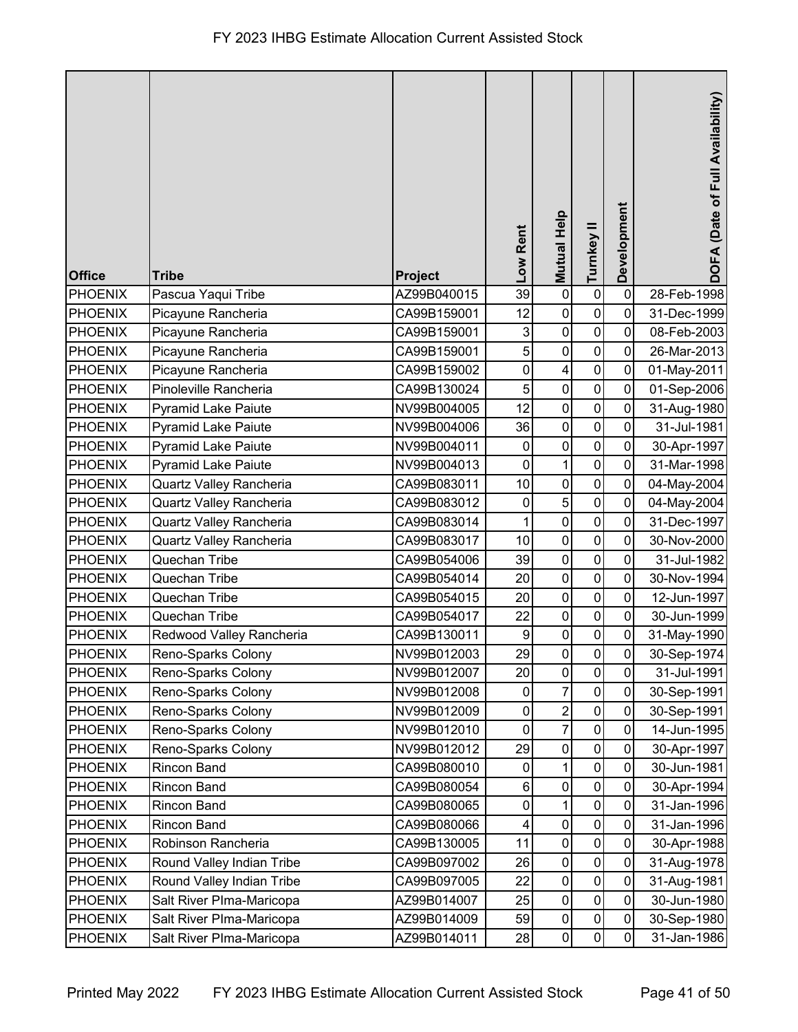# FY 2023 IHBG Estimate Allocation Current Assisted Stock

| Office | Tribe | Project | Low Rent | Mutual Help | Turnkey II | Development | DOFA (Date of Full Availability) |
|---|---|---|---|---|---|---|---|
| PHOENIX | Pascua Yaqui Tribe | AZ99B040015 | 39 | 0 | 0 | 0 | 28-Feb-1998 |
| PHOENIX | Picayune Rancheria | CA99B159001 | 12 | 0 | 0 | 0 | 31-Dec-1999 |
| PHOENIX | Picayune Rancheria | CA99B159001 | 3 | 0 | 0 | 0 | 08-Feb-2003 |
| PHOENIX | Picayune Rancheria | CA99B159001 | 5 | 0 | 0 | 0 | 26-Mar-2013 |
| PHOENIX | Picayune Rancheria | CA99B159002 | 0 | 4 | 0 | 0 | 01-May-2011 |
| PHOENIX | Pinoleville Rancheria | CA99B130024 | 5 | 0 | 0 | 0 | 01-Sep-2006 |
| PHOENIX | Pyramid Lake Paiute | NV99B004005 | 12 | 0 | 0 | 0 | 31-Aug-1980 |
| PHOENIX | Pyramid Lake Paiute | NV99B004006 | 36 | 0 | 0 | 0 | 31-Jul-1981 |
| PHOENIX | Pyramid Lake Paiute | NV99B004011 | 0 | 0 | 0 | 0 | 30-Apr-1997 |
| PHOENIX | Pyramid Lake Paiute | NV99B004013 | 0 | 1 | 0 | 0 | 31-Mar-1998 |
| PHOENIX | Quartz Valley Rancheria | CA99B083011 | 10 | 0 | 0 | 0 | 04-May-2004 |
| PHOENIX | Quartz Valley Rancheria | CA99B083012 | 0 | 5 | 0 | 0 | 04-May-2004 |
| PHOENIX | Quartz Valley Rancheria | CA99B083014 | 1 | 0 | 0 | 0 | 31-Dec-1997 |
| PHOENIX | Quartz Valley Rancheria | CA99B083017 | 10 | 0 | 0 | 0 | 30-Nov-2000 |
| PHOENIX | Quechan Tribe | CA99B054006 | 39 | 0 | 0 | 0 | 31-Jul-1982 |
| PHOENIX | Quechan Tribe | CA99B054014 | 20 | 0 | 0 | 0 | 30-Nov-1994 |
| PHOENIX | Quechan Tribe | CA99B054015 | 20 | 0 | 0 | 0 | 12-Jun-1997 |
| PHOENIX | Quechan Tribe | CA99B054017 | 22 | 0 | 0 | 0 | 30-Jun-1999 |
| PHOENIX | Redwood Valley Rancheria | CA99B130011 | 9 | 0 | 0 | 0 | 31-May-1990 |
| PHOENIX | Reno-Sparks Colony | NV99B012003 | 29 | 0 | 0 | 0 | 30-Sep-1974 |
| PHOENIX | Reno-Sparks Colony | NV99B012007 | 20 | 0 | 0 | 0 | 31-Jul-1991 |
| PHOENIX | Reno-Sparks Colony | NV99B012008 | 0 | 7 | 0 | 0 | 30-Sep-1991 |
| PHOENIX | Reno-Sparks Colony | NV99B012009 | 0 | 2 | 0 | 0 | 30-Sep-1991 |
| PHOENIX | Reno-Sparks Colony | NV99B012010 | 0 | 7 | 0 | 0 | 14-Jun-1995 |
| PHOENIX | Reno-Sparks Colony | NV99B012012 | 29 | 0 | 0 | 0 | 30-Apr-1997 |
| PHOENIX | Rincon Band | CA99B080010 | 0 | 1 | 0 | 0 | 30-Jun-1981 |
| PHOENIX | Rincon Band | CA99B080054 | 6 | 0 | 0 | 0 | 30-Apr-1994 |
| PHOENIX | Rincon Band | CA99B080065 | 0 | 1 | 0 | 0 | 31-Jan-1996 |
| PHOENIX | Rincon Band | CA99B080066 | 4 | 0 | 0 | 0 | 31-Jan-1996 |
| PHOENIX | Robinson Rancheria | CA99B130005 | 11 | 0 | 0 | 0 | 30-Apr-1988 |
| PHOENIX | Round Valley Indian Tribe | CA99B097002 | 26 | 0 | 0 | 0 | 31-Aug-1978 |
| PHOENIX | Round Valley Indian Tribe | CA99B097005 | 22 | 0 | 0 | 0 | 31-Aug-1981 |
| PHOENIX | Salt River PIma-Maricopa | AZ99B014007 | 25 | 0 | 0 | 0 | 30-Jun-1980 |
| PHOENIX | Salt River PIma-Maricopa | AZ99B014009 | 59 | 0 | 0 | 0 | 30-Sep-1980 |
| PHOENIX | Salt River PIma-Maricopa | AZ99B014011 | 28 | 0 | 0 | 0 | 31-Jan-1986 |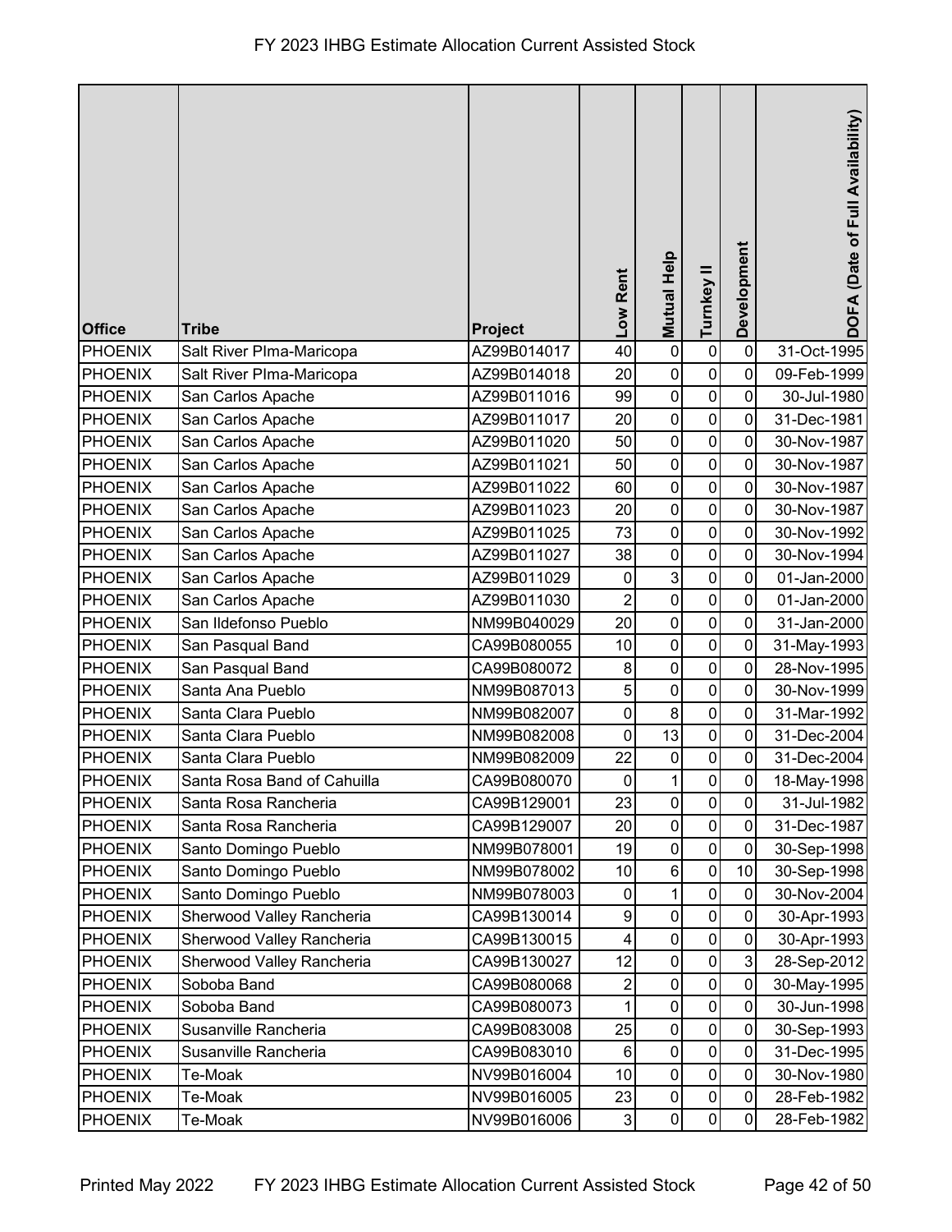| Office | Tribe | Project | Low Rent | Mutual Help | Turnkey II | Development | DOFA (Date of Full Availability) |
|---|---|---|---|---|---|---|---|
| PHOENIX | Salt River Plma-Maricopa | AZ99B014017 | 40 | 0 | 0 | 0 | 31-Oct-1995 |
| PHOENIX | Salt River Plma-Maricopa | AZ99B014018 | 20 | 0 | 0 | 0 | 09-Feb-1999 |
| PHOENIX | San Carlos Apache | AZ99B011016 | 99 | 0 | 0 | 0 | 30-Jul-1980 |
| PHOENIX | San Carlos Apache | AZ99B011017 | 20 | 0 | 0 | 0 | 31-Dec-1981 |
| PHOENIX | San Carlos Apache | AZ99B011020 | 50 | 0 | 0 | 0 | 30-Nov-1987 |
| PHOENIX | San Carlos Apache | AZ99B011021 | 50 | 0 | 0 | 0 | 30-Nov-1987 |
| PHOENIX | San Carlos Apache | AZ99B011022 | 60 | 0 | 0 | 0 | 30-Nov-1987 |
| PHOENIX | San Carlos Apache | AZ99B011023 | 20 | 0 | 0 | 0 | 30-Nov-1987 |
| PHOENIX | San Carlos Apache | AZ99B011025 | 73 | 0 | 0 | 0 | 30-Nov-1992 |
| PHOENIX | San Carlos Apache | AZ99B011027 | 38 | 0 | 0 | 0 | 30-Nov-1994 |
| PHOENIX | San Carlos Apache | AZ99B011029 | 0 | 3 | 0 | 0 | 01-Jan-2000 |
| PHOENIX | San Carlos Apache | AZ99B011030 | 2 | 0 | 0 | 0 | 01-Jan-2000 |
| PHOENIX | San Ildefonso Pueblo | NM99B040029 | 20 | 0 | 0 | 0 | 31-Jan-2000 |
| PHOENIX | San Pasqual Band | CA99B080055 | 10 | 0 | 0 | 0 | 31-May-1993 |
| PHOENIX | San Pasqual Band | CA99B080072 | 8 | 0 | 0 | 0 | 28-Nov-1995 |
| PHOENIX | Santa Ana Pueblo | NM99B087013 | 5 | 0 | 0 | 0 | 30-Nov-1999 |
| PHOENIX | Santa Clara Pueblo | NM99B082007 | 0 | 8 | 0 | 0 | 31-Mar-1992 |
| PHOENIX | Santa Clara Pueblo | NM99B082008 | 0 | 13 | 0 | 0 | 31-Dec-2004 |
| PHOENIX | Santa Clara Pueblo | NM99B082009 | 22 | 0 | 0 | 0 | 31-Dec-2004 |
| PHOENIX | Santa Rosa Band of Cahuilla | CA99B080070 | 0 | 1 | 0 | 0 | 18-May-1998 |
| PHOENIX | Santa Rosa Rancheria | CA99B129001 | 23 | 0 | 0 | 0 | 31-Jul-1982 |
| PHOENIX | Santa Rosa Rancheria | CA99B129007 | 20 | 0 | 0 | 0 | 31-Dec-1987 |
| PHOENIX | Santo Domingo Pueblo | NM99B078001 | 19 | 0 | 0 | 0 | 30-Sep-1998 |
| PHOENIX | Santo Domingo Pueblo | NM99B078002 | 10 | 6 | 0 | 10 | 30-Sep-1998 |
| PHOENIX | Santo Domingo Pueblo | NM99B078003 | 0 | 1 | 0 | 0 | 30-Nov-2004 |
| PHOENIX | Sherwood Valley Rancheria | CA99B130014 | 9 | 0 | 0 | 0 | 30-Apr-1993 |
| PHOENIX | Sherwood Valley Rancheria | CA99B130015 | 4 | 0 | 0 | 0 | 30-Apr-1993 |
| PHOENIX | Sherwood Valley Rancheria | CA99B130027 | 12 | 0 | 0 | 3 | 28-Sep-2012 |
| PHOENIX | Soboba Band | CA99B080068 | 2 | 0 | 0 | 0 | 30-May-1995 |
| PHOENIX | Soboba Band | CA99B080073 | 1 | 0 | 0 | 0 | 30-Jun-1998 |
| PHOENIX | Susanville Rancheria | CA99B083008 | 25 | 0 | 0 | 0 | 30-Sep-1993 |
| PHOENIX | Susanville Rancheria | CA99B083010 | 6 | 0 | 0 | 0 | 31-Dec-1995 |
| PHOENIX | Te-Moak | NV99B016004 | 10 | 0 | 0 | 0 | 30-Nov-1980 |
| PHOENIX | Te-Moak | NV99B016005 | 23 | 0 | 0 | 0 | 28-Feb-1982 |
| PHOENIX | Te-Moak | NV99B016006 | 3 | 0 | 0 | 0 | 28-Feb-1982 |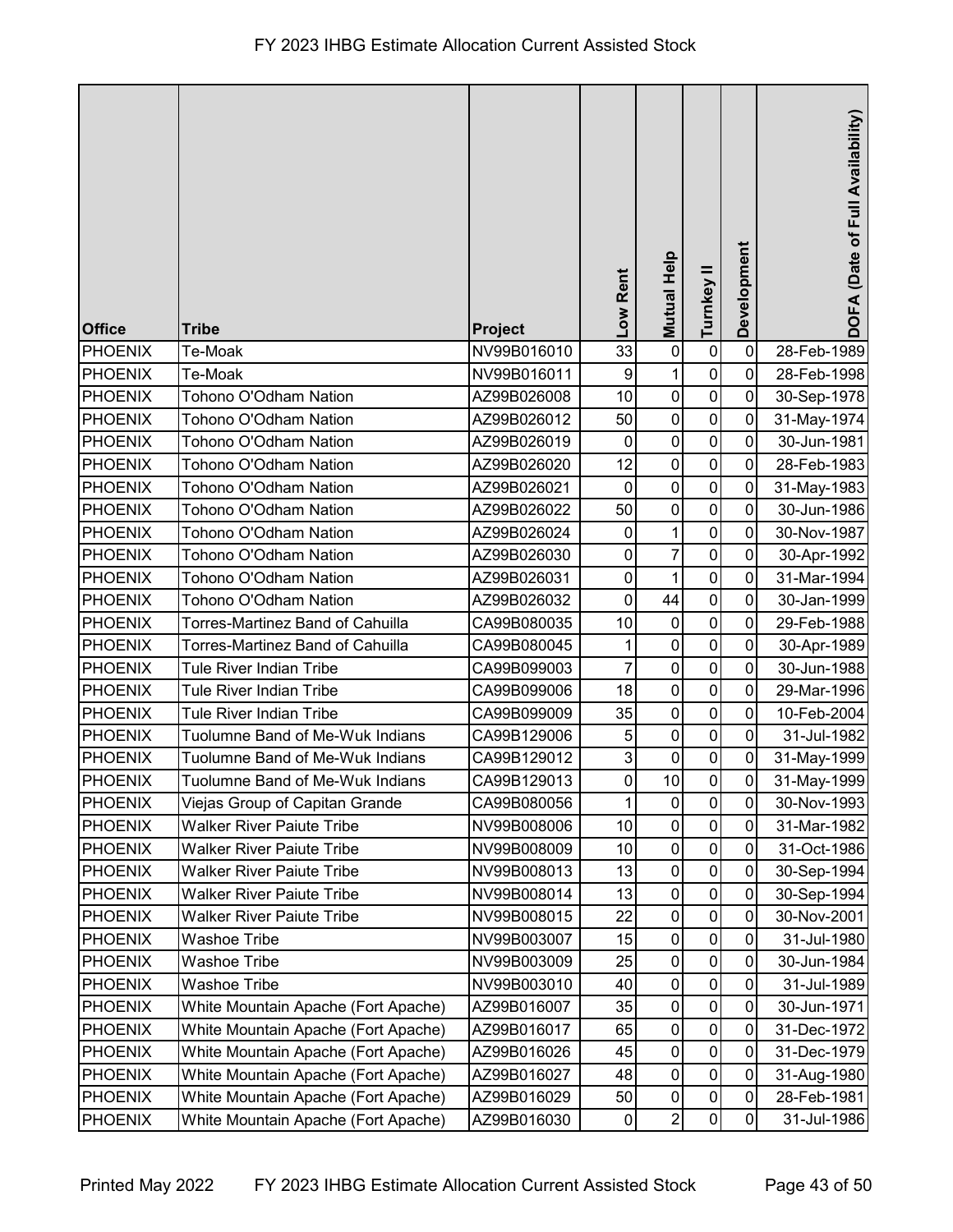# FY 2023 IHBG Estimate Allocation Current Assisted Stock

| Office | Tribe | Project | Low Rent | Mutual Help | Turnkey II | Development | DOFA (Date of Full Availability) |
|---|---|---|---|---|---|---|---|
| PHOENIX | Te-Moak | NV99B016010 | 33 | 0 | 0 | 0 | 28-Feb-1989 |
| PHOENIX | Te-Moak | NV99B016011 | 9 | 1 | 0 | 0 | 28-Feb-1998 |
| PHOENIX | Tohono O'Odham Nation | AZ99B026008 | 10 | 0 | 0 | 0 | 30-Sep-1978 |
| PHOENIX | Tohono O'Odham Nation | AZ99B026012 | 50 | 0 | 0 | 0 | 31-May-1974 |
| PHOENIX | Tohono O'Odham Nation | AZ99B026019 | 0 | 0 | 0 | 0 | 30-Jun-1981 |
| PHOENIX | Tohono O'Odham Nation | AZ99B026020 | 12 | 0 | 0 | 0 | 28-Feb-1983 |
| PHOENIX | Tohono O'Odham Nation | AZ99B026021 | 0 | 0 | 0 | 0 | 31-May-1983 |
| PHOENIX | Tohono O'Odham Nation | AZ99B026022 | 50 | 0 | 0 | 0 | 30-Jun-1986 |
| PHOENIX | Tohono O'Odham Nation | AZ99B026024 | 0 | 1 | 0 | 0 | 30-Nov-1987 |
| PHOENIX | Tohono O'Odham Nation | AZ99B026030 | 0 | 7 | 0 | 0 | 30-Apr-1992 |
| PHOENIX | Tohono O'Odham Nation | AZ99B026031 | 0 | 1 | 0 | 0 | 31-Mar-1994 |
| PHOENIX | Tohono O'Odham Nation | AZ99B026032 | 0 | 44 | 0 | 0 | 30-Jan-1999 |
| PHOENIX | Torres-Martinez Band of Cahuilla | CA99B080035 | 10 | 0 | 0 | 0 | 29-Feb-1988 |
| PHOENIX | Torres-Martinez Band of Cahuilla | CA99B080045 | 1 | 0 | 0 | 0 | 30-Apr-1989 |
| PHOENIX | Tule River Indian Tribe | CA99B099003 | 7 | 0 | 0 | 0 | 30-Jun-1988 |
| PHOENIX | Tule River Indian Tribe | CA99B099006 | 18 | 0 | 0 | 0 | 29-Mar-1996 |
| PHOENIX | Tule River Indian Tribe | CA99B099009 | 35 | 0 | 0 | 0 | 10-Feb-2004 |
| PHOENIX | Tuolumne Band of Me-Wuk Indians | CA99B129006 | 5 | 0 | 0 | 0 | 31-Jul-1982 |
| PHOENIX | Tuolumne Band of Me-Wuk Indians | CA99B129012 | 3 | 0 | 0 | 0 | 31-May-1999 |
| PHOENIX | Tuolumne Band of Me-Wuk Indians | CA99B129013 | 0 | 10 | 0 | 0 | 31-May-1999 |
| PHOENIX | Viejas Group of Capitan Grande | CA99B080056 | 1 | 0 | 0 | 0 | 30-Nov-1993 |
| PHOENIX | Walker River Paiute Tribe | NV99B008006 | 10 | 0 | 0 | 0 | 31-Mar-1982 |
| PHOENIX | Walker River Paiute Tribe | NV99B008009 | 10 | 0 | 0 | 0 | 31-Oct-1986 |
| PHOENIX | Walker River Paiute Tribe | NV99B008013 | 13 | 0 | 0 | 0 | 30-Sep-1994 |
| PHOENIX | Walker River Paiute Tribe | NV99B008014 | 13 | 0 | 0 | 0 | 30-Sep-1994 |
| PHOENIX | Walker River Paiute Tribe | NV99B008015 | 22 | 0 | 0 | 0 | 30-Nov-2001 |
| PHOENIX | Washoe Tribe | NV99B003007 | 15 | 0 | 0 | 0 | 31-Jul-1980 |
| PHOENIX | Washoe Tribe | NV99B003009 | 25 | 0 | 0 | 0 | 30-Jun-1984 |
| PHOENIX | Washoe Tribe | NV99B003010 | 40 | 0 | 0 | 0 | 31-Jul-1989 |
| PHOENIX | White Mountain Apache (Fort Apache) | AZ99B016007 | 35 | 0 | 0 | 0 | 30-Jun-1971 |
| PHOENIX | White Mountain Apache (Fort Apache) | AZ99B016017 | 65 | 0 | 0 | 0 | 31-Dec-1972 |
| PHOENIX | White Mountain Apache (Fort Apache) | AZ99B016026 | 45 | 0 | 0 | 0 | 31-Dec-1979 |
| PHOENIX | White Mountain Apache (Fort Apache) | AZ99B016027 | 48 | 0 | 0 | 0 | 31-Aug-1980 |
| PHOENIX | White Mountain Apache (Fort Apache) | AZ99B016029 | 50 | 0 | 0 | 0 | 28-Feb-1981 |
| PHOENIX | White Mountain Apache (Fort Apache) | AZ99B016030 | 0 | 2 | 0 | 0 | 31-Jul-1986 |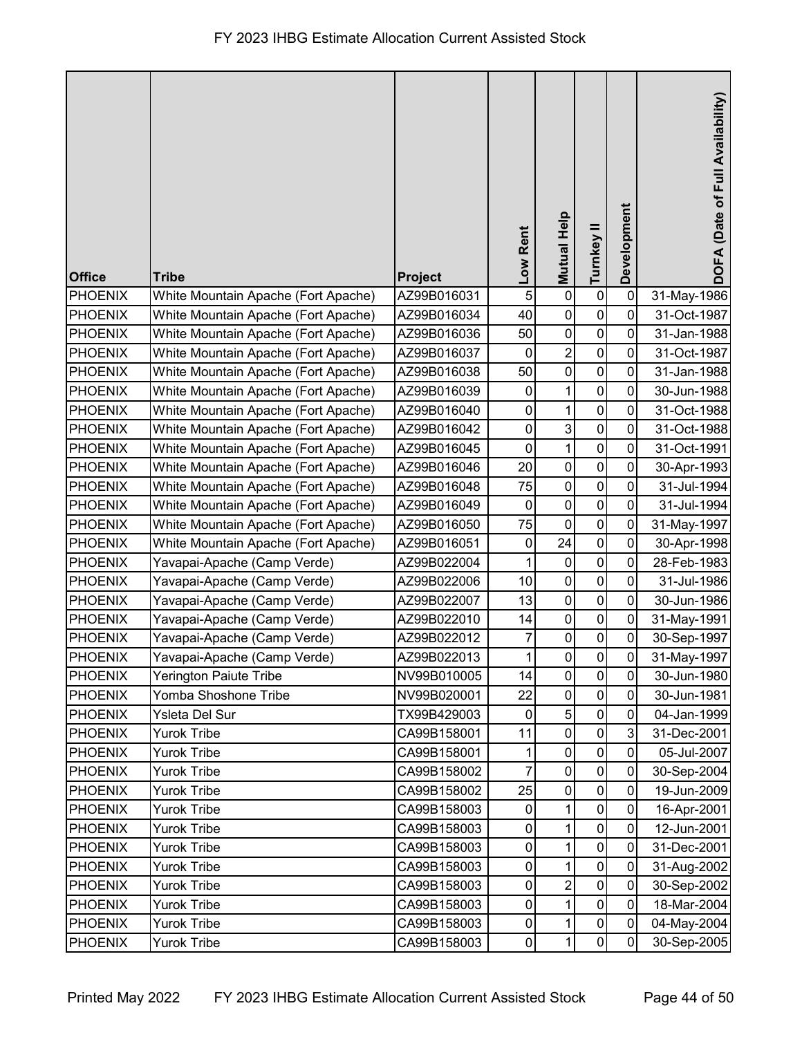# FY 2023 IHBG Estimate Allocation Current Assisted Stock

| Office | Tribe | Project | Low Rent | Mutual Help | Turnkey II | Development | DOFA (Date of Full Availability) |
|---|---|---|---|---|---|---|---|
| PHOENIX | White Mountain Apache (Fort Apache) | AZ99B016031 | 5 | 0 | 0 | 0 | 31-May-1986 |
| PHOENIX | White Mountain Apache (Fort Apache) | AZ99B016034 | 40 | 0 | 0 | 0 | 31-Oct-1987 |
| PHOENIX | White Mountain Apache (Fort Apache) | AZ99B016036 | 50 | 0 | 0 | 0 | 31-Jan-1988 |
| PHOENIX | White Mountain Apache (Fort Apache) | AZ99B016037 | 0 | 2 | 0 | 0 | 31-Oct-1987 |
| PHOENIX | White Mountain Apache (Fort Apache) | AZ99B016038 | 50 | 0 | 0 | 0 | 31-Jan-1988 |
| PHOENIX | White Mountain Apache (Fort Apache) | AZ99B016039 | 0 | 1 | 0 | 0 | 30-Jun-1988 |
| PHOENIX | White Mountain Apache (Fort Apache) | AZ99B016040 | 0 | 1 | 0 | 0 | 31-Oct-1988 |
| PHOENIX | White Mountain Apache (Fort Apache) | AZ99B016042 | 0 | 3 | 0 | 0 | 31-Oct-1988 |
| PHOENIX | White Mountain Apache (Fort Apache) | AZ99B016045 | 0 | 1 | 0 | 0 | 31-Oct-1991 |
| PHOENIX | White Mountain Apache (Fort Apache) | AZ99B016046 | 20 | 0 | 0 | 0 | 30-Apr-1993 |
| PHOENIX | White Mountain Apache (Fort Apache) | AZ99B016048 | 75 | 0 | 0 | 0 | 31-Jul-1994 |
| PHOENIX | White Mountain Apache (Fort Apache) | AZ99B016049 | 0 | 0 | 0 | 0 | 31-Jul-1994 |
| PHOENIX | White Mountain Apache (Fort Apache) | AZ99B016050 | 75 | 0 | 0 | 0 | 31-May-1997 |
| PHOENIX | White Mountain Apache (Fort Apache) | AZ99B016051 | 0 | 24 | 0 | 0 | 30-Apr-1998 |
| PHOENIX | Yavapai-Apache (Camp Verde) | AZ99B022004 | 1 | 0 | 0 | 0 | 28-Feb-1983 |
| PHOENIX | Yavapai-Apache (Camp Verde) | AZ99B022006 | 10 | 0 | 0 | 0 | 31-Jul-1986 |
| PHOENIX | Yavapai-Apache (Camp Verde) | AZ99B022007 | 13 | 0 | 0 | 0 | 30-Jun-1986 |
| PHOENIX | Yavapai-Apache (Camp Verde) | AZ99B022010 | 14 | 0 | 0 | 0 | 31-May-1991 |
| PHOENIX | Yavapai-Apache (Camp Verde) | AZ99B022012 | 7 | 0 | 0 | 0 | 30-Sep-1997 |
| PHOENIX | Yavapai-Apache (Camp Verde) | AZ99B022013 | 1 | 0 | 0 | 0 | 31-May-1997 |
| PHOENIX | Yerington Paiute Tribe | NV99B010005 | 14 | 0 | 0 | 0 | 30-Jun-1980 |
| PHOENIX | Yomba Shoshone Tribe | NV99B020001 | 22 | 0 | 0 | 0 | 30-Jun-1981 |
| PHOENIX | Ysleta Del Sur | TX99B429003 | 0 | 5 | 0 | 0 | 04-Jan-1999 |
| PHOENIX | Yurok Tribe | CA99B158001 | 11 | 0 | 0 | 3 | 31-Dec-2001 |
| PHOENIX | Yurok Tribe | CA99B158001 | 1 | 0 | 0 | 0 | 05-Jul-2007 |
| PHOENIX | Yurok Tribe | CA99B158002 | 7 | 0 | 0 | 0 | 30-Sep-2004 |
| PHOENIX | Yurok Tribe | CA99B158002 | 25 | 0 | 0 | 0 | 19-Jun-2009 |
| PHOENIX | Yurok Tribe | CA99B158003 | 0 | 1 | 0 | 0 | 16-Apr-2001 |
| PHOENIX | Yurok Tribe | CA99B158003 | 0 | 1 | 0 | 0 | 12-Jun-2001 |
| PHOENIX | Yurok Tribe | CA99B158003 | 0 | 1 | 0 | 0 | 31-Dec-2001 |
| PHOENIX | Yurok Tribe | CA99B158003 | 0 | 1 | 0 | 0 | 31-Aug-2002 |
| PHOENIX | Yurok Tribe | CA99B158003 | 0 | 2 | 0 | 0 | 30-Sep-2002 |
| PHOENIX | Yurok Tribe | CA99B158003 | 0 | 1 | 0 | 0 | 18-Mar-2004 |
| PHOENIX | Yurok Tribe | CA99B158003 | 0 | 1 | 0 | 0 | 04-May-2004 |
| PHOENIX | Yurok Tribe | CA99B158003 | 0 | 1 | 0 | 0 | 30-Sep-2005 |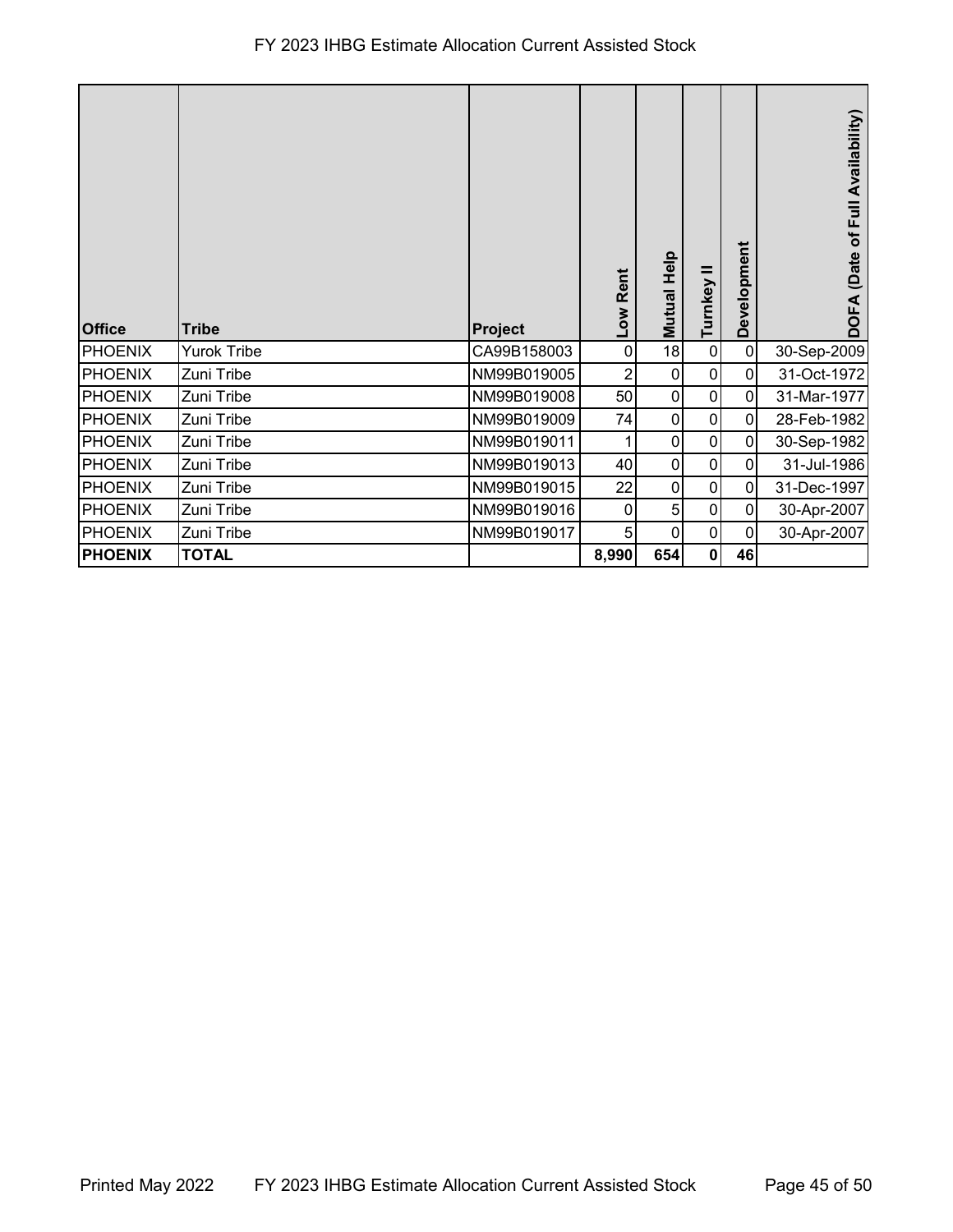# FY 2023 IHBG Estimate Allocation Current Assisted Stock

| Office | Tribe | Project | Low Rent | Mutual Help | Turnkey II | Development | DOFA (Date of Full Availability) |
|---|---|---|---|---|---|---|---|
| PHOENIX | Yurok Tribe | CA99B158003 | 0 | 18 | 0 | 0 | 30-Sep-2009 |
| PHOENIX | Zuni Tribe | NM99B019005 | 2 | 0 | 0 | 0 | 31-Oct-1972 |
| PHOENIX | Zuni Tribe | NM99B019008 | 50 | 0 | 0 | 0 | 31-Mar-1977 |
| PHOENIX | Zuni Tribe | NM99B019009 | 74 | 0 | 0 | 0 | 28-Feb-1982 |
| PHOENIX | Zuni Tribe | NM99B019011 | 1 | 0 | 0 | 0 | 30-Sep-1982 |
| PHOENIX | Zuni Tribe | NM99B019013 | 40 | 0 | 0 | 0 | 31-Jul-1986 |
| PHOENIX | Zuni Tribe | NM99B019015 | 22 | 0 | 0 | 0 | 31-Dec-1997 |
| PHOENIX | Zuni Tribe | NM99B019016 | 0 | 5 | 0 | 0 | 30-Apr-2007 |
| PHOENIX | Zuni Tribe | NM99B019017 | 5 | 0 | 0 | 0 | 30-Apr-2007 |
| **PHOENIX** | **TOTAL** | | **8,990** | **654** | **0** | **46** | |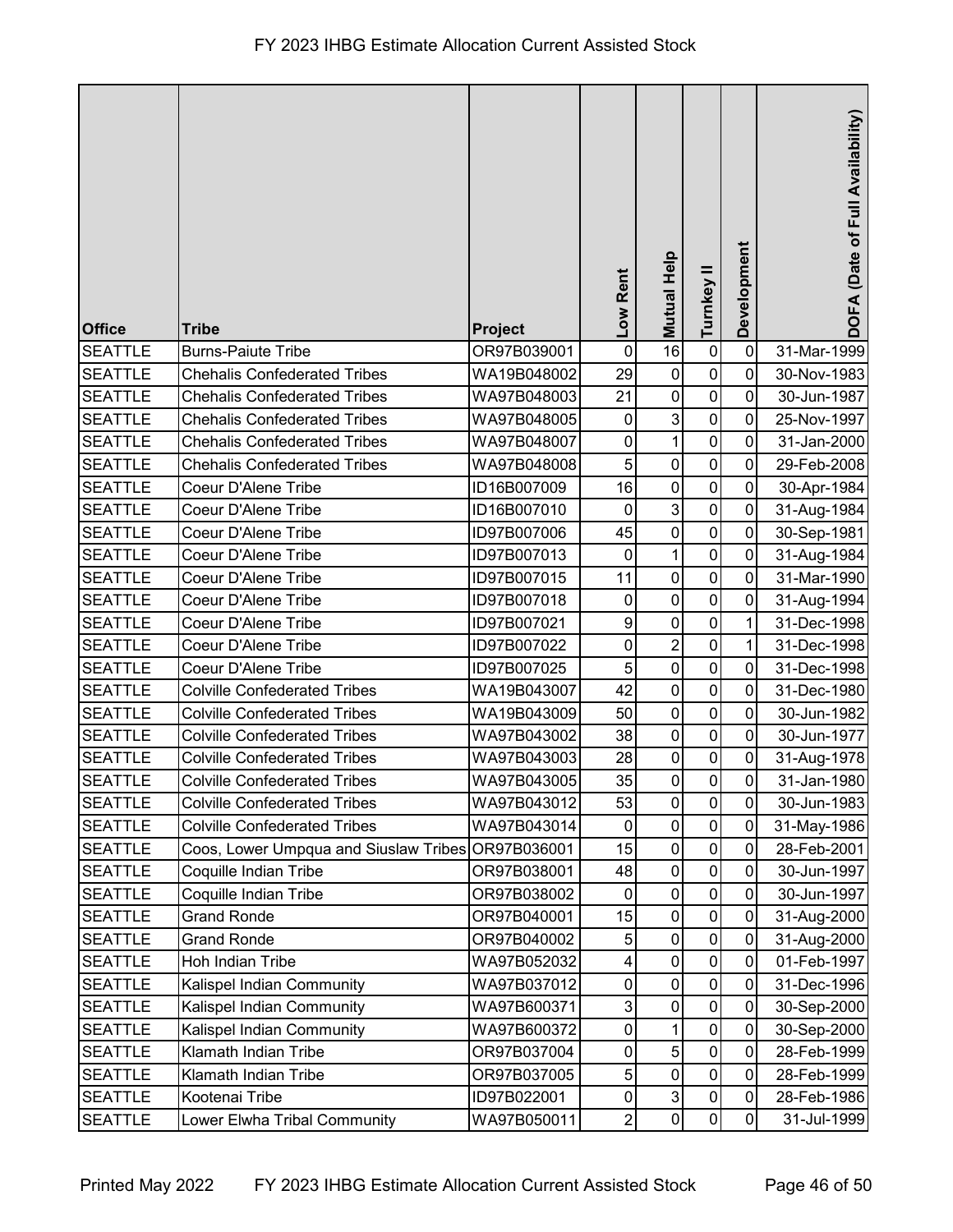| Office | Tribe | Project | Low Rent | Mutual Help | Turnkey II | Development | DOFA (Date of Full Availability) |
|---|---|---|---|---|---|---|---|
| SEATTLE | Burns-Paiute Tribe | OR97B039001 | 0 | 16 | 0 | 0 | 31-Mar-1999 |
| SEATTLE | Chehalis Confederated Tribes | WA19B048002 | 29 | 0 | 0 | 0 | 30-Nov-1983 |
| SEATTLE | Chehalis Confederated Tribes | WA97B048003 | 21 | 0 | 0 | 0 | 30-Jun-1987 |
| SEATTLE | Chehalis Confederated Tribes | WA97B048005 | 0 | 3 | 0 | 0 | 25-Nov-1997 |
| SEATTLE | Chehalis Confederated Tribes | WA97B048007 | 0 | 1 | 0 | 0 | 31-Jan-2000 |
| SEATTLE | Chehalis Confederated Tribes | WA97B048008 | 5 | 0 | 0 | 0 | 29-Feb-2008 |
| SEATTLE | Coeur D'Alene Tribe | ID16B007009 | 16 | 0 | 0 | 0 | 30-Apr-1984 |
| SEATTLE | Coeur D'Alene Tribe | ID16B007010 | 0 | 3 | 0 | 0 | 31-Aug-1984 |
| SEATTLE | Coeur D'Alene Tribe | ID97B007006 | 45 | 0 | 0 | 0 | 30-Sep-1981 |
| SEATTLE | Coeur D'Alene Tribe | ID97B007013 | 0 | 1 | 0 | 0 | 31-Aug-1984 |
| SEATTLE | Coeur D'Alene Tribe | ID97B007015 | 11 | 0 | 0 | 0 | 31-Mar-1990 |
| SEATTLE | Coeur D'Alene Tribe | ID97B007018 | 0 | 0 | 0 | 0 | 31-Aug-1994 |
| SEATTLE | Coeur D'Alene Tribe | ID97B007021 | 9 | 0 | 0 | 1 | 31-Dec-1998 |
| SEATTLE | Coeur D'Alene Tribe | ID97B007022 | 0 | 2 | 0 | 1 | 31-Dec-1998 |
| SEATTLE | Coeur D'Alene Tribe | ID97B007025 | 5 | 0 | 0 | 0 | 31-Dec-1998 |
| SEATTLE | Colville Confederated Tribes | WA19B043007 | 42 | 0 | 0 | 0 | 31-Dec-1980 |
| SEATTLE | Colville Confederated Tribes | WA19B043009 | 50 | 0 | 0 | 0 | 30-Jun-1982 |
| SEATTLE | Colville Confederated Tribes | WA97B043002 | 38 | 0 | 0 | 0 | 30-Jun-1977 |
| SEATTLE | Colville Confederated Tribes | WA97B043003 | 28 | 0 | 0 | 0 | 31-Aug-1978 |
| SEATTLE | Colville Confederated Tribes | WA97B043005 | 35 | 0 | 0 | 0 | 31-Jan-1980 |
| SEATTLE | Colville Confederated Tribes | WA97B043012 | 53 | 0 | 0 | 0 | 30-Jun-1983 |
| SEATTLE | Colville Confederated Tribes | WA97B043014 | 0 | 0 | 0 | 0 | 31-May-1986 |
| SEATTLE | Coos, Lower Umpqua and Siuslaw Tribes | OR97B036001 | 15 | 0 | 0 | 0 | 28-Feb-2001 |
| SEATTLE | Coquille Indian Tribe | OR97B038001 | 48 | 0 | 0 | 0 | 30-Jun-1997 |
| SEATTLE | Coquille Indian Tribe | OR97B038002 | 0 | 0 | 0 | 0 | 30-Jun-1997 |
| SEATTLE | Grand Ronde | OR97B040001 | 15 | 0 | 0 | 0 | 31-Aug-2000 |
| SEATTLE | Grand Ronde | OR97B040002 | 5 | 0 | 0 | 0 | 31-Aug-2000 |
| SEATTLE | Hoh Indian Tribe | WA97B052032 | 4 | 0 | 0 | 0 | 01-Feb-1997 |
| SEATTLE | Kalispel Indian Community | WA97B037012 | 0 | 0 | 0 | 0 | 31-Dec-1996 |
| SEATTLE | Kalispel Indian Community | WA97B600371 | 3 | 0 | 0 | 0 | 30-Sep-2000 |
| SEATTLE | Kalispel Indian Community | WA97B600372 | 0 | 1 | 0 | 0 | 30-Sep-2000 |
| SEATTLE | Klamath Indian Tribe | OR97B037004 | 0 | 5 | 0 | 0 | 28-Feb-1999 |
| SEATTLE | Klamath Indian Tribe | OR97B037005 | 5 | 0 | 0 | 0 | 28-Feb-1999 |
| SEATTLE | Kootenai Tribe | ID97B022001 | 0 | 3 | 0 | 0 | 28-Feb-1986 |
| SEATTLE | Lower Elwha Tribal Community | WA97B050011 | 2 | 0 | 0 | 0 | 31-Jul-1999 |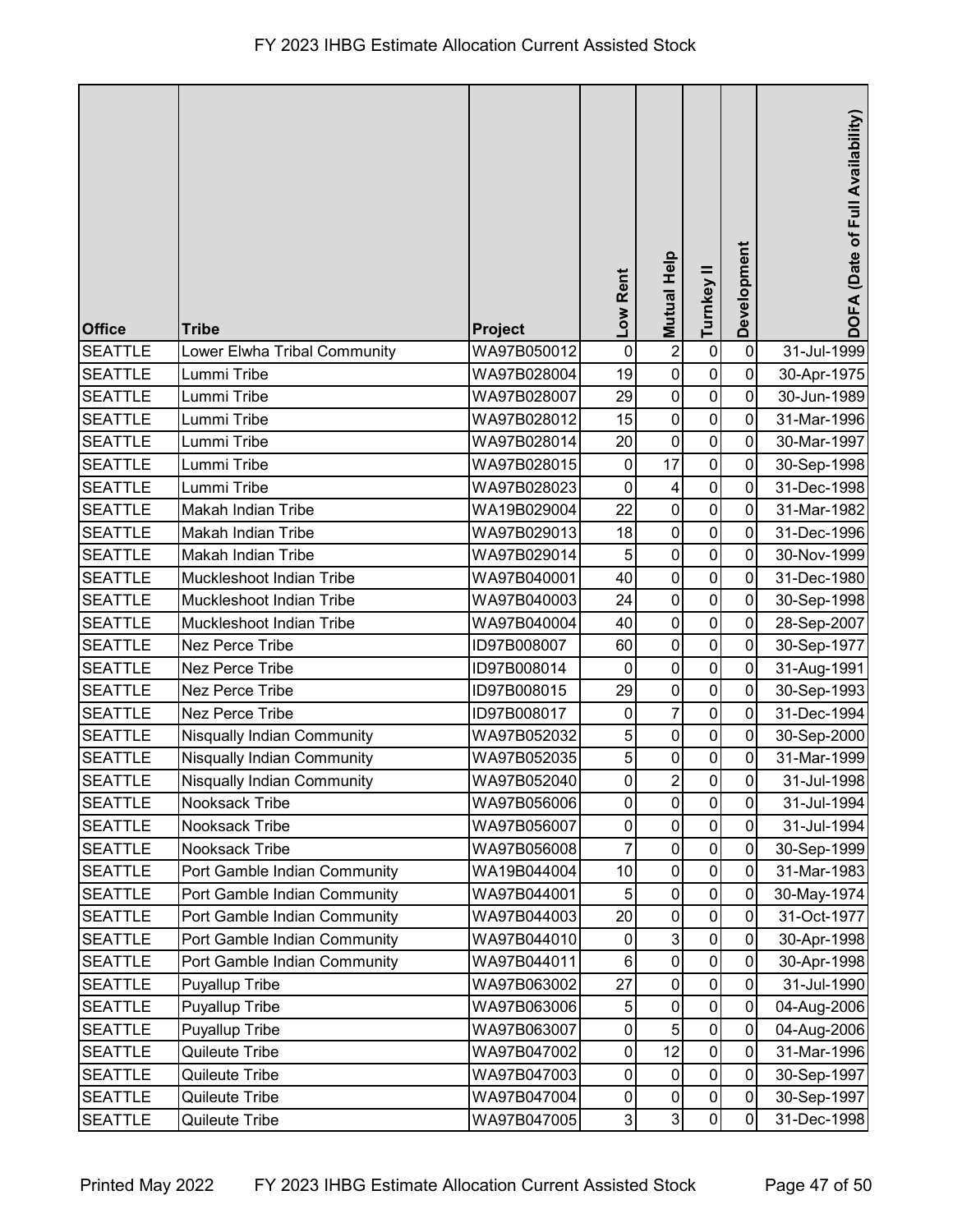# FY 2023 IHBG Estimate Allocation Current Assisted Stock

| Office | Tribe | Project | Low Rent | Mutual Help | Turnkey II | Development | DOFA (Date of Full Availability) |
|---|---|---|---|---|---|---|---|
| SEATTLE | Lower Elwha Tribal Community | WA97B050012 | 0 | 2 | 0 | 0 | 31-Jul-1999 |
| SEATTLE | Lummi Tribe | WA97B028004 | 19 | 0 | 0 | 0 | 30-Apr-1975 |
| SEATTLE | Lummi Tribe | WA97B028007 | 29 | 0 | 0 | 0 | 30-Jun-1989 |
| SEATTLE | Lummi Tribe | WA97B028012 | 15 | 0 | 0 | 0 | 31-Mar-1996 |
| SEATTLE | Lummi Tribe | WA97B028014 | 20 | 0 | 0 | 0 | 30-Mar-1997 |
| SEATTLE | Lummi Tribe | WA97B028015 | 0 | 17 | 0 | 0 | 30-Sep-1998 |
| SEATTLE | Lummi Tribe | WA97B028023 | 0 | 4 | 0 | 0 | 31-Dec-1998 |
| SEATTLE | Makah Indian Tribe | WA19B029004 | 22 | 0 | 0 | 0 | 31-Mar-1982 |
| SEATTLE | Makah Indian Tribe | WA97B029013 | 18 | 0 | 0 | 0 | 31-Dec-1996 |
| SEATTLE | Makah Indian Tribe | WA97B029014 | 5 | 0 | 0 | 0 | 30-Nov-1999 |
| SEATTLE | Muckleshoot Indian Tribe | WA97B040001 | 40 | 0 | 0 | 0 | 31-Dec-1980 |
| SEATTLE | Muckleshoot Indian Tribe | WA97B040003 | 24 | 0 | 0 | 0 | 30-Sep-1998 |
| SEATTLE | Muckleshoot Indian Tribe | WA97B040004 | 40 | 0 | 0 | 0 | 28-Sep-2007 |
| SEATTLE | Nez Perce Tribe | ID97B008007 | 60 | 0 | 0 | 0 | 30-Sep-1977 |
| SEATTLE | Nez Perce Tribe | ID97B008014 | 0 | 0 | 0 | 0 | 31-Aug-1991 |
| SEATTLE | Nez Perce Tribe | ID97B008015 | 29 | 0 | 0 | 0 | 30-Sep-1993 |
| SEATTLE | Nez Perce Tribe | ID97B008017 | 0 | 7 | 0 | 0 | 31-Dec-1994 |
| SEATTLE | Nisqually Indian Community | WA97B052032 | 5 | 0 | 0 | 0 | 30-Sep-2000 |
| SEATTLE | Nisqually Indian Community | WA97B052035 | 5 | 0 | 0 | 0 | 31-Mar-1999 |
| SEATTLE | Nisqually Indian Community | WA97B052040 | 0 | 2 | 0 | 0 | 31-Jul-1998 |
| SEATTLE | Nooksack Tribe | WA97B056006 | 0 | 0 | 0 | 0 | 31-Jul-1994 |
| SEATTLE | Nooksack Tribe | WA97B056007 | 0 | 0 | 0 | 0 | 31-Jul-1994 |
| SEATTLE | Nooksack Tribe | WA97B056008 | 7 | 0 | 0 | 0 | 30-Sep-1999 |
| SEATTLE | Port Gamble Indian Community | WA19B044004 | 10 | 0 | 0 | 0 | 31-Mar-1983 |
| SEATTLE | Port Gamble Indian Community | WA97B044001 | 5 | 0 | 0 | 0 | 30-May-1974 |
| SEATTLE | Port Gamble Indian Community | WA97B044003 | 20 | 0 | 0 | 0 | 31-Oct-1977 |
| SEATTLE | Port Gamble Indian Community | WA97B044010 | 0 | 3 | 0 | 0 | 30-Apr-1998 |
| SEATTLE | Port Gamble Indian Community | WA97B044011 | 6 | 0 | 0 | 0 | 30-Apr-1998 |
| SEATTLE | Puyallup Tribe | WA97B063002 | 27 | 0 | 0 | 0 | 31-Jul-1990 |
| SEATTLE | Puyallup Tribe | WA97B063006 | 5 | 0 | 0 | 0 | 04-Aug-2006 |
| SEATTLE | Puyallup Tribe | WA97B063007 | 0 | 5 | 0 | 0 | 04-Aug-2006 |
| SEATTLE | Quileute Tribe | WA97B047002 | 0 | 12 | 0 | 0 | 31-Mar-1996 |
| SEATTLE | Quileute Tribe | WA97B047003 | 0 | 0 | 0 | 0 | 30-Sep-1997 |
| SEATTLE | Quileute Tribe | WA97B047004 | 0 | 0 | 0 | 0 | 30-Sep-1997 |
| SEATTLE | Quileute Tribe | WA97B047005 | 3 | 3 | 0 | 0 | 31-Dec-1998 |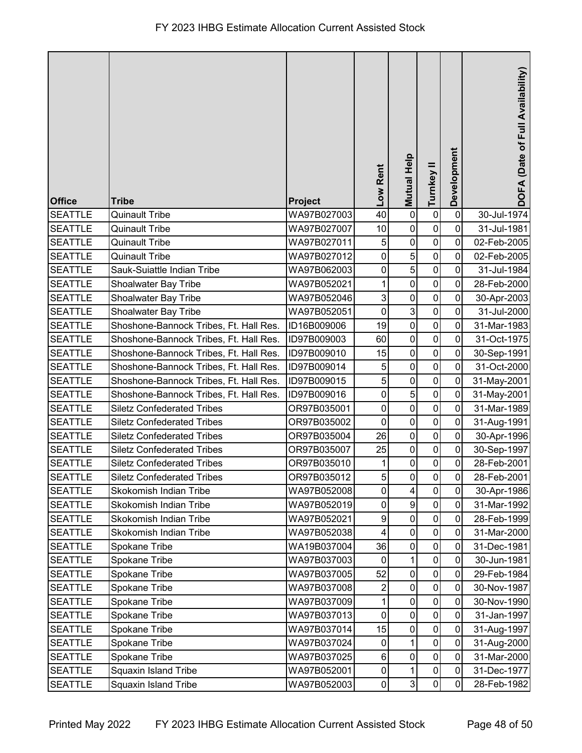# FY 2023 IHBG Estimate Allocation Current Assisted Stock

| Office | Tribe | Project | Low Rent | Mutual Help | Turnkey II | Development | DOFA (Date of Full Availability) |
|---|---|---|---|---|---|---|---|
| SEATTLE | Quinault Tribe | WA97B027003 | 40 | 0 | 0 | 0 | 30-Jul-1974 |
| SEATTLE | Quinault Tribe | WA97B027007 | 10 | 0 | 0 | 0 | 31-Jul-1981 |
| SEATTLE | Quinault Tribe | WA97B027011 | 5 | 0 | 0 | 0 | 02-Feb-2005 |
| SEATTLE | Quinault Tribe | WA97B027012 | 0 | 5 | 0 | 0 | 02-Feb-2005 |
| SEATTLE | Sauk-Suiattle Indian Tribe | WA97B062003 | 0 | 5 | 0 | 0 | 31-Jul-1984 |
| SEATTLE | Shoalwater Bay Tribe | WA97B052021 | 1 | 0 | 0 | 0 | 28-Feb-2000 |
| SEATTLE | Shoalwater Bay Tribe | WA97B052046 | 3 | 0 | 0 | 0 | 30-Apr-2003 |
| SEATTLE | Shoalwater Bay Tribe | WA97B052051 | 0 | 3 | 0 | 0 | 31-Jul-2000 |
| SEATTLE | Shoshone-Bannock Tribes, Ft. Hall Res. | ID16B009006 | 19 | 0 | 0 | 0 | 31-Mar-1983 |
| SEATTLE | Shoshone-Bannock Tribes, Ft. Hall Res. | ID97B009003 | 60 | 0 | 0 | 0 | 31-Oct-1975 |
| SEATTLE | Shoshone-Bannock Tribes, Ft. Hall Res. | ID97B009010 | 15 | 0 | 0 | 0 | 30-Sep-1991 |
| SEATTLE | Shoshone-Bannock Tribes, Ft. Hall Res. | ID97B009014 | 5 | 0 | 0 | 0 | 31-Oct-2000 |
| SEATTLE | Shoshone-Bannock Tribes, Ft. Hall Res. | ID97B009015 | 5 | 0 | 0 | 0 | 31-May-2001 |
| SEATTLE | Shoshone-Bannock Tribes, Ft. Hall Res. | ID97B009016 | 0 | 5 | 0 | 0 | 31-May-2001 |
| SEATTLE | Siletz Confederated Tribes | OR97B035001 | 0 | 0 | 0 | 0 | 31-Mar-1989 |
| SEATTLE | Siletz Confederated Tribes | OR97B035002 | 0 | 0 | 0 | 0 | 31-Aug-1991 |
| SEATTLE | Siletz Confederated Tribes | OR97B035004 | 26 | 0 | 0 | 0 | 30-Apr-1996 |
| SEATTLE | Siletz Confederated Tribes | OR97B035007 | 25 | 0 | 0 | 0 | 30-Sep-1997 |
| SEATTLE | Siletz Confederated Tribes | OR97B035010 | 1 | 0 | 0 | 0 | 28-Feb-2001 |
| SEATTLE | Siletz Confederated Tribes | OR97B035012 | 5 | 0 | 0 | 0 | 28-Feb-2001 |
| SEATTLE | Skokomish Indian Tribe | WA97B052008 | 0 | 4 | 0 | 0 | 30-Apr-1986 |
| SEATTLE | Skokomish Indian Tribe | WA97B052019 | 0 | 9 | 0 | 0 | 31-Mar-1992 |
| SEATTLE | Skokomish Indian Tribe | WA97B052021 | 9 | 0 | 0 | 0 | 28-Feb-1999 |
| SEATTLE | Skokomish Indian Tribe | WA97B052038 | 4 | 0 | 0 | 0 | 31-Mar-2000 |
| SEATTLE | Spokane Tribe | WA19B037004 | 36 | 0 | 0 | 0 | 31-Dec-1981 |
| SEATTLE | Spokane Tribe | WA97B037003 | 0 | 1 | 0 | 0 | 30-Jun-1981 |
| SEATTLE | Spokane Tribe | WA97B037005 | 52 | 0 | 0 | 0 | 29-Feb-1984 |
| SEATTLE | Spokane Tribe | WA97B037008 | 2 | 0 | 0 | 0 | 30-Nov-1987 |
| SEATTLE | Spokane Tribe | WA97B037009 | 1 | 0 | 0 | 0 | 30-Nov-1990 |
| SEATTLE | Spokane Tribe | WA97B037013 | 0 | 0 | 0 | 0 | 31-Jan-1997 |
| SEATTLE | Spokane Tribe | WA97B037014 | 15 | 0 | 0 | 0 | 31-Aug-1997 |
| SEATTLE | Spokane Tribe | WA97B037024 | 0 | 1 | 0 | 0 | 31-Aug-2000 |
| SEATTLE | Spokane Tribe | WA97B037025 | 6 | 0 | 0 | 0 | 31-Mar-2000 |
| SEATTLE | Squaxin Island Tribe | WA97B052001 | 0 | 1 | 0 | 0 | 31-Dec-1977 |
| SEATTLE | Squaxin Island Tribe | WA97B052003 | 0 | 3 | 0 | 0 | 28-Feb-1982 |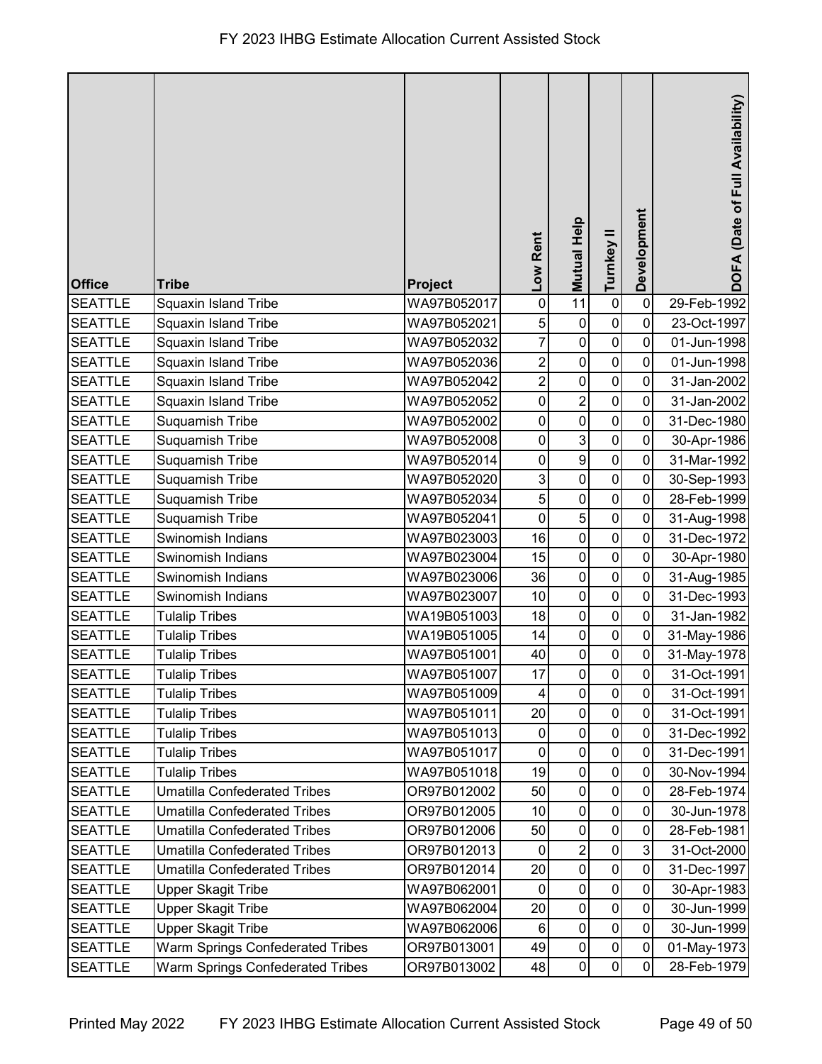# FY 2023 IHBG Estimate Allocation Current Assisted Stock

| Office | Tribe | Project | Low Rent | Mutual Help | Turnkey II | Development | DOFA (Date of Full Availability) |
|---|---|---|---|---|---|---|---|
| SEATTLE | Squaxin Island Tribe | WA97B052017 | 0 | 11 | 0 | 0 | 29-Feb-1992 |
| SEATTLE | Squaxin Island Tribe | WA97B052021 | 5 | 0 | 0 | 0 | 23-Oct-1997 |
| SEATTLE | Squaxin Island Tribe | WA97B052032 | 7 | 0 | 0 | 0 | 01-Jun-1998 |
| SEATTLE | Squaxin Island Tribe | WA97B052036 | 2 | 0 | 0 | 0 | 01-Jun-1998 |
| SEATTLE | Squaxin Island Tribe | WA97B052042 | 2 | 0 | 0 | 0 | 31-Jan-2002 |
| SEATTLE | Squaxin Island Tribe | WA97B052052 | 0 | 2 | 0 | 0 | 31-Jan-2002 |
| SEATTLE | Suquamish Tribe | WA97B052002 | 0 | 0 | 0 | 0 | 31-Dec-1980 |
| SEATTLE | Suquamish Tribe | WA97B052008 | 0 | 3 | 0 | 0 | 30-Apr-1986 |
| SEATTLE | Suquamish Tribe | WA97B052014 | 0 | 9 | 0 | 0 | 31-Mar-1992 |
| SEATTLE | Suquamish Tribe | WA97B052020 | 3 | 0 | 0 | 0 | 30-Sep-1993 |
| SEATTLE | Suquamish Tribe | WA97B052034 | 5 | 0 | 0 | 0 | 28-Feb-1999 |
| SEATTLE | Suquamish Tribe | WA97B052041 | 0 | 5 | 0 | 0 | 31-Aug-1998 |
| SEATTLE | Swinomish Indians | WA97B023003 | 16 | 0 | 0 | 0 | 31-Dec-1972 |
| SEATTLE | Swinomish Indians | WA97B023004 | 15 | 0 | 0 | 0 | 30-Apr-1980 |
| SEATTLE | Swinomish Indians | WA97B023006 | 36 | 0 | 0 | 0 | 31-Aug-1985 |
| SEATTLE | Swinomish Indians | WA97B023007 | 10 | 0 | 0 | 0 | 31-Dec-1993 |
| SEATTLE | Tulalip Tribes | WA19B051003 | 18 | 0 | 0 | 0 | 31-Jan-1982 |
| SEATTLE | Tulalip Tribes | WA19B051005 | 14 | 0 | 0 | 0 | 31-May-1986 |
| SEATTLE | Tulalip Tribes | WA97B051001 | 40 | 0 | 0 | 0 | 31-May-1978 |
| SEATTLE | Tulalip Tribes | WA97B051007 | 17 | 0 | 0 | 0 | 31-Oct-1991 |
| SEATTLE | Tulalip Tribes | WA97B051009 | 4 | 0 | 0 | 0 | 31-Oct-1991 |
| SEATTLE | Tulalip Tribes | WA97B051011 | 20 | 0 | 0 | 0 | 31-Oct-1991 |
| SEATTLE | Tulalip Tribes | WA97B051013 | 0 | 0 | 0 | 0 | 31-Dec-1992 |
| SEATTLE | Tulalip Tribes | WA97B051017 | 0 | 0 | 0 | 0 | 31-Dec-1991 |
| SEATTLE | Tulalip Tribes | WA97B051018 | 19 | 0 | 0 | 0 | 30-Nov-1994 |
| SEATTLE | Umatilla Confederated Tribes | OR97B012002 | 50 | 0 | 0 | 0 | 28-Feb-1974 |
| SEATTLE | Umatilla Confederated Tribes | OR97B012005 | 10 | 0 | 0 | 0 | 30-Jun-1978 |
| SEATTLE | Umatilla Confederated Tribes | OR97B012006 | 50 | 0 | 0 | 0 | 28-Feb-1981 |
| SEATTLE | Umatilla Confederated Tribes | OR97B012013 | 0 | 2 | 0 | 3 | 31-Oct-2000 |
| SEATTLE | Umatilla Confederated Tribes | OR97B012014 | 20 | 0 | 0 | 0 | 31-Dec-1997 |
| SEATTLE | Upper Skagit Tribe | WA97B062001 | 0 | 0 | 0 | 0 | 30-Apr-1983 |
| SEATTLE | Upper Skagit Tribe | WA97B062004 | 20 | 0 | 0 | 0 | 30-Jun-1999 |
| SEATTLE | Upper Skagit Tribe | WA97B062006 | 6 | 0 | 0 | 0 | 30-Jun-1999 |
| SEATTLE | Warm Springs Confederated Tribes | OR97B013001 | 49 | 0 | 0 | 0 | 01-May-1973 |
| SEATTLE | Warm Springs Confederated Tribes | OR97B013002 | 48 | 0 | 0 | 0 | 28-Feb-1979 |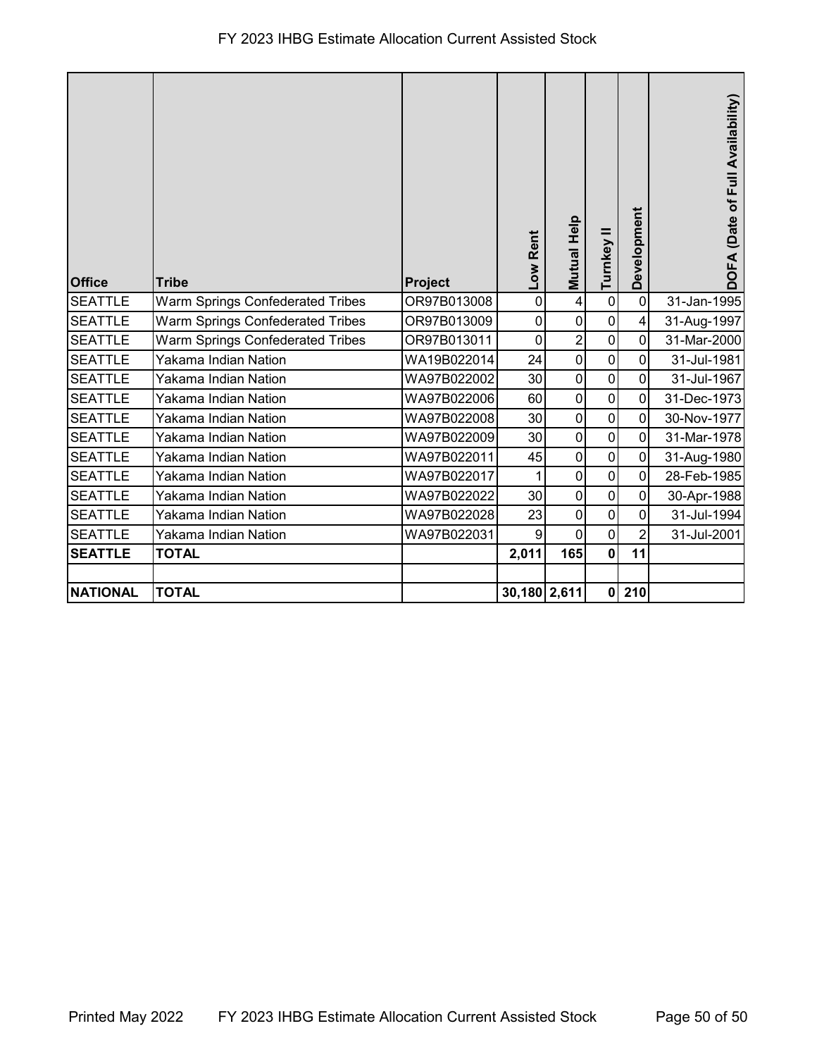| Office | Tribe | Project | Low Rent | Mutual Help | Turnkey II | Development | DOFA (Date of Full Availability) |
|---|---|---|---|---|---|---|---|
| SEATTLE | Warm Springs Confederated Tribes | OR97B013008 | 0 | 4 | 0 | 0 | 31-Jan-1995 |
| SEATTLE | Warm Springs Confederated Tribes | OR97B013009 | 0 | 0 | 0 | 4 | 31-Aug-1997 |
| SEATTLE | Warm Springs Confederated Tribes | OR97B013011 | 0 | 2 | 0 | 0 | 31-Mar-2000 |
| SEATTLE | Yakama Indian Nation | WA19B022014 | 24 | 0 | 0 | 0 | 31-Jul-1981 |
| SEATTLE | Yakama Indian Nation | WA97B022002 | 30 | 0 | 0 | 0 | 31-Jul-1967 |
| SEATTLE | Yakama Indian Nation | WA97B022006 | 60 | 0 | 0 | 0 | 31-Dec-1973 |
| SEATTLE | Yakama Indian Nation | WA97B022008 | 30 | 0 | 0 | 0 | 30-Nov-1977 |
| SEATTLE | Yakama Indian Nation | WA97B022009 | 30 | 0 | 0 | 0 | 31-Mar-1978 |
| SEATTLE | Yakama Indian Nation | WA97B022011 | 45 | 0 | 0 | 0 | 31-Aug-1980 |
| SEATTLE | Yakama Indian Nation | WA97B022017 | 1 | 0 | 0 | 0 | 28-Feb-1985 |
| SEATTLE | Yakama Indian Nation | WA97B022022 | 30 | 0 | 0 | 0 | 30-Apr-1988 |
| SEATTLE | Yakama Indian Nation | WA97B022028 | 23 | 0 | 0 | 0 | 31-Jul-1994 |
| SEATTLE | Yakama Indian Nation | WA97B022031 | 9 | 0 | 0 | 2 | 31-Jul-2001 |
| **SEATTLE** | **TOTAL** | | **2,011** | **165** | **0** | **11** | |
| | | | | | | | |
| **NATIONAL** | **TOTAL** | | **30,180** | **2,611** | **0** | **210** | |